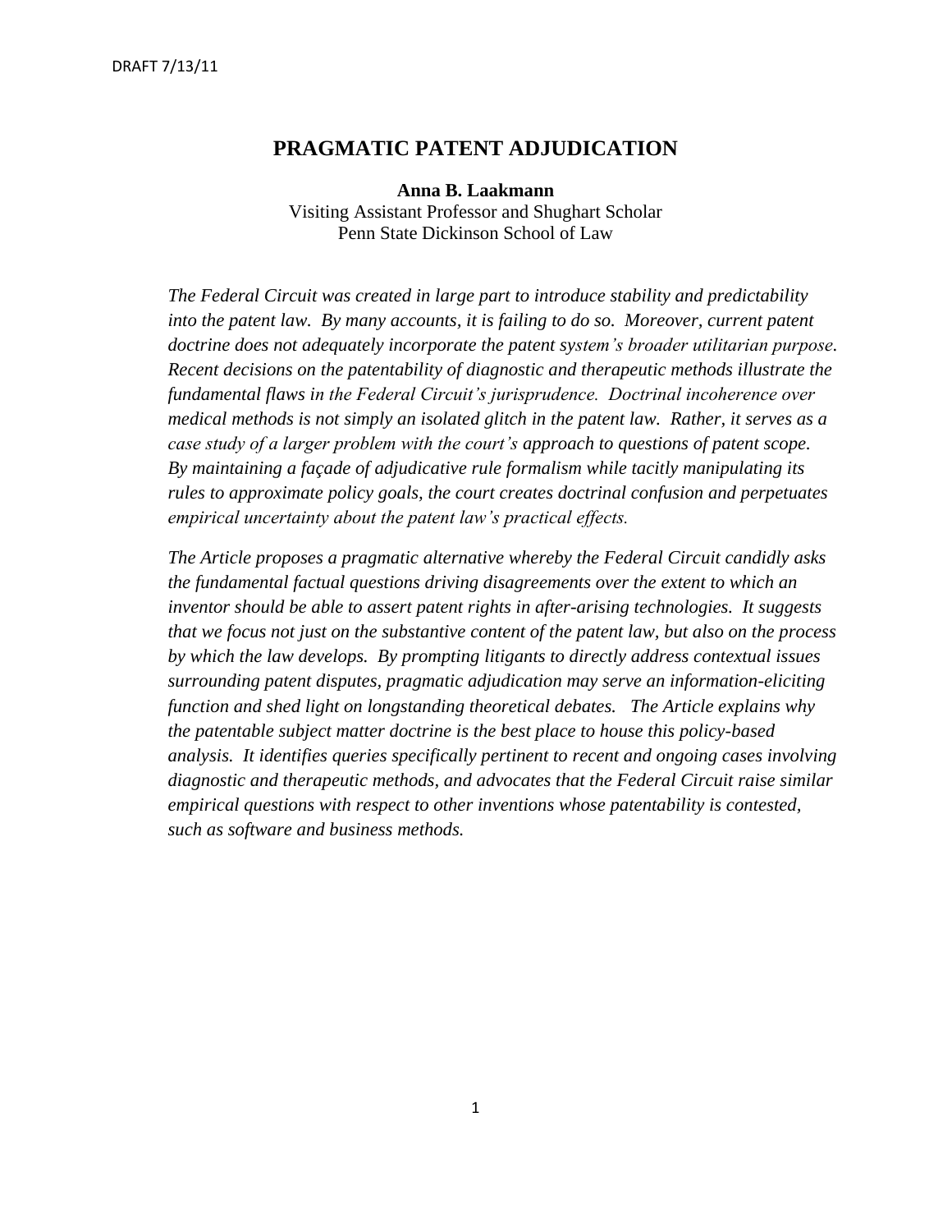DRAFT 7/13/11

# PRAGMATIC PATENT ADJUDICATION

**Anna B. Laakmann**
Visiting Assistant Professor and Shughart Scholar
Penn State Dickinson School of Law

*The Federal Circuit was created in large part to introduce stability and predictability into the patent law. By many accounts, it is failing to do so. Moreover, current patent doctrine does not adequately incorporate the patent system's broader utilitarian purpose. Recent decisions on the patentability of diagnostic and therapeutic methods illustrate the fundamental flaws in the Federal Circuit's jurisprudence. Doctrinal incoherence over medical methods is not simply an isolated glitch in the patent law. Rather, it serves as a case study of a larger problem with the court's approach to questions of patent scope. By maintaining a façade of adjudicative rule formalism while tacitly manipulating its rules to approximate policy goals, the court creates doctrinal confusion and perpetuates empirical uncertainty about the patent law's practical effects.*

*The Article proposes a pragmatic alternative whereby the Federal Circuit candidly asks the fundamental factual questions driving disagreements over the extent to which an inventor should be able to assert patent rights in after-arising technologies. It suggests that we focus not just on the substantive content of the patent law, but also on the process by which the law develops. By prompting litigants to directly address contextual issues surrounding patent disputes, pragmatic adjudication may serve an information-eliciting function and shed light on longstanding theoretical debates. The Article explains why the patentable subject matter doctrine is the best place to house this policy-based analysis. It identifies queries specifically pertinent to recent and ongoing cases involving diagnostic and therapeutic methods, and advocates that the Federal Circuit raise similar empirical questions with respect to other inventions whose patentability is contested, such as software and business methods.*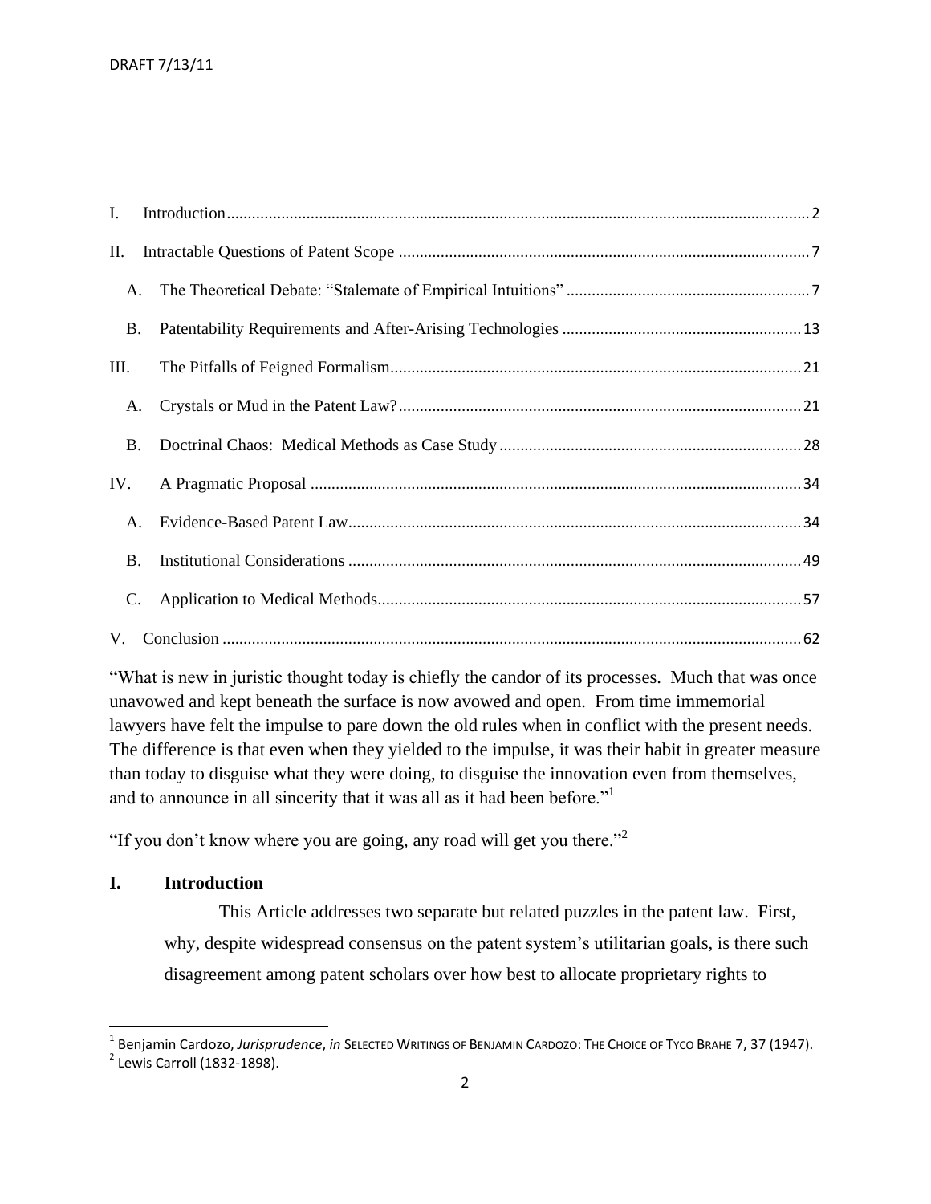I. Introduction .......... 2

II. Intractable Questions of Patent Scope .......... 7

A. The Theoretical Debate: "Stalemate of Empirical Intuitions" .......... 7

B. Patentability Requirements and After-Arising Technologies .......... 13

III. The Pitfalls of Feigned Formalism .......... 21

A. Crystals or Mud in the Patent Law? .......... 21

B. Doctrinal Chaos: Medical Methods as Case Study .......... 28

IV. A Pragmatic Proposal .......... 34

A. Evidence-Based Patent Law .......... 34

B. Institutional Considerations .......... 49

C. Application to Medical Methods .......... 57

V. Conclusion .......... 62

"What is new in juristic thought today is chiefly the candor of its processes. Much that was once unavowed and kept beneath the surface is now avowed and open. From time immemorial lawyers have felt the impulse to pare down the old rules when in conflict with the present needs. The difference is that even when they yielded to the impulse, it was their habit in greater measure than today to disguise what they were doing, to disguise the innovation even from themselves, and to announce in all sincerity that it was all as it had been before."[1]

"If you don't know where you are going, any road will get you there."[2]

# I. Introduction

This Article addresses two separate but related puzzles in the patent law. First, why, despite widespread consensus on the patent system's utilitarian goals, is there such disagreement among patent scholars over how best to allocate proprietary rights to

---

[1] Benjamin Cardozo, *Jurisprudence*, *in* SELECTED WRITINGS OF BENJAMIN CARDOZO: THE CHOICE OF TYCO BRAHE 7, 37 (1947).

[2] Lewis Carroll (1832-1898).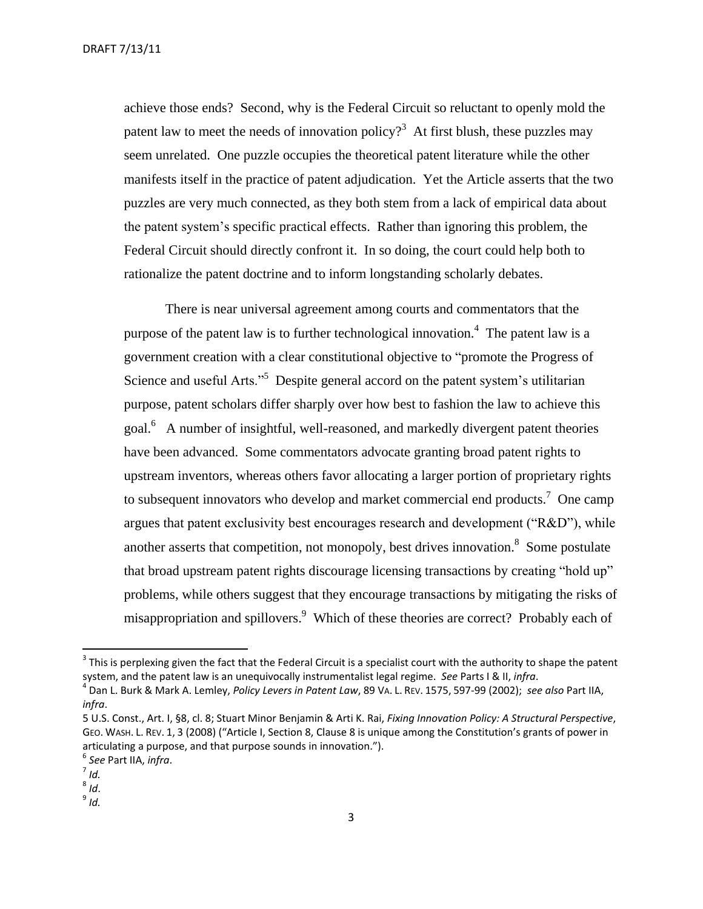achieve those ends? Second, why is the Federal Circuit so reluctant to openly mold the patent law to meet the needs of innovation policy?[3] At first blush, these puzzles may seem unrelated. One puzzle occupies the theoretical patent literature while the other manifests itself in the practice of patent adjudication. Yet the Article asserts that the two puzzles are very much connected, as they both stem from a lack of empirical data about the patent system's specific practical effects. Rather than ignoring this problem, the Federal Circuit should directly confront it. In so doing, the court could help both to rationalize the patent doctrine and to inform longstanding scholarly debates.

There is near universal agreement among courts and commentators that the purpose of the patent law is to further technological innovation.[4] The patent law is a government creation with a clear constitutional objective to "promote the Progress of Science and useful Arts."[5] Despite general accord on the patent system's utilitarian purpose, patent scholars differ sharply over how best to fashion the law to achieve this goal.[6] A number of insightful, well-reasoned, and markedly divergent patent theories have been advanced. Some commentators advocate granting broad patent rights to upstream inventors, whereas others favor allocating a larger portion of proprietary rights to subsequent innovators who develop and market commercial end products.[7] One camp argues that patent exclusivity best encourages research and development ("R&D"), while another asserts that competition, not monopoly, best drives innovation.[8] Some postulate that broad upstream patent rights discourage licensing transactions by creating "hold up" problems, while others suggest that they encourage transactions by mitigating the risks of misappropriation and spillovers.[9] Which of these theories are correct? Probably each of

---

[3] This is perplexing given the fact that the Federal Circuit is a specialist court with the authority to shape the patent system, and the patent law is an unequivocally instrumentalist legal regime. *See* Parts I & II, *infra*.

[4] Dan L. Burk & Mark A. Lemley, *Policy Levers in Patent Law*, 89 VA. L. REV. 1575, 597-99 (2002); *see also* Part IIA, *infra*.

[5] U.S. Const., Art. I, §8, cl. 8; Stuart Minor Benjamin & Arti K. Rai, *Fixing Innovation Policy: A Structural Perspective*, GEO. WASH. L. REV. 1, 3 (2008) ("Article I, Section 8, Clause 8 is unique among the Constitution's grants of power in articulating a purpose, and that purpose sounds in innovation.").

[6] *See* Part IIA, *infra*.

[7] *Id.*

[8] *Id*.

[9] *Id.*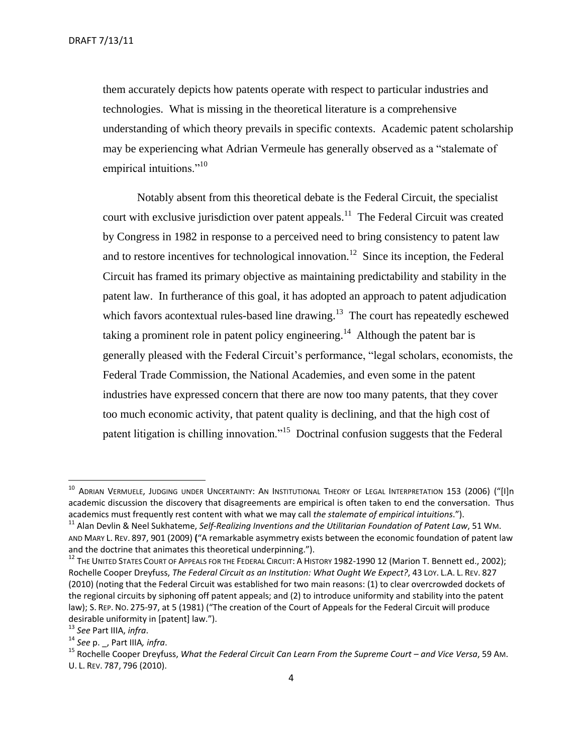them accurately depicts how patents operate with respect to particular industries and technologies. What is missing in the theoretical literature is a comprehensive understanding of which theory prevails in specific contexts. Academic patent scholarship may be experiencing what Adrian Vermeule has generally observed as a "stalemate of empirical intuitions."[10]

Notably absent from this theoretical debate is the Federal Circuit, the specialist court with exclusive jurisdiction over patent appeals.[11] The Federal Circuit was created by Congress in 1982 in response to a perceived need to bring consistency to patent law and to restore incentives for technological innovation.[12] Since its inception, the Federal Circuit has framed its primary objective as maintaining predictability and stability in the patent law. In furtherance of this goal, it has adopted an approach to patent adjudication which favors acontextual rules-based line drawing.[13] The court has repeatedly eschewed taking a prominent role in patent policy engineering.[14] Although the patent bar is generally pleased with the Federal Circuit's performance, "legal scholars, economists, the Federal Trade Commission, the National Academies, and even some in the patent industries have expressed concern that there are now too many patents, that they cover too much economic activity, that patent quality is declining, and that the high cost of patent litigation is chilling innovation."[15] Doctrinal confusion suggests that the Federal

---

[10] ADRIAN VERMEULE, JUDGING UNDER UNCERTAINTY: AN INSTITUTIONAL THEORY OF LEGAL INTERPRETATION 153 (2006) ("[I]n academic discussion the discovery that disagreements are empirical is often taken to end the conversation. Thus academics must frequently rest content with what we may call *the stalemate of empirical intuitions*.").

[11] Alan Devlin & Neel Sukhateme, *Self-Realizing Inventions and the Utilitarian Foundation of Patent Law*, 51 WM. AND MARY L. REV. 897, 901 (2009) ("A remarkable asymmetry exists between the economic foundation of patent law and the doctrine that animates this theoretical underpinning.").

[12] THE UNITED STATES COURT OF APPEALS FOR THE FEDERAL CIRCUIT: A HISTORY 1982-1990 12 (Marion T. Bennett ed., 2002); Rochelle Cooper Dreyfuss, *The Federal Circuit as an Institution: What Ought We Expect?*, 43 LOY. L.A. L. REV. 827 (2010) (noting that the Federal Circuit was established for two main reasons: (1) to clear overcrowded dockets of the regional circuits by siphoning off patent appeals; and (2) to introduce uniformity and stability into the patent law); S. REP. NO. 275-97, at 5 (1981) ("The creation of the Court of Appeals for the Federal Circuit will produce desirable uniformity in [patent] law.").

[13] *See* Part IIIA, *infra*.

[14] *See* p. _, Part IIIA*, infra*.

[15] Rochelle Cooper Dreyfuss, *What the Federal Circuit Can Learn From the Supreme Court – and Vice Versa*, 59 AM. U. L. REV. 787, 796 (2010).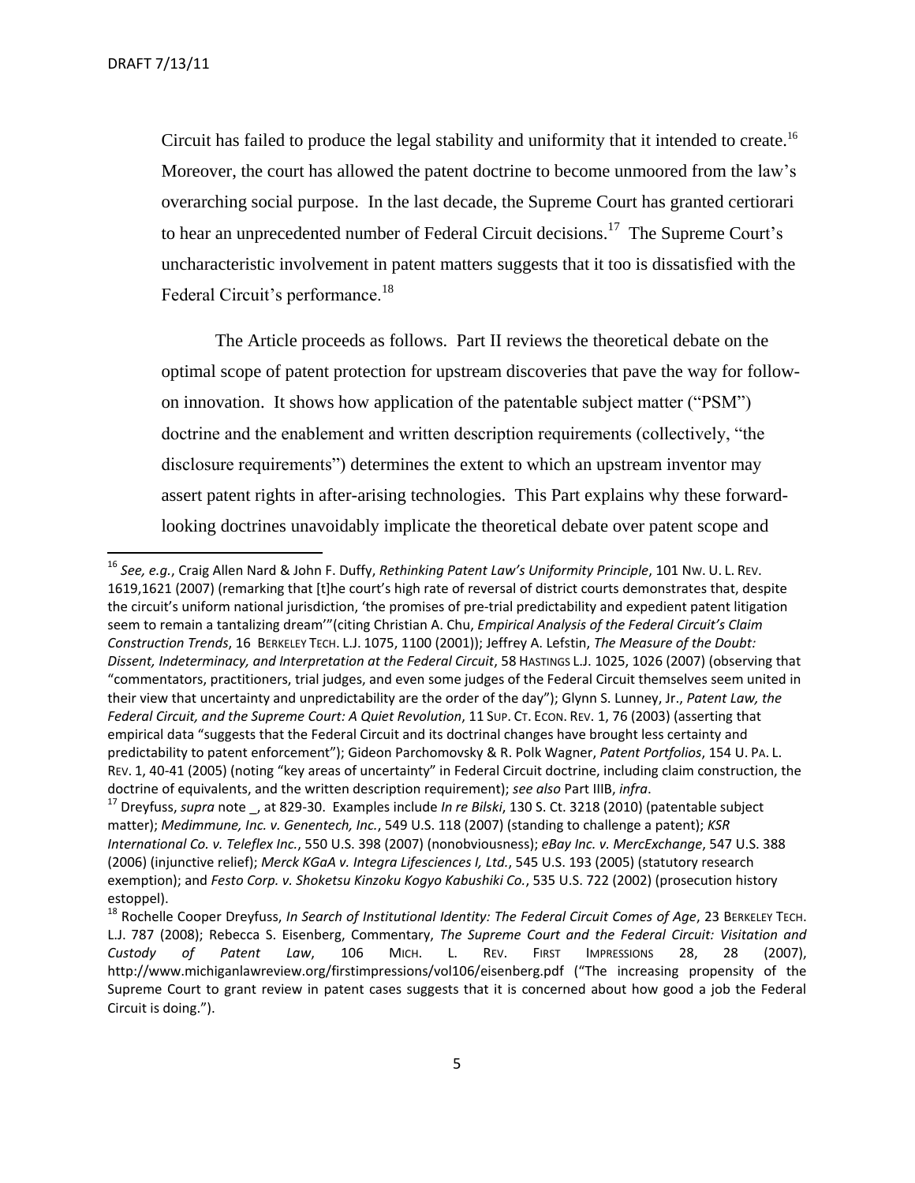Circuit has failed to produce the legal stability and uniformity that it intended to create.[16] Moreover, the court has allowed the patent doctrine to become unmoored from the law's overarching social purpose. In the last decade, the Supreme Court has granted certiorari to hear an unprecedented number of Federal Circuit decisions.[17] The Supreme Court's uncharacteristic involvement in patent matters suggests that it too is dissatisfied with the Federal Circuit's performance.[18]

The Article proceeds as follows. Part II reviews the theoretical debate on the optimal scope of patent protection for upstream discoveries that pave the way for follow-on innovation. It shows how application of the patentable subject matter ("PSM") doctrine and the enablement and written description requirements (collectively, "the disclosure requirements") determines the extent to which an upstream inventor may assert patent rights in after-arising technologies. This Part explains why these forward-looking doctrines unavoidably implicate the theoretical debate over patent scope and

---

[16] *See, e.g.*, Craig Allen Nard & John F. Duffy, *Rethinking Patent Law's Uniformity Principle*, 101 NW. U. L. REV. 1619,1621 (2007) (remarking that [t]he court's high rate of reversal of district courts demonstrates that, despite the circuit's uniform national jurisdiction, 'the promises of pre-trial predictability and expedient patent litigation seem to remain a tantalizing dream'"(citing Christian A. Chu, *Empirical Analysis of the Federal Circuit's Claim Construction Trends*, 16 BERKELEY TECH. L.J. 1075, 1100 (2001)); Jeffrey A. Lefstin, *The Measure of the Doubt: Dissent, Indeterminacy, and Interpretation at the Federal Circuit*, 58 HASTINGS L.J. 1025, 1026 (2007) (observing that "commentators, practitioners, trial judges, and even some judges of the Federal Circuit themselves seem united in their view that uncertainty and unpredictability are the order of the day"); Glynn S. Lunney, Jr., *Patent Law, the Federal Circuit, and the Supreme Court: A Quiet Revolution*, 11 SUP. CT. ECON. REV. 1, 76 (2003) (asserting that empirical data "suggests that the Federal Circuit and its doctrinal changes have brought less certainty and predictability to patent enforcement"); Gideon Parchomovsky & R. Polk Wagner, *Patent Portfolios*, 154 U. PA. L. REV. 1, 40-41 (2005) (noting "key areas of uncertainty" in Federal Circuit doctrine, including claim construction, the doctrine of equivalents, and the written description requirement); *see also* Part IIIB, *infra*.

[17] Dreyfuss, *supra* note _, at 829-30. Examples include *In re Bilski*, 130 S. Ct. 3218 (2010) (patentable subject matter); *Medimmune, Inc. v. Genentech, Inc.*, 549 U.S. 118 (2007) (standing to challenge a patent); *KSR International Co. v. Teleflex Inc.*, 550 U.S. 398 (2007) (nonobviousness); *eBay Inc. v. MercExchange*, 547 U.S. 388 (2006) (injunctive relief); *Merck KGaA v. Integra Lifesciences I, Ltd.*, 545 U.S. 193 (2005) (statutory research exemption); and *Festo Corp. v. Shoketsu Kinzoku Kogyo Kabushiki Co.*, 535 U.S. 722 (2002) (prosecution history estoppel).

[18] Rochelle Cooper Dreyfuss, *In Search of Institutional Identity: The Federal Circuit Comes of Age*, 23 BERKELEY TECH. L.J. 787 (2008); Rebecca S. Eisenberg, Commentary, *The Supreme Court and the Federal Circuit: Visitation and Custody of Patent Law*, 106 MICH. L. REV. FIRST IMPRESSIONS 28, 28 (2007), http://www.michiganlawreview.org/firstimpressions/vol106/eisenberg.pdf ("The increasing propensity of the Supreme Court to grant review in patent cases suggests that it is concerned about how good a job the Federal Circuit is doing.").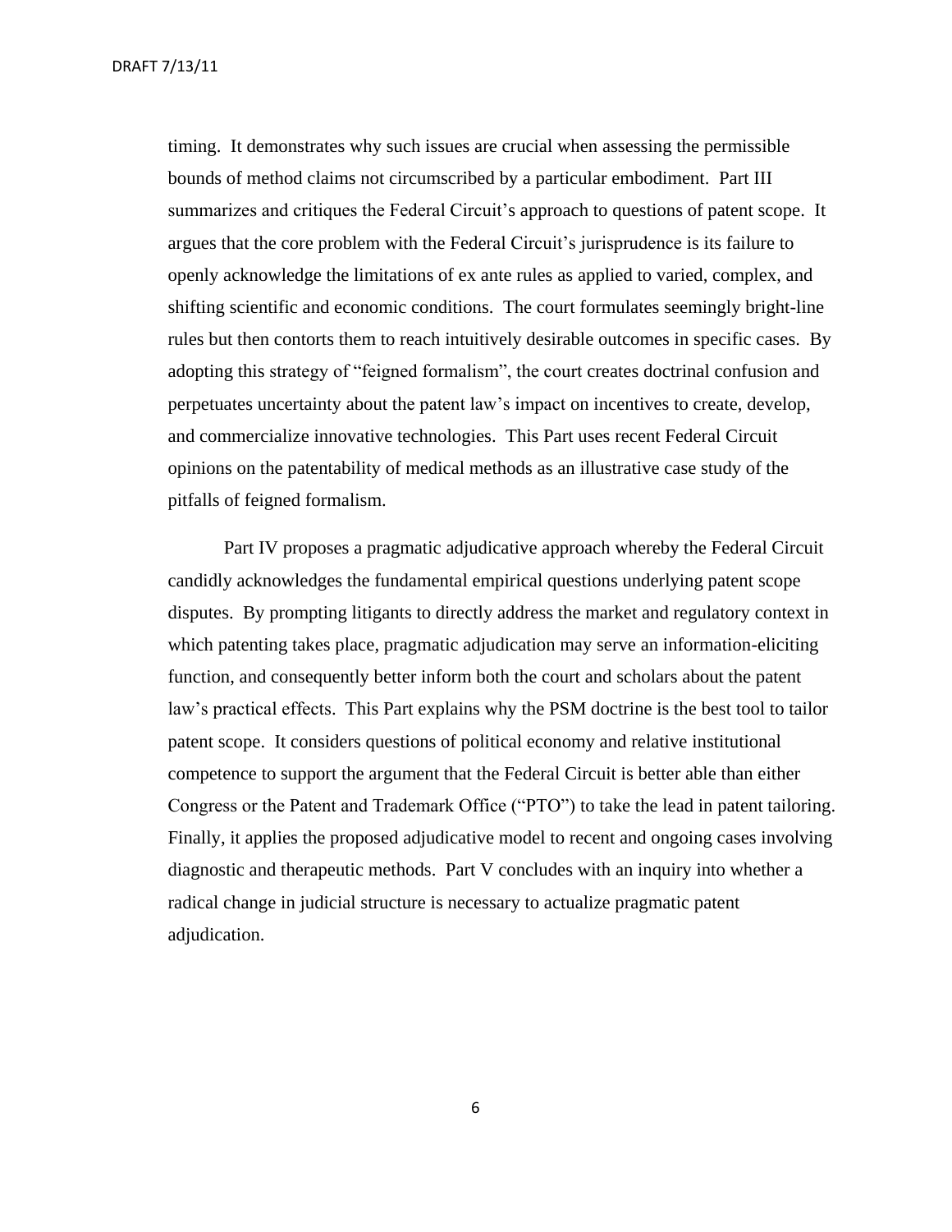timing. It demonstrates why such issues are crucial when assessing the permissible bounds of method claims not circumscribed by a particular embodiment. Part III summarizes and critiques the Federal Circuit's approach to questions of patent scope. It argues that the core problem with the Federal Circuit's jurisprudence is its failure to openly acknowledge the limitations of ex ante rules as applied to varied, complex, and shifting scientific and economic conditions. The court formulates seemingly bright-line rules but then contorts them to reach intuitively desirable outcomes in specific cases. By adopting this strategy of "feigned formalism", the court creates doctrinal confusion and perpetuates uncertainty about the patent law's impact on incentives to create, develop, and commercialize innovative technologies. This Part uses recent Federal Circuit opinions on the patentability of medical methods as an illustrative case study of the pitfalls of feigned formalism.

Part IV proposes a pragmatic adjudicative approach whereby the Federal Circuit candidly acknowledges the fundamental empirical questions underlying patent scope disputes. By prompting litigants to directly address the market and regulatory context in which patenting takes place, pragmatic adjudication may serve an information-eliciting function, and consequently better inform both the court and scholars about the patent law's practical effects. This Part explains why the PSM doctrine is the best tool to tailor patent scope. It considers questions of political economy and relative institutional competence to support the argument that the Federal Circuit is better able than either Congress or the Patent and Trademark Office ("PTO") to take the lead in patent tailoring. Finally, it applies the proposed adjudicative model to recent and ongoing cases involving diagnostic and therapeutic methods. Part V concludes with an inquiry into whether a radical change in judicial structure is necessary to actualize pragmatic patent adjudication.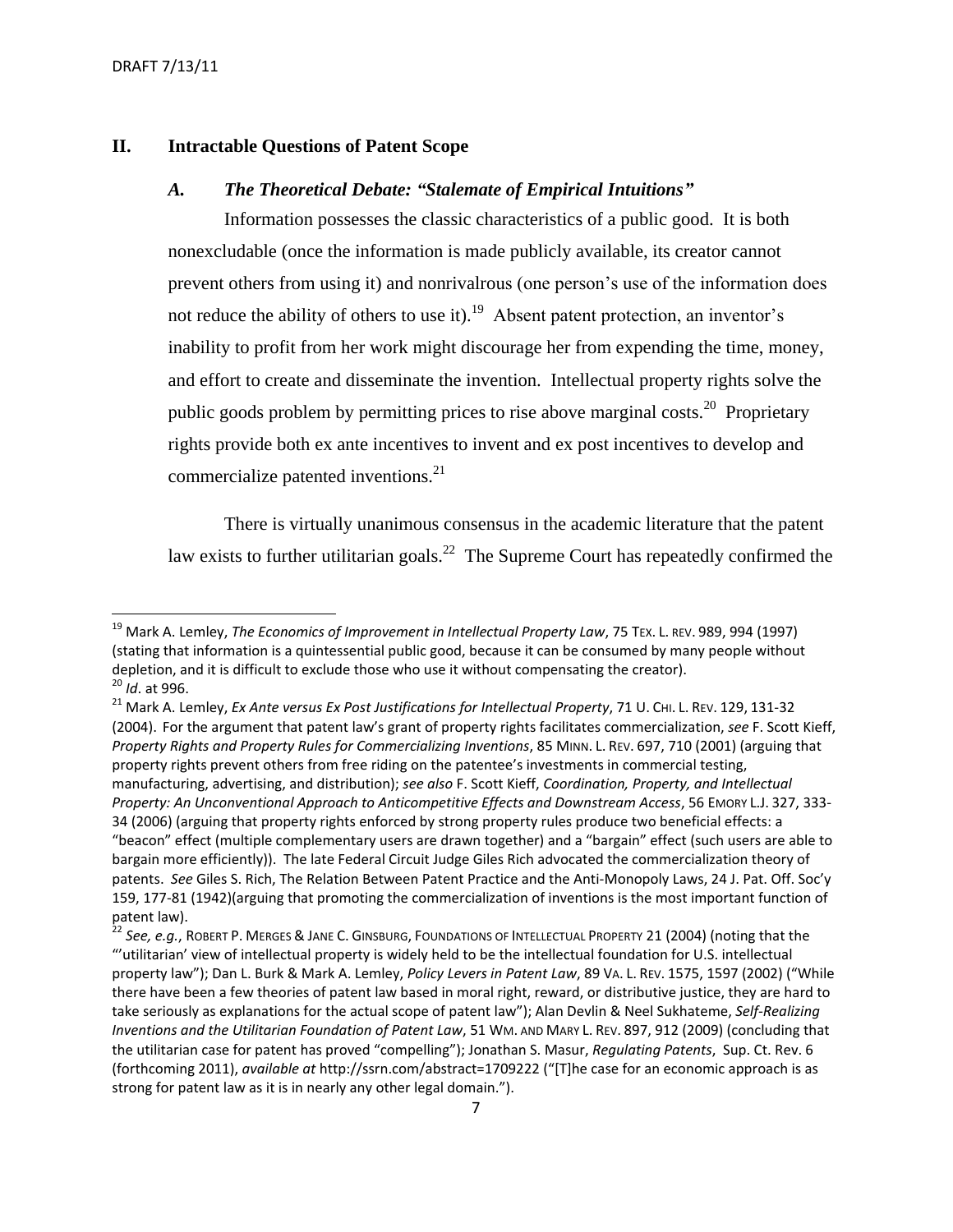## II. Intractable Questions of Patent Scope

### *A. The Theoretical Debate: "Stalemate of Empirical Intuitions"*

Information possesses the classic characteristics of a public good. It is both nonexcludable (once the information is made publicly available, its creator cannot prevent others from using it) and nonrivalrous (one person's use of the information does not reduce the ability of others to use it).[19] Absent patent protection, an inventor's inability to profit from her work might discourage her from expending the time, money, and effort to create and disseminate the invention. Intellectual property rights solve the public goods problem by permitting prices to rise above marginal costs.[20] Proprietary rights provide both ex ante incentives to invent and ex post incentives to develop and commercialize patented inventions.[21]

There is virtually unanimous consensus in the academic literature that the patent law exists to further utilitarian goals.[22] The Supreme Court has repeatedly confirmed the

---

[19] Mark A. Lemley, *The Economics of Improvement in Intellectual Property Law*, 75 TEX. L. REV. 989, 994 (1997) (stating that information is a quintessential public good, because it can be consumed by many people without depletion, and it is difficult to exclude those who use it without compensating the creator).

[20] *Id*. at 996.

[21] Mark A. Lemley, *Ex Ante versus Ex Post Justifications for Intellectual Property*, 71 U. CHI. L. REV. 129, 131-32 (2004). For the argument that patent law's grant of property rights facilitates commercialization, *see* F. Scott Kieff, *Property Rights and Property Rules for Commercializing Inventions*, 85 MINN. L. REV. 697, 710 (2001) (arguing that property rights prevent others from free riding on the patentee's investments in commercial testing, manufacturing, advertising, and distribution); *see also* F. Scott Kieff, *Coordination, Property, and Intellectual Property: An Unconventional Approach to Anticompetitive Effects and Downstream Access*, 56 EMORY L.J. 327, 333-34 (2006) (arguing that property rights enforced by strong property rules produce two beneficial effects: a "beacon" effect (multiple complementary users are drawn together) and a "bargain" effect (such users are able to bargain more efficiently)). The late Federal Circuit Judge Giles Rich advocated the commercialization theory of patents. *See* Giles S. Rich, The Relation Between Patent Practice and the Anti-Monopoly Laws, 24 J. Pat. Off. Soc'y 159, 177-81 (1942)(arguing that promoting the commercialization of inventions is the most important function of patent law).

[22] *See, e.g.*, ROBERT P. MERGES & JANE C. GINSBURG, FOUNDATIONS OF INTELLECTUAL PROPERTY 21 (2004) (noting that the "'utilitarian' view of intellectual property is widely held to be the intellectual foundation for U.S. intellectual property law"); Dan L. Burk & Mark A. Lemley, *Policy Levers in Patent Law*, 89 VA. L. REV. 1575, 1597 (2002) ("While there have been a few theories of patent law based in moral right, reward, or distributive justice, they are hard to take seriously as explanations for the actual scope of patent law"); Alan Devlin & Neel Sukhateme, *Self-Realizing Inventions and the Utilitarian Foundation of Patent Law*, 51 WM. AND MARY L. REV. 897, 912 (2009) (concluding that the utilitarian case for patent has proved "compelling"); Jonathan S. Masur, *Regulating Patents*, Sup. Ct. Rev. 6 (forthcoming 2011), *available at* http://ssrn.com/abstract=1709222 ("[T]he case for an economic approach is as strong for patent law as it is in nearly any other legal domain.").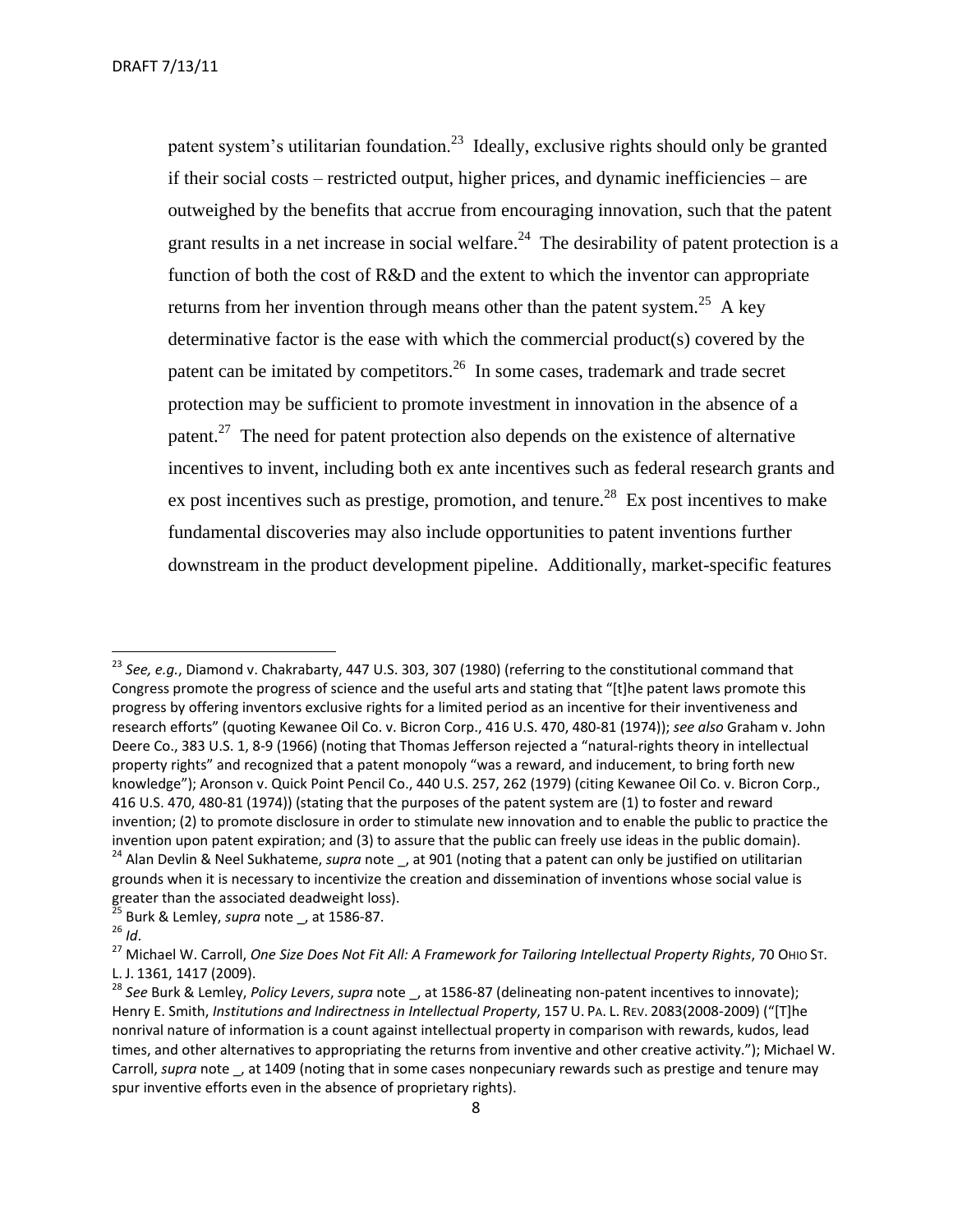patent system's utilitarian foundation.[23] Ideally, exclusive rights should only be granted if their social costs – restricted output, higher prices, and dynamic inefficiencies – are outweighed by the benefits that accrue from encouraging innovation, such that the patent grant results in a net increase in social welfare.[24] The desirability of patent protection is a function of both the cost of R&D and the extent to which the inventor can appropriate returns from her invention through means other than the patent system.[25] A key determinative factor is the ease with which the commercial product(s) covered by the patent can be imitated by competitors.[26] In some cases, trademark and trade secret protection may be sufficient to promote investment in innovation in the absence of a patent.[27] The need for patent protection also depends on the existence of alternative incentives to invent, including both ex ante incentives such as federal research grants and ex post incentives such as prestige, promotion, and tenure.[28] Ex post incentives to make fundamental discoveries may also include opportunities to patent inventions further downstream in the product development pipeline. Additionally, market-specific features

---

[23] *See, e.g.*, Diamond v. Chakrabarty, 447 U.S. 303, 307 (1980) (referring to the constitutional command that Congress promote the progress of science and the useful arts and stating that "[t]he patent laws promote this progress by offering inventors exclusive rights for a limited period as an incentive for their inventiveness and research efforts" (quoting Kewanee Oil Co. v. Bicron Corp., 416 U.S. 470, 480-81 (1974)); *see also* Graham v. John Deere Co., 383 U.S. 1, 8-9 (1966) (noting that Thomas Jefferson rejected a "natural-rights theory in intellectual property rights" and recognized that a patent monopoly "was a reward, and inducement, to bring forth new knowledge"); Aronson v. Quick Point Pencil Co., 440 U.S. 257, 262 (1979) (citing Kewanee Oil Co. v. Bicron Corp., 416 U.S. 470, 480-81 (1974)) (stating that the purposes of the patent system are (1) to foster and reward invention; (2) to promote disclosure in order to stimulate new innovation and to enable the public to practice the invention upon patent expiration; and (3) to assure that the public can freely use ideas in the public domain).

[24] Alan Devlin & Neel Sukhatme, *supra* note _, at 901 (noting that a patent can only be justified on utilitarian grounds when it is necessary to incentivize the creation and dissemination of inventions whose social value is greater than the associated deadweight loss).

[25] Burk & Lemley, *supra* note _, at 1586-87.

[26] *Id*.

[27] Michael W. Carroll, *One Size Does Not Fit All: A Framework for Tailoring Intellectual Property Rights*, 70 OHIO ST. L. J. 1361, 1417 (2009).

[28] *See* Burk & Lemley, *Policy Levers*, *supra* note _, at 1586-87 (delineating non-patent incentives to innovate); Henry E. Smith, *Institutions and Indirectness in Intellectual Property*, 157 U. PA. L. REV. 2083(2008-2009) ("[T]he nonrival nature of information is a count against intellectual property in comparison with rewards, kudos, lead times, and other alternatives to appropriating the returns from inventive and other creative activity."); Michael W. Carroll, *supra* note _, at 1409 (noting that in some cases nonpecuniary rewards such as prestige and tenure may spur inventive efforts even in the absence of proprietary rights).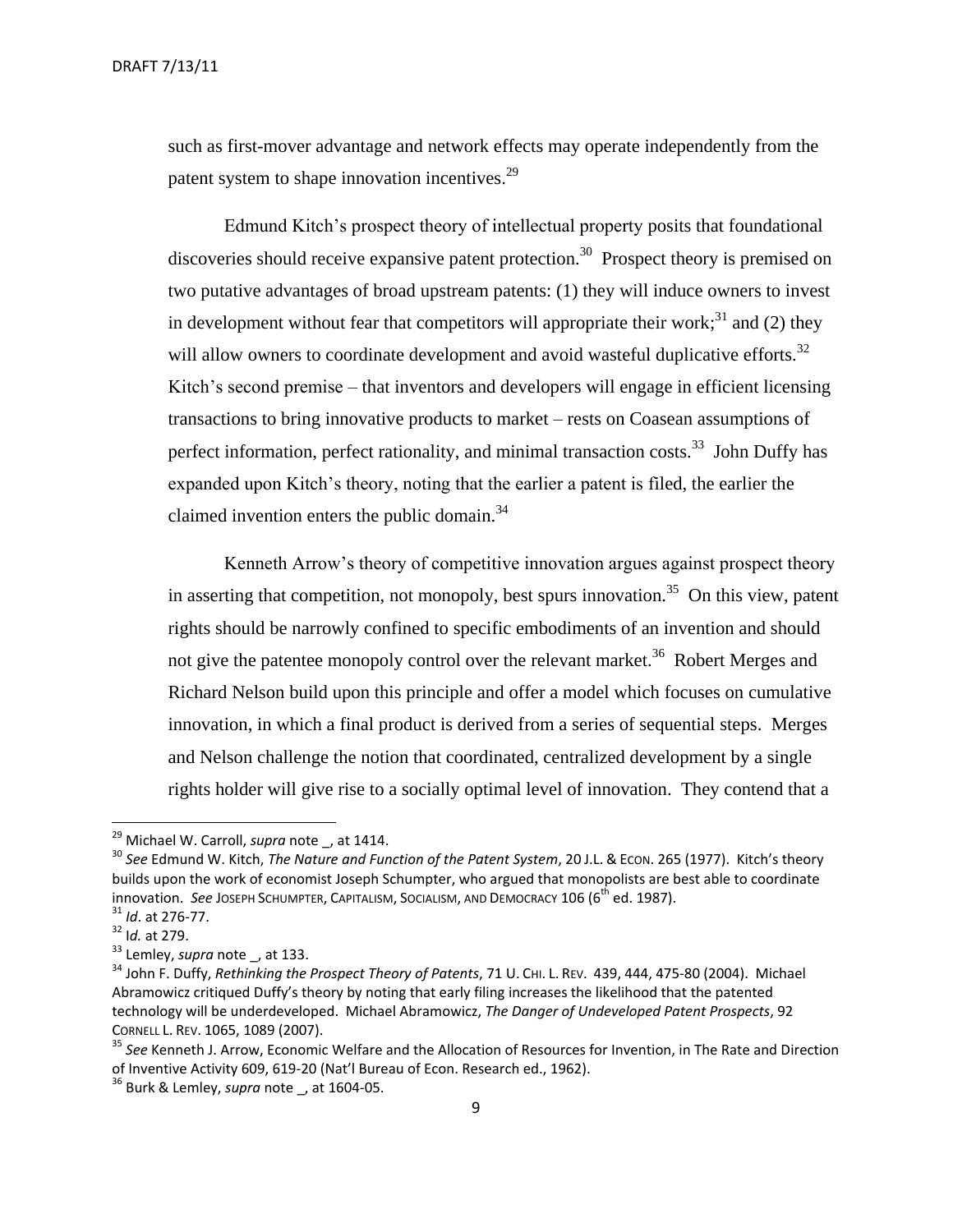such as first-mover advantage and network effects may operate independently from the patent system to shape innovation incentives.[29]

Edmund Kitch's prospect theory of intellectual property posits that foundational discoveries should receive expansive patent protection.[30] Prospect theory is premised on two putative advantages of broad upstream patents: (1) they will induce owners to invest in development without fear that competitors will appropriate their work;[31] and (2) they will allow owners to coordinate development and avoid wasteful duplicative efforts.[32] Kitch's second premise – that inventors and developers will engage in efficient licensing transactions to bring innovative products to market – rests on Coasean assumptions of perfect information, perfect rationality, and minimal transaction costs.[33] John Duffy has expanded upon Kitch's theory, noting that the earlier a patent is filed, the earlier the claimed invention enters the public domain.[34]

Kenneth Arrow's theory of competitive innovation argues against prospect theory in asserting that competition, not monopoly, best spurs innovation.[35] On this view, patent rights should be narrowly confined to specific embodiments of an invention and should not give the patentee monopoly control over the relevant market.[36] Robert Merges and Richard Nelson build upon this principle and offer a model which focuses on cumulative innovation, in which a final product is derived from a series of sequential steps. Merges and Nelson challenge the notion that coordinated, centralized development by a single rights holder will give rise to a socially optimal level of innovation. They contend that a

---

[29] Michael W. Carroll, *supra* note _, at 1414.

[30] *See* Edmund W. Kitch, *The Nature and Function of the Patent System*, 20 J.L. & ECON. 265 (1977). Kitch's theory builds upon the work of economist Joseph Schumpter, who argued that monopolists are best able to coordinate innovation. *See* JOSEPH SCHUMPTER, CAPITALISM, SOCIALISM, AND DEMOCRACY 106 (6th ed. 1987).

[31] *Id*. at 276-77.

[32] *Id.* at 279.

[33] Lemley, *supra* note _, at 133.

[34] John F. Duffy, *Rethinking the Prospect Theory of Patents*, 71 U. CHI. L. REV. 439, 444, 475-80 (2004). Michael Abramowicz critiqued Duffy's theory by noting that early filing increases the likelihood that the patented technology will be underdeveloped. Michael Abramowicz, *The Danger of Undeveloped Patent Prospects*, 92 CORNELL L. REV. 1065, 1089 (2007).

[35] *See* Kenneth J. Arrow, Economic Welfare and the Allocation of Resources for Invention, in The Rate and Direction of Inventive Activity 609, 619-20 (Nat'l Bureau of Econ. Research ed., 1962).

[36] Burk & Lemley, *supra* note _, at 1604-05.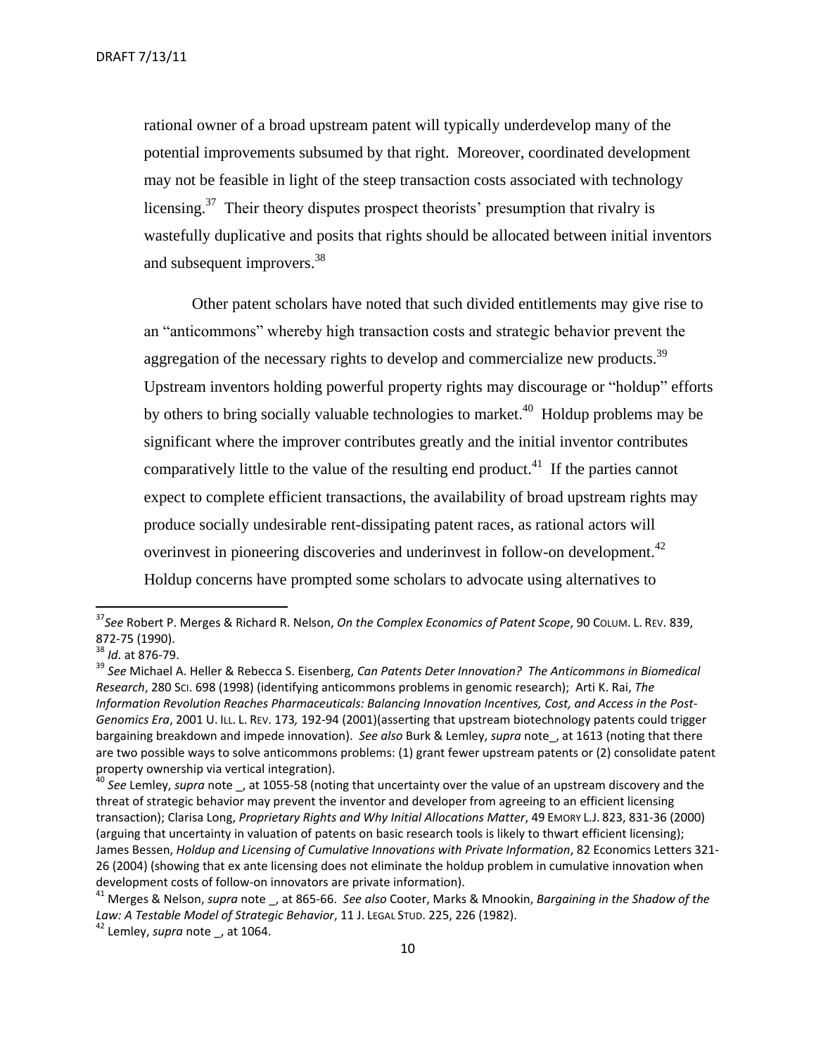rational owner of a broad upstream patent will typically underdevelop many of the potential improvements subsumed by that right. Moreover, coordinated development may not be feasible in light of the steep transaction costs associated with technology licensing.[37] Their theory disputes prospect theorists' presumption that rivalry is wastefully duplicative and posits that rights should be allocated between initial inventors and subsequent improvers.[38]

Other patent scholars have noted that such divided entitlements may give rise to an "anticommons" whereby high transaction costs and strategic behavior prevent the aggregation of the necessary rights to develop and commercialize new products.[39] Upstream inventors holding powerful property rights may discourage or "holdup" efforts by others to bring socially valuable technologies to market.[40] Holdup problems may be significant where the improver contributes greatly and the initial inventor contributes comparatively little to the value of the resulting end product.[41] If the parties cannot expect to complete efficient transactions, the availability of broad upstream rights may produce socially undesirable rent-dissipating patent races, as rational actors will overinvest in pioneering discoveries and underinvest in follow-on development.[42] Holdup concerns have prompted some scholars to advocate using alternatives to

---

[37] *See* Robert P. Merges & Richard R. Nelson, *On the Complex Economics of Patent Scope*, 90 COLUM. L. REV. 839, 872-75 (1990).

[38] *Id*. at 876-79.

[39] *See* Michael A. Heller & Rebecca S. Eisenberg, *Can Patents Deter Innovation? The Anticommons in Biomedical Research*, 280 SCI. 698 (1998) (identifying anticommons problems in genomic research); Arti K. Rai, *The Information Revolution Reaches Pharmaceuticals: Balancing Innovation Incentives, Cost, and Access in the Post-Genomics Era*, 2001 U. ILL. L. REV. 173*,* 192-94 (2001)(asserting that upstream biotechnology patents could trigger bargaining breakdown and impede innovation). *See also* Burk & Lemley, *supra* note_, at 1613 (noting that there are two possible ways to solve anticommons problems: (1) grant fewer upstream patents or (2) consolidate patent property ownership via vertical integration).

[40] *See* Lemley, *supra* note _, at 1055-58 (noting that uncertainty over the value of an upstream discovery and the threat of strategic behavior may prevent the inventor and developer from agreeing to an efficient licensing transaction); Clarisa Long, *Proprietary Rights and Why Initial Allocations Matter*, 49 EMORY L.J. 823, 831-36 (2000) (arguing that uncertainty in valuation of patents on basic research tools is likely to thwart efficient licensing); James Bessen, *Holdup and Licensing of Cumulative Innovations with Private Information*, 82 Economics Letters 321-26 (2004) (showing that ex ante licensing does not eliminate the holdup problem in cumulative innovation when development costs of follow-on innovators are private information).

[41] Merges & Nelson, *supra* note _, at 865-66. *See also* Cooter, Marks & Mnookin, *Bargaining in the Shadow of the Law: A Testable Model of Strategic Behavior*, 11 J. LEGAL STUD. 225, 226 (1982).

[42] Lemley, *supra* note _, at 1064.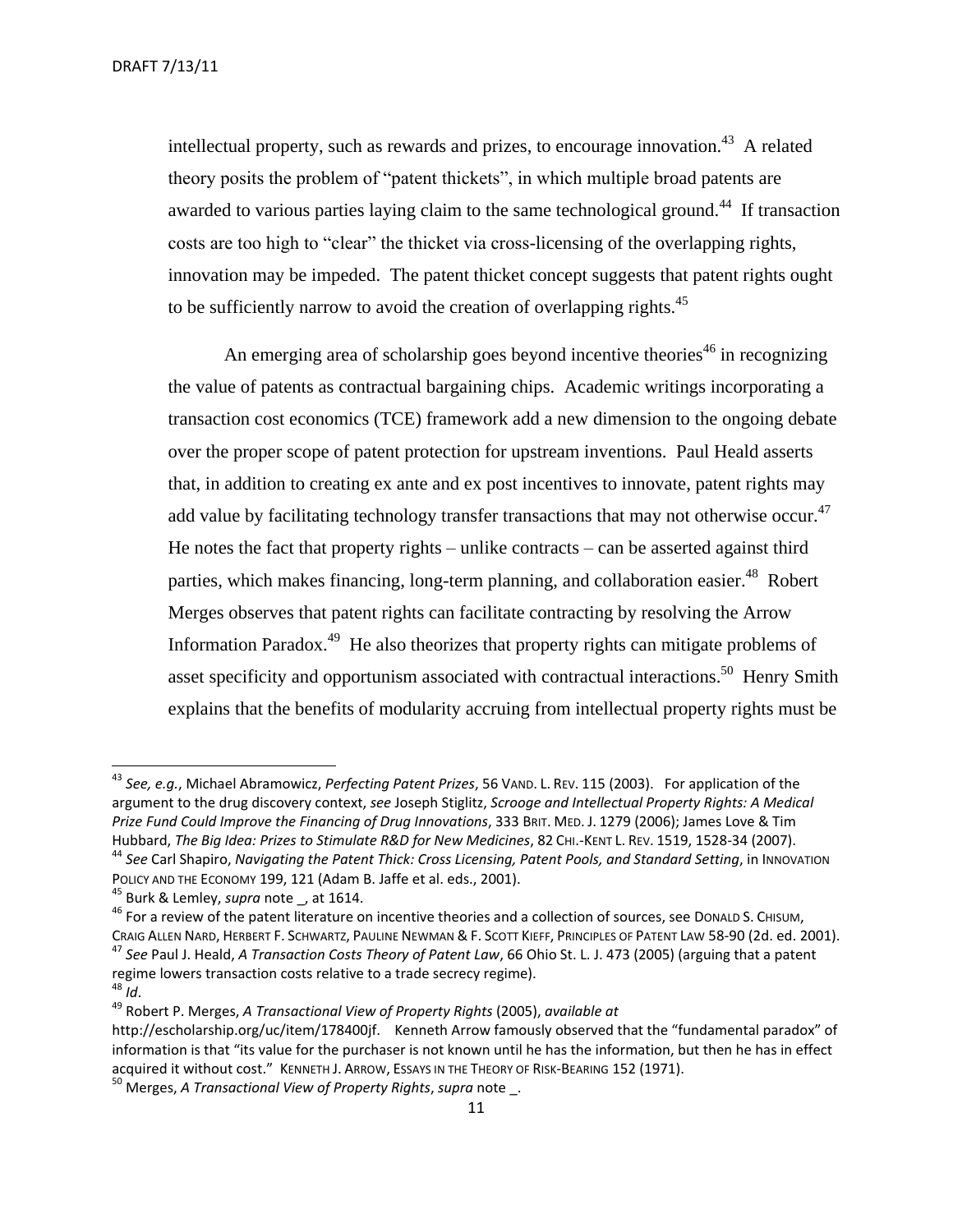intellectual property, such as rewards and prizes, to encourage innovation.[43] A related theory posits the problem of "patent thickets", in which multiple broad patents are awarded to various parties laying claim to the same technological ground.[44] If transaction costs are too high to "clear" the thicket via cross-licensing of the overlapping rights, innovation may be impeded. The patent thicket concept suggests that patent rights ought to be sufficiently narrow to avoid the creation of overlapping rights.[45]

An emerging area of scholarship goes beyond incentive theories[46] in recognizing the value of patents as contractual bargaining chips. Academic writings incorporating a transaction cost economics (TCE) framework add a new dimension to the ongoing debate over the proper scope of patent protection for upstream inventions. Paul Heald asserts that, in addition to creating ex ante and ex post incentives to innovate, patent rights may add value by facilitating technology transfer transactions that may not otherwise occur.[47] He notes the fact that property rights – unlike contracts – can be asserted against third parties, which makes financing, long-term planning, and collaboration easier.[48] Robert Merges observes that patent rights can facilitate contracting by resolving the Arrow Information Paradox.[49] He also theorizes that property rights can mitigate problems of asset specificity and opportunism associated with contractual interactions.[50] Henry Smith explains that the benefits of modularity accruing from intellectual property rights must be

---

[43] *See, e.g.*, Michael Abramowicz, *Perfecting Patent Prizes*, 56 VAND. L. REV. 115 (2003). For application of the argument to the drug discovery context, *see* Joseph Stiglitz, *Scrooge and Intellectual Property Rights: A Medical Prize Fund Could Improve the Financing of Drug Innovations*, 333 BRIT. MED. J. 1279 (2006); James Love & Tim Hubbard, *The Big Idea: Prizes to Stimulate R&D for New Medicines*, 82 CHI.-KENT L. REV. 1519, 1528-34 (2007).

[44] *See* Carl Shapiro, *Navigating the Patent Thick: Cross Licensing, Patent Pools, and Standard Setting*, in INNOVATION POLICY AND THE ECONOMY 199, 121 (Adam B. Jaffe et al. eds., 2001).

[45] Burk & Lemley, *supra* note _, at 1614.

[46] For a review of the patent literature on incentive theories and a collection of sources, see DONALD S. CHISUM, CRAIG ALLEN NARD, HERBERT F. SCHWARTZ, PAULINE NEWMAN & F. SCOTT KIEFF, PRINCIPLES OF PATENT LAW 58-90 (2d. ed. 2001).

[47] *See* Paul J. Heald, *A Transaction Costs Theory of Patent Law*, 66 Ohio St. L. J. 473 (2005) (arguing that a patent regime lowers transaction costs relative to a trade secrecy regime).

[48] *Id*.

[49] Robert P. Merges, *A Transactional View of Property Rights* (2005), *available at* http://escholarship.org/uc/item/178400jf. Kenneth Arrow famously observed that the "fundamental paradox" of information is that "its value for the purchaser is not known until he has the information, but then he has in effect acquired it without cost." KENNETH J. ARROW, ESSAYS IN THE THEORY OF RISK-BEARING 152 (1971).

[50] Merges, *A Transactional View of Property Rights*, *supra* note _.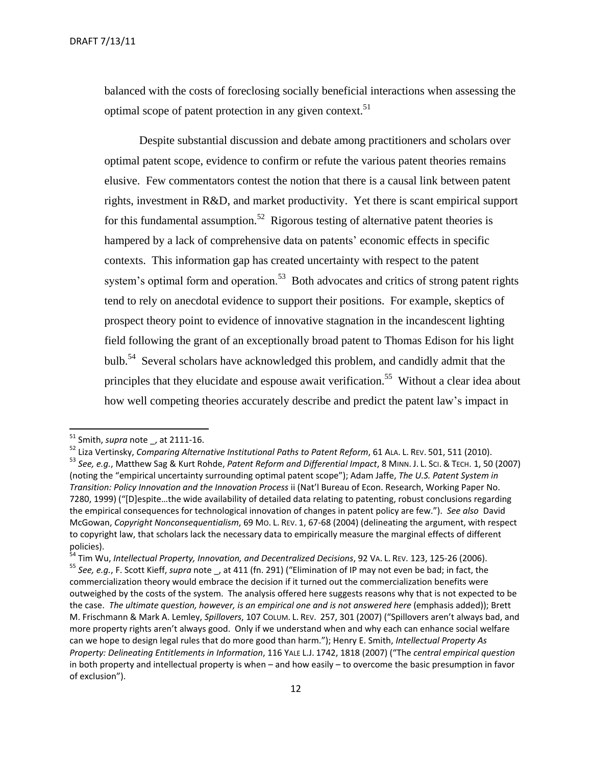balanced with the costs of foreclosing socially beneficial interactions when assessing the optimal scope of patent protection in any given context.[51]

Despite substantial discussion and debate among practitioners and scholars over optimal patent scope, evidence to confirm or refute the various patent theories remains elusive. Few commentators contest the notion that there is a causal link between patent rights, investment in R&D, and market productivity. Yet there is scant empirical support for this fundamental assumption.[52] Rigorous testing of alternative patent theories is hampered by a lack of comprehensive data on patents' economic effects in specific contexts. This information gap has created uncertainty with respect to the patent system's optimal form and operation.[53] Both advocates and critics of strong patent rights tend to rely on anecdotal evidence to support their positions. For example, skeptics of prospect theory point to evidence of innovative stagnation in the incandescent lighting field following the grant of an exceptionally broad patent to Thomas Edison for his light bulb.[54] Several scholars have acknowledged this problem, and candidly admit that the principles that they elucidate and espouse await verification.[55] Without a clear idea about how well competing theories accurately describe and predict the patent law's impact in

---

[51] Smith, *supra* note _, at 2111-16.

[52] Liza Vertinsky, *Comparing Alternative Institutional Paths to Patent Reform*, 61 ALA. L. REV. 501, 511 (2010).

[53] *See, e.g.*, Matthew Sag & Kurt Rohde, *Patent Reform and Differential Impact*, 8 MINN. J. L. SCI. & TECH. 1, 50 (2007) (noting the "empirical uncertainty surrounding optimal patent scope"); Adam Jaffe, *The U.S. Patent System in Transition: Policy Innovation and the Innovation Process* ii (Nat'l Bureau of Econ. Research, Working Paper No. 7280, 1999) ("[D]espite…the wide availability of detailed data relating to patenting, robust conclusions regarding the empirical consequences for technological innovation of changes in patent policy are few."). *See also* David McGowan, *Copyright Nonconsequentialism*, 69 MO. L. REV. 1, 67-68 (2004) (delineating the argument, with respect to copyright law, that scholars lack the necessary data to empirically measure the marginal effects of different policies).

[54] Tim Wu, *Intellectual Property, Innovation, and Decentralized Decisions*, 92 VA. L. REV. 123, 125-26 (2006).

[55] *See, e.g.*, F. Scott Kieff, *supra* note _, at 411 (fn. 291) ("Elimination of IP may not even be bad; in fact, the commercialization theory would embrace the decision if it turned out the commercialization benefits were outweighed by the costs of the system. The analysis offered here suggests reasons why that is not expected to be the case. *The ultimate question, however, is an empirical one and is not answered here* (emphasis added)); Brett M. Frischmann & Mark A. Lemley, *Spillovers*, 107 COLUM. L. REV. 257, 301 (2007) ("Spillovers aren't always bad, and more property rights aren't always good. Only if we understand when and why each can enhance social welfare can we hope to design legal rules that do more good than harm."); Henry E. Smith, *Intellectual Property As Property: Delineating Entitlements in Information*, 116 YALE L.J. 1742, 1818 (2007) ("The *central empirical question* in both property and intellectual property is when – and how easily – to overcome the basic presumption in favor of exclusion").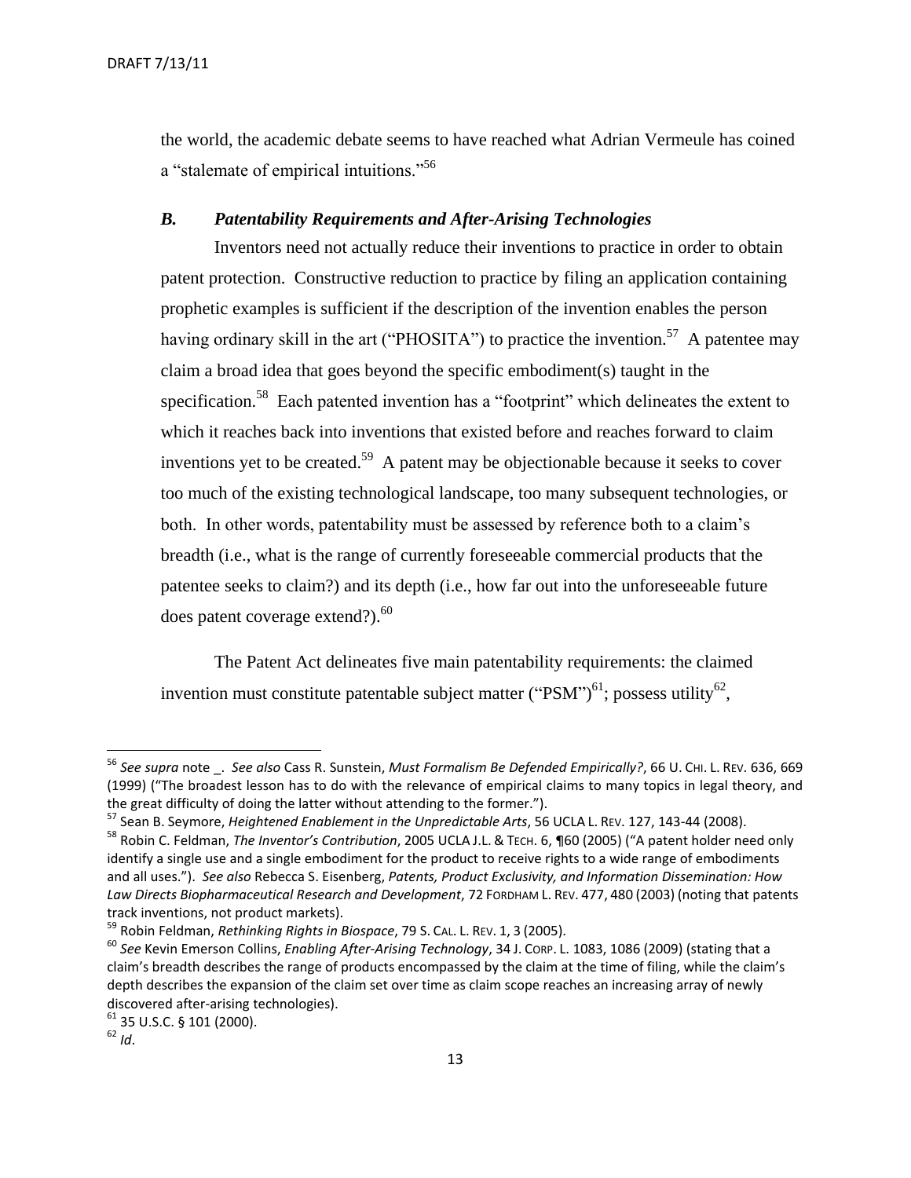the world, the academic debate seems to have reached what Adrian Vermeule has coined a "stalemate of empirical intuitions."[56]

### *B. Patentability Requirements and After-Arising Technologies*

Inventors need not actually reduce their inventions to practice in order to obtain patent protection. Constructive reduction to practice by filing an application containing prophetic examples is sufficient if the description of the invention enables the person having ordinary skill in the art ("PHOSITA") to practice the invention.[57] A patentee may claim a broad idea that goes beyond the specific embodiment(s) taught in the specification.[58] Each patented invention has a "footprint" which delineates the extent to which it reaches back into inventions that existed before and reaches forward to claim inventions yet to be created.[59] A patent may be objectionable because it seeks to cover too much of the existing technological landscape, too many subsequent technologies, or both. In other words, patentability must be assessed by reference both to a claim's breadth (i.e., what is the range of currently foreseeable commercial products that the patentee seeks to claim?) and its depth (i.e., how far out into the unforeseeable future does patent coverage extend?).[60]

The Patent Act delineates five main patentability requirements: the claimed invention must constitute patentable subject matter ("PSM")[61]; possess utility[62],

---

[56] *See supra* note _. *See also* Cass R. Sunstein, *Must Formalism Be Defended Empirically?*, 66 U. CHI. L. REV. 636, 669 (1999) ("The broadest lesson has to do with the relevance of empirical claims to many topics in legal theory, and the great difficulty of doing the latter without attending to the former.").

[57] Sean B. Seymore, *Heightened Enablement in the Unpredictable Arts*, 56 UCLA L. REV. 127, 143-44 (2008).

[58] Robin C. Feldman, *The Inventor's Contribution*, 2005 UCLA J.L. & TECH. 6, ¶60 (2005) ("A patent holder need only identify a single use and a single embodiment for the product to receive rights to a wide range of embodiments and all uses."). *See also* Rebecca S. Eisenberg, *Patents, Product Exclusivity, and Information Dissemination: How Law Directs Biopharmaceutical Research and Development*, 72 FORDHAM L. REV. 477, 480 (2003) (noting that patents track inventions, not product markets).

[59] Robin Feldman, *Rethinking Rights in Biospace*, 79 S. CAL. L. REV. 1, 3 (2005).

[60] *See* Kevin Emerson Collins, *Enabling After-Arising Technology*, 34 J. CORP. L. 1083, 1086 (2009) (stating that a claim's breadth describes the range of products encompassed by the claim at the time of filing, while the claim's depth describes the expansion of the claim set over time as claim scope reaches an increasing array of newly discovered after-arising technologies).

[61] 35 U.S.C. § 101 (2000).

[62] *Id*.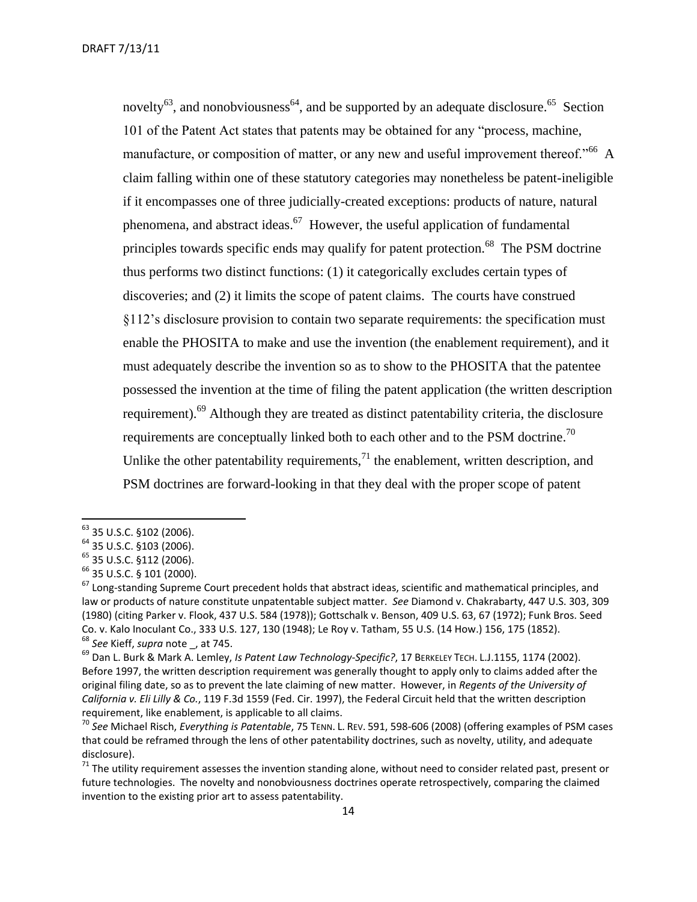novelty[63], and nonobviousness[64], and be supported by an adequate disclosure.[65] Section 101 of the Patent Act states that patents may be obtained for any "process, machine, manufacture, or composition of matter, or any new and useful improvement thereof."[66] A claim falling within one of these statutory categories may nonetheless be patent-ineligible if it encompasses one of three judicially-created exceptions: products of nature, natural phenomena, and abstract ideas.[67] However, the useful application of fundamental principles towards specific ends may qualify for patent protection.[68] The PSM doctrine thus performs two distinct functions: (1) it categorically excludes certain types of discoveries; and (2) it limits the scope of patent claims. The courts have construed §112's disclosure provision to contain two separate requirements: the specification must enable the PHOSITA to make and use the invention (the enablement requirement), and it must adequately describe the invention so as to show to the PHOSITA that the patentee possessed the invention at the time of filing the patent application (the written description requirement).[69] Although they are treated as distinct patentability criteria, the disclosure requirements are conceptually linked both to each other and to the PSM doctrine.[70] Unlike the other patentability requirements,[71] the enablement, written description, and PSM doctrines are forward-looking in that they deal with the proper scope of patent

---

[63] 35 U.S.C. §102 (2006).

[64] 35 U.S.C. §103 (2006).

[65] 35 U.S.C. §112 (2006).

[66] 35 U.S.C. § 101 (2000).

[67] Long-standing Supreme Court precedent holds that abstract ideas, scientific and mathematical principles, and law or products of nature constitute unpatentable subject matter. *See* Diamond v. Chakrabarty, 447 U.S. 303, 309 (1980) (citing Parker v. Flook, 437 U.S. 584 (1978)); Gottschalk v. Benson, 409 U.S. 63, 67 (1972); Funk Bros. Seed Co. v. Kalo Inoculant Co., 333 U.S. 127, 130 (1948); Le Roy v. Tatham, 55 U.S. (14 How.) 156, 175 (1852).

[68] *See* Kieff, *supra* note _, at 745.

[69] Dan L. Burk & Mark A. Lemley, *Is Patent Law Technology-Specific?*, 17 BERKELEY TECH. L.J.1155, 1174 (2002). Before 1997, the written description requirement was generally thought to apply only to claims added after the original filing date, so as to prevent the late claiming of new matter. However, in *Regents of the University of California v. Eli Lilly & Co.*, 119 F.3d 1559 (Fed. Cir. 1997), the Federal Circuit held that the written description requirement, like enablement, is applicable to all claims.

[70] *See* Michael Risch, *Everything is Patentable*, 75 TENN. L. REV. 591, 598-606 (2008) (offering examples of PSM cases that could be reframed through the lens of other patentability doctrines, such as novelty, utility, and adequate disclosure).

[71] The utility requirement assesses the invention standing alone, without need to consider related past, present or future technologies. The novelty and nonobviousness doctrines operate retrospectively, comparing the claimed invention to the existing prior art to assess patentability.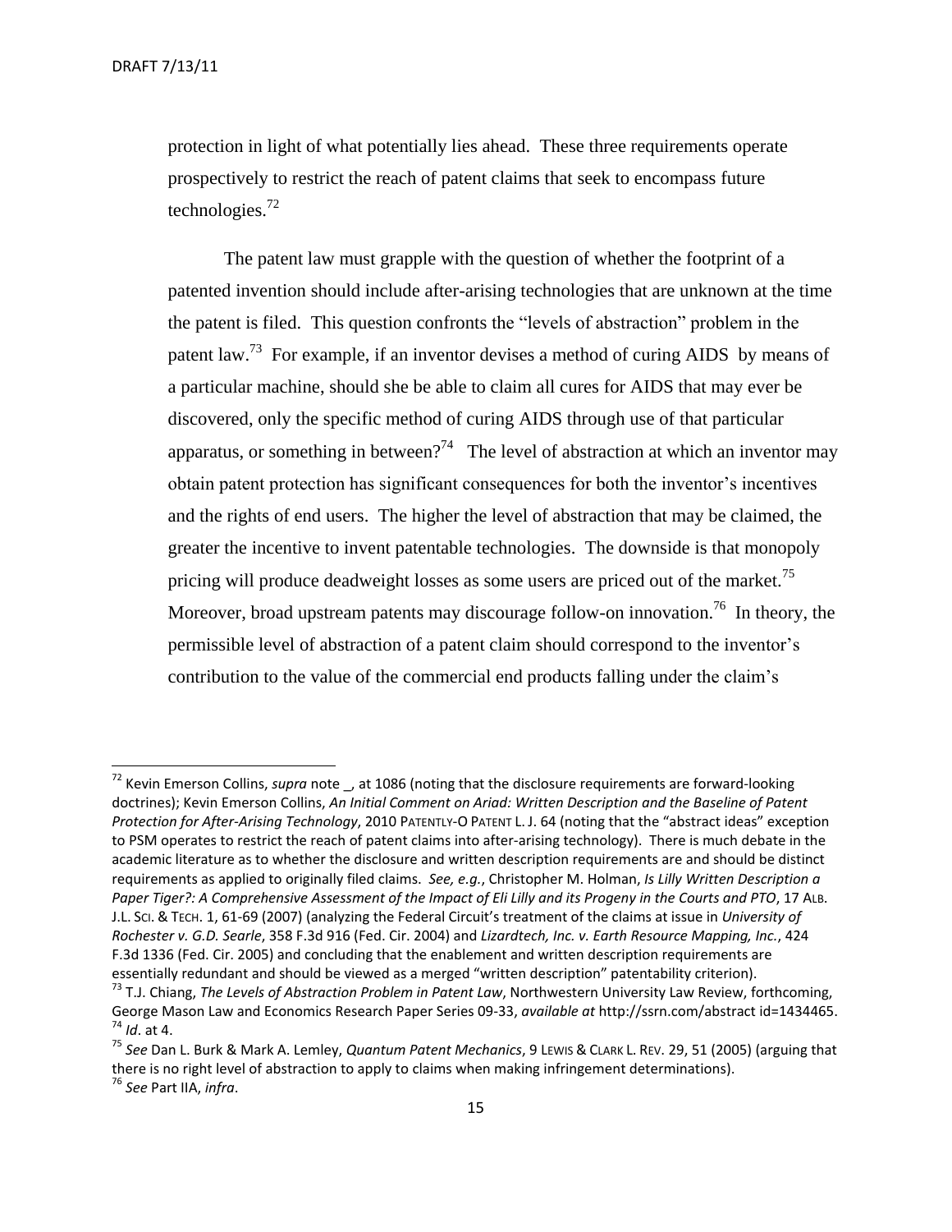protection in light of what potentially lies ahead. These three requirements operate prospectively to restrict the reach of patent claims that seek to encompass future technologies.[72]

The patent law must grapple with the question of whether the footprint of a patented invention should include after-arising technologies that are unknown at the time the patent is filed. This question confronts the "levels of abstraction" problem in the patent law.[73] For example, if an inventor devises a method of curing AIDS by means of a particular machine, should she be able to claim all cures for AIDS that may ever be discovered, only the specific method of curing AIDS through use of that particular apparatus, or something in between?[74] The level of abstraction at which an inventor may obtain patent protection has significant consequences for both the inventor's incentives and the rights of end users. The higher the level of abstraction that may be claimed, the greater the incentive to invent patentable technologies. The downside is that monopoly pricing will produce deadweight losses as some users are priced out of the market.[75] Moreover, broad upstream patents may discourage follow-on innovation.[76] In theory, the permissible level of abstraction of a patent claim should correspond to the inventor's contribution to the value of the commercial end products falling under the claim's

---

[72] Kevin Emerson Collins, *supra* note _, at 1086 (noting that the disclosure requirements are forward-looking doctrines); Kevin Emerson Collins, *An Initial Comment on Ariad: Written Description and the Baseline of Patent Protection for After-Arising Technology*, 2010 PATENTLY-O PATENT L. J. 64 (noting that the "abstract ideas" exception to PSM operates to restrict the reach of patent claims into after-arising technology). There is much debate in the academic literature as to whether the disclosure and written description requirements are and should be distinct requirements as applied to originally filed claims. *See, e.g.*, Christopher M. Holman, *Is Lilly Written Description a Paper Tiger?: A Comprehensive Assessment of the Impact of Eli Lilly and its Progeny in the Courts and PTO*, 17 ALB. J.L. SCI. & TECH. 1, 61-69 (2007) (analyzing the Federal Circuit's treatment of the claims at issue in *University of Rochester v. G.D. Searle*, 358 F.3d 916 (Fed. Cir. 2004) and *Lizardtech, Inc. v. Earth Resource Mapping, Inc.*, 424 F.3d 1336 (Fed. Cir. 2005) and concluding that the enablement and written description requirements are essentially redundant and should be viewed as a merged "written description" patentability criterion).

[73] T.J. Chiang, *The Levels of Abstraction Problem in Patent Law*, Northwestern University Law Review, forthcoming, George Mason Law and Economics Research Paper Series 09-33, *available at* http://ssrn.com/abstract id=1434465.

[74] *Id*. at 4.

[75] *See* Dan L. Burk & Mark A. Lemley, *Quantum Patent Mechanics*, 9 LEWIS & CLARK L. REV. 29, 51 (2005) (arguing that there is no right level of abstraction to apply to claims when making infringement determinations).

[76] *See* Part IIA, *infra*.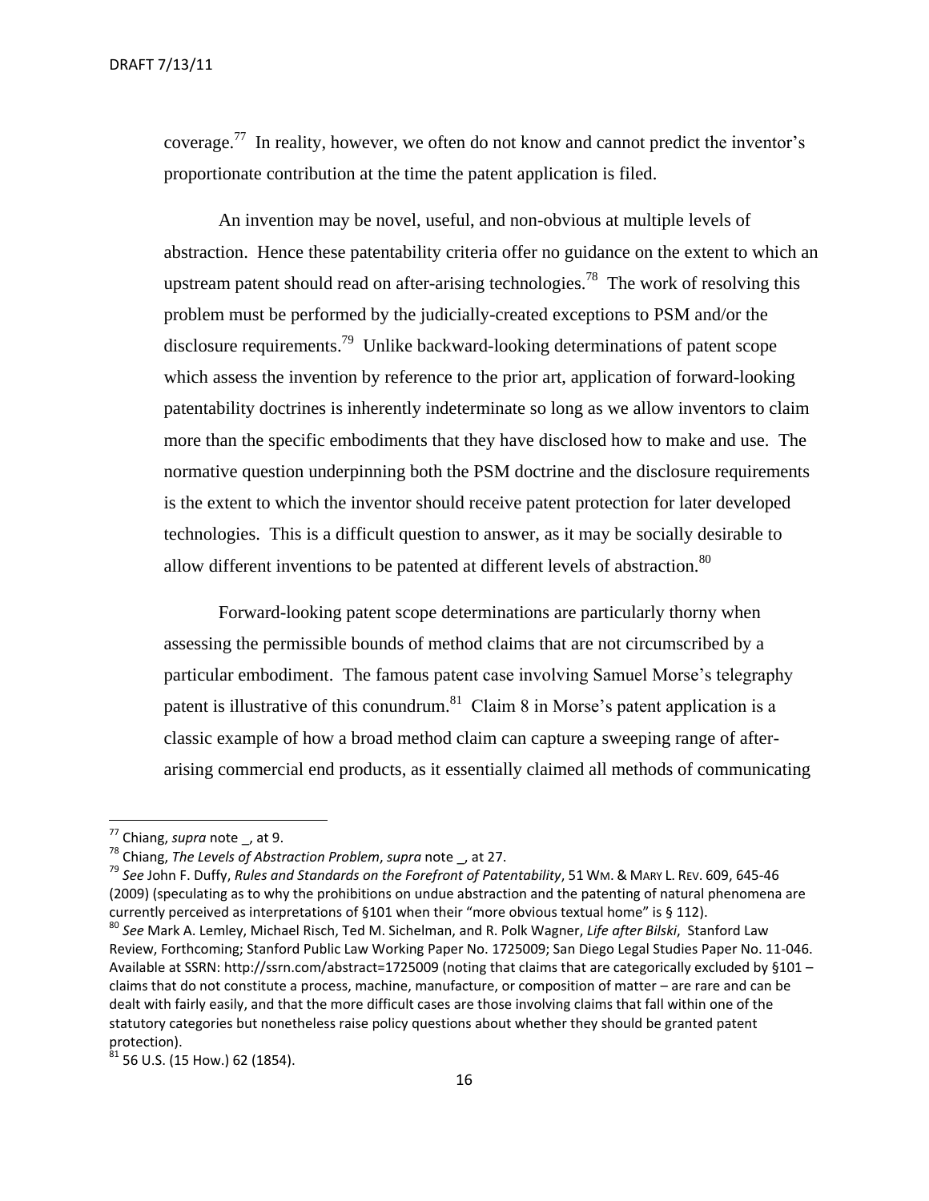coverage.[77] In reality, however, we often do not know and cannot predict the inventor's proportionate contribution at the time the patent application is filed.

An invention may be novel, useful, and non-obvious at multiple levels of abstraction. Hence these patentability criteria offer no guidance on the extent to which an upstream patent should read on after-arising technologies.[78] The work of resolving this problem must be performed by the judicially-created exceptions to PSM and/or the disclosure requirements.[79] Unlike backward-looking determinations of patent scope which assess the invention by reference to the prior art, application of forward-looking patentability doctrines is inherently indeterminate so long as we allow inventors to claim more than the specific embodiments that they have disclosed how to make and use. The normative question underpinning both the PSM doctrine and the disclosure requirements is the extent to which the inventor should receive patent protection for later developed technologies. This is a difficult question to answer, as it may be socially desirable to allow different inventions to be patented at different levels of abstraction.[80]

Forward-looking patent scope determinations are particularly thorny when assessing the permissible bounds of method claims that are not circumscribed by a particular embodiment. The famous patent case involving Samuel Morse's telegraphy patent is illustrative of this conundrum.[81] Claim 8 in Morse's patent application is a classic example of how a broad method claim can capture a sweeping range of after-arising commercial end products, as it essentially claimed all methods of communicating

---

[77] Chiang, *supra* note _, at 9.

[78] Chiang, *The Levels of Abstraction Problem*, *supra* note _, at 27.

[79] *See* John F. Duffy, *Rules and Standards on the Forefront of Patentability*, 51 WM. & MARY L. REV. 609, 645-46 (2009) (speculating as to why the prohibitions on undue abstraction and the patenting of natural phenomena are currently perceived as interpretations of §101 when their "more obvious textual home" is § 112).

[80] *See* Mark A. Lemley, Michael Risch, Ted M. Sichelman, and R. Polk Wagner, *Life after Bilski*, Stanford Law Review, Forthcoming; Stanford Public Law Working Paper No. 1725009; San Diego Legal Studies Paper No. 11-046. Available at SSRN: http://ssrn.com/abstract=1725009 (noting that claims that are categorically excluded by §101 – claims that do not constitute a process, machine, manufacture, or composition of matter – are rare and can be dealt with fairly easily, and that the more difficult cases are those involving claims that fall within one of the statutory categories but nonetheless raise policy questions about whether they should be granted patent protection).

[81] 56 U.S. (15 How.) 62 (1854).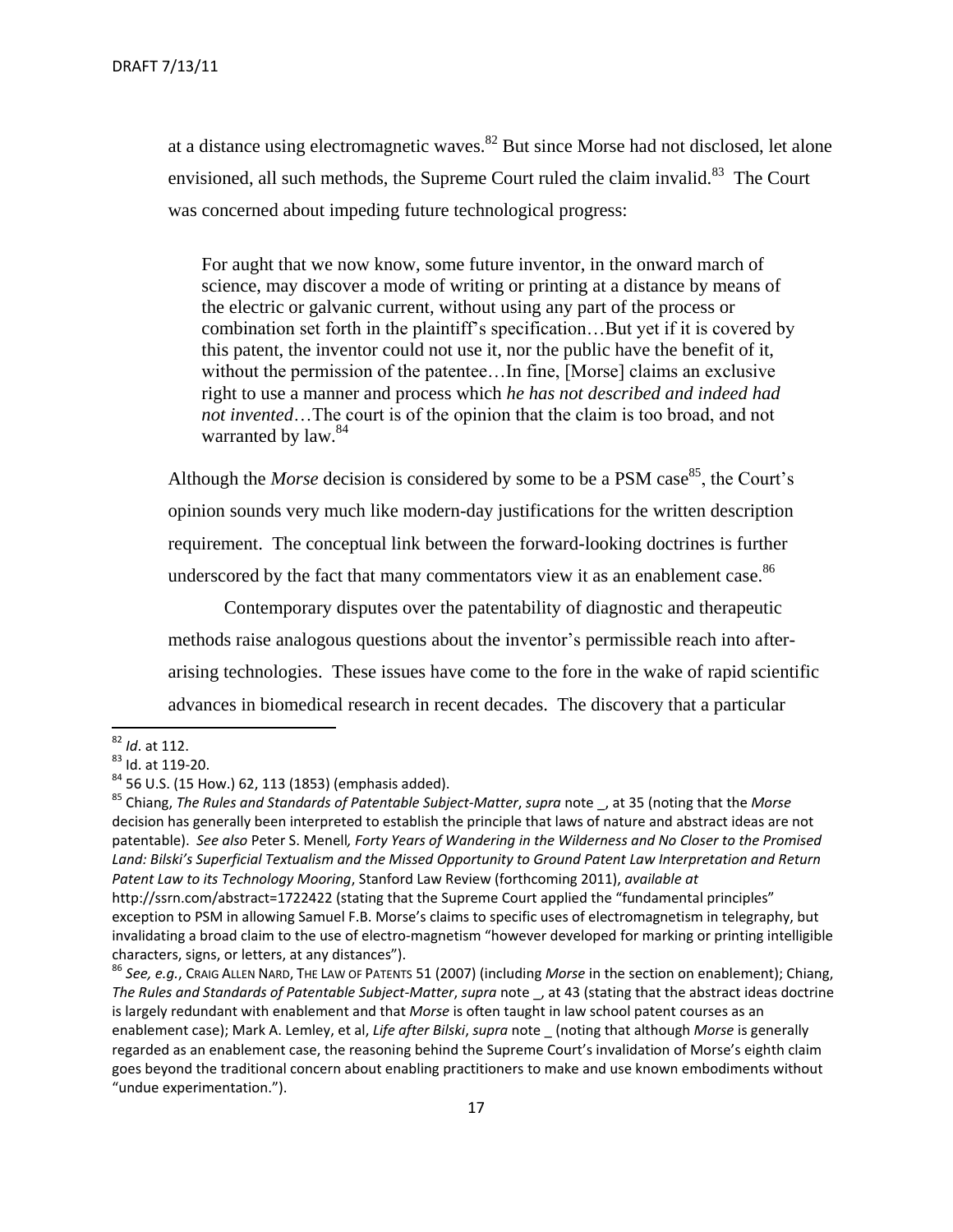at a distance using electromagnetic waves.[82] But since Morse had not disclosed, let alone envisioned, all such methods, the Supreme Court ruled the claim invalid.[83] The Court was concerned about impeding future technological progress:

> For aught that we now know, some future inventor, in the onward march of science, may discover a mode of writing or printing at a distance by means of the electric or galvanic current, without using any part of the process or combination set forth in the plaintiff's specification…But yet if it is covered by this patent, the inventor could not use it, nor the public have the benefit of it, without the permission of the patentee…In fine, [Morse] claims an exclusive right to use a manner and process which *he has not described and indeed had not invented*…The court is of the opinion that the claim is too broad, and not warranted by law.[84]

Although the *Morse* decision is considered by some to be a PSM case[85], the Court's opinion sounds very much like modern-day justifications for the written description requirement. The conceptual link between the forward-looking doctrines is further underscored by the fact that many commentators view it as an enablement case.[86]

Contemporary disputes over the patentability of diagnostic and therapeutic methods raise analogous questions about the inventor's permissible reach into after-arising technologies. These issues have come to the fore in the wake of rapid scientific advances in biomedical research in recent decades. The discovery that a particular

---

[82] *Id*. at 112.

[83] Id. at 119-20.

[84] 56 U.S. (15 How.) 62, 113 (1853) (emphasis added).

[85] Chiang, *The Rules and Standards of Patentable Subject-Matter*, *supra* note _, at 35 (noting that the *Morse* decision has generally been interpreted to establish the principle that laws of nature and abstract ideas are not patentable). *See also* Peter S. Menell*, Forty Years of Wandering in the Wilderness and No Closer to the Promised Land: Bilski's Superficial Textualism and the Missed Opportunity to Ground Patent Law Interpretation and Return Patent Law to its Technology Mooring*, Stanford Law Review (forthcoming 2011), *available at* http://ssrn.com/abstract=1722422 (stating that the Supreme Court applied the "fundamental principles" exception to PSM in allowing Samuel F.B. Morse's claims to specific uses of electromagnetism in telegraphy, but invalidating a broad claim to the use of electro-magnetism "however developed for marking or printing intelligible characters, signs, or letters, at any distances").

[86] *See, e.g.*, Craig Allen Nard, The Law of Patents 51 (2007) (including *Morse* in the section on enablement); Chiang, *The Rules and Standards of Patentable Subject-Matter*, *supra* note _, at 43 (stating that the abstract ideas doctrine is largely redundant with enablement and that *Morse* is often taught in law school patent courses as an enablement case); Mark A. Lemley, et al, *Life after Bilski*, *supra* note _ (noting that although *Morse* is generally regarded as an enablement case, the reasoning behind the Supreme Court's invalidation of Morse's eighth claim goes beyond the traditional concern about enabling practitioners to make and use known embodiments without "undue experimentation.").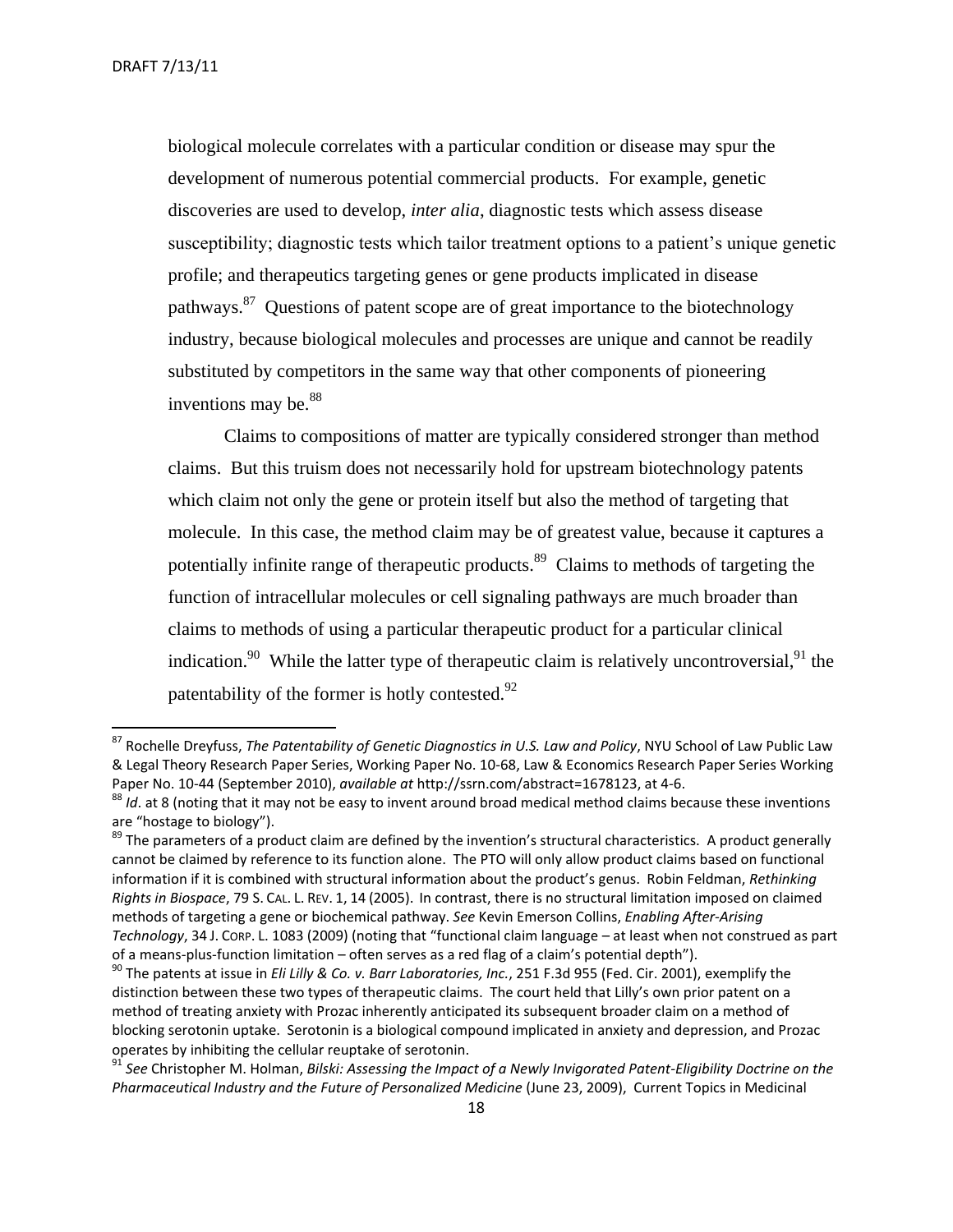biological molecule correlates with a particular condition or disease may spur the development of numerous potential commercial products. For example, genetic discoveries are used to develop, *inter alia*, diagnostic tests which assess disease susceptibility; diagnostic tests which tailor treatment options to a patient's unique genetic profile; and therapeutics targeting genes or gene products implicated in disease pathways.[87] Questions of patent scope are of great importance to the biotechnology industry, because biological molecules and processes are unique and cannot be readily substituted by competitors in the same way that other components of pioneering inventions may be.[88]

Claims to compositions of matter are typically considered stronger than method claims. But this truism does not necessarily hold for upstream biotechnology patents which claim not only the gene or protein itself but also the method of targeting that molecule. In this case, the method claim may be of greatest value, because it captures a potentially infinite range of therapeutic products.[89] Claims to methods of targeting the function of intracellular molecules or cell signaling pathways are much broader than claims to methods of using a particular therapeutic product for a particular clinical indication.[90] While the latter type of therapeutic claim is relatively uncontroversial,[91] the patentability of the former is hotly contested.[92]

---

[87] Rochelle Dreyfuss, *The Patentability of Genetic Diagnostics in U.S. Law and Policy*, NYU School of Law Public Law & Legal Theory Research Paper Series, Working Paper No. 10-68, Law & Economics Research Paper Series Working Paper No. 10-44 (September 2010), *available at* http://ssrn.com/abstract=1678123, at 4-6.

[88] *Id*. at 8 (noting that it may not be easy to invent around broad medical method claims because these inventions are "hostage to biology").

[89] The parameters of a product claim are defined by the invention's structural characteristics. A product generally cannot be claimed by reference to its function alone. The PTO will only allow product claims based on functional information if it is combined with structural information about the product's genus. Robin Feldman, *Rethinking Rights in Biospace*, 79 S. CAL. L. REV. 1, 14 (2005). In contrast, there is no structural limitation imposed on claimed methods of targeting a gene or biochemical pathway. *See* Kevin Emerson Collins, *Enabling After-Arising Technology*, 34 J. CORP. L. 1083 (2009) (noting that "functional claim language – at least when not construed as part of a means-plus-function limitation – often serves as a red flag of a claim's potential depth").

[90] The patents at issue in *Eli Lilly & Co. v. Barr Laboratories, Inc.*, 251 F.3d 955 (Fed. Cir. 2001), exemplify the distinction between these two types of therapeutic claims. The court held that Lilly's own prior patent on a method of treating anxiety with Prozac inherently anticipated its subsequent broader claim on a method of blocking serotonin uptake. Serotonin is a biological compound implicated in anxiety and depression, and Prozac operates by inhibiting the cellular reuptake of serotonin.

[91] *See* Christopher M. Holman, *Bilski: Assessing the Impact of a Newly Invigorated Patent-Eligibility Doctrine on the Pharmaceutical Industry and the Future of Personalized Medicine* (June 23, 2009), Current Topics in Medicinal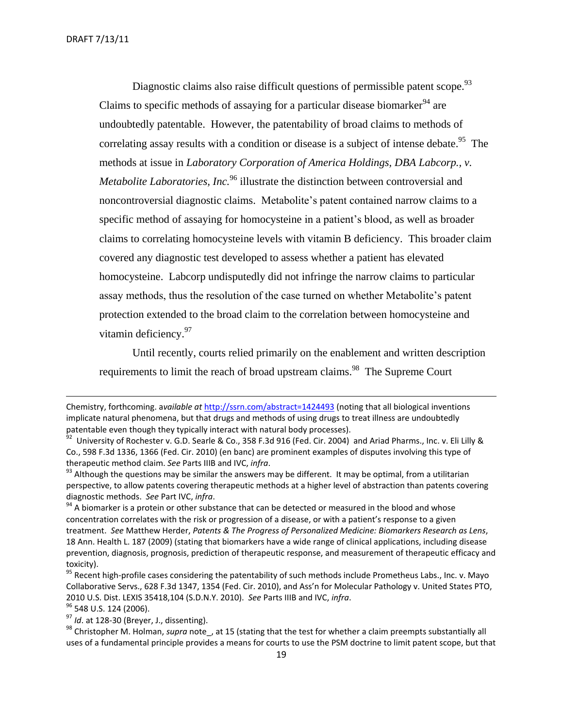Diagnostic claims also raise difficult questions of permissible patent scope.[93] Claims to specific methods of assaying for a particular disease biomarker[94] are undoubtedly patentable. However, the patentability of broad claims to methods of correlating assay results with a condition or disease is a subject of intense debate.[95] The methods at issue in *Laboratory Corporation of America Holdings, DBA Labcorp., v. Metabolite Laboratories, Inc.*[96] illustrate the distinction between controversial and noncontroversial diagnostic claims. Metabolite's patent contained narrow claims to a specific method of assaying for homocysteine in a patient's blood, as well as broader claims to correlating homocysteine levels with vitamin B deficiency. This broader claim covered any diagnostic test developed to assess whether a patient has elevated homocysteine. Labcorp undisputedly did not infringe the narrow claims to particular assay methods, thus the resolution of the case turned on whether Metabolite's patent protection extended to the broad claim to the correlation between homocysteine and vitamin deficiency.[97]

Until recently, courts relied primarily on the enablement and written description requirements to limit the reach of broad upstream claims.[98] The Supreme Court

---

Chemistry, forthcoming. *available at* http://ssrn.com/abstract=1424493 (noting that all biological inventions implicate natural phenomena, but that drugs and methods of using drugs to treat illness are undoubtedly patentable even though they typically interact with natural body processes).

[92] University of Rochester v. G.D. Searle & Co., 358 F.3d 916 (Fed. Cir. 2004) and Ariad Pharms., Inc. v. Eli Lilly & Co., 598 F.3d 1336, 1366 (Fed. Cir. 2010) (en banc) are prominent examples of disputes involving this type of therapeutic method claim. *See* Parts IIIB and IVC, *infra*.

[93] Although the questions may be similar the answers may be different. It may be optimal, from a utilitarian perspective, to allow patents covering therapeutic methods at a higher level of abstraction than patents covering diagnostic methods. *See* Part IVC, *infra*.

[94] A biomarker is a protein or other substance that can be detected or measured in the blood and whose concentration correlates with the risk or progression of a disease, or with a patient's response to a given treatment. *See* Matthew Herder, *Patents & The Progress of Personalized Medicine: Biomarkers Research as Lens*, 18 Ann. Health L. 187 (2009) (stating that biomarkers have a wide range of clinical applications, including disease prevention, diagnosis, prognosis, prediction of therapeutic response, and measurement of therapeutic efficacy and toxicity).

[95] Recent high-profile cases considering the patentability of such methods include Prometheus Labs., Inc. v. Mayo Collaborative Servs., 628 F.3d 1347, 1354 (Fed. Cir. 2010), and Ass'n for Molecular Pathology v. United States PTO, 2010 U.S. Dist. LEXIS 35418,104 (S.D.N.Y. 2010). *See* Parts IIIB and IVC, *infra*.

[96] 548 U.S. 124 (2006).

[97] *Id*. at 128-30 (Breyer, J., dissenting).

[98] Christopher M. Holman, *supra* note_, at 15 (stating that the test for whether a claim preempts substantially all uses of a fundamental principle provides a means for courts to use the PSM doctrine to limit patent scope, but that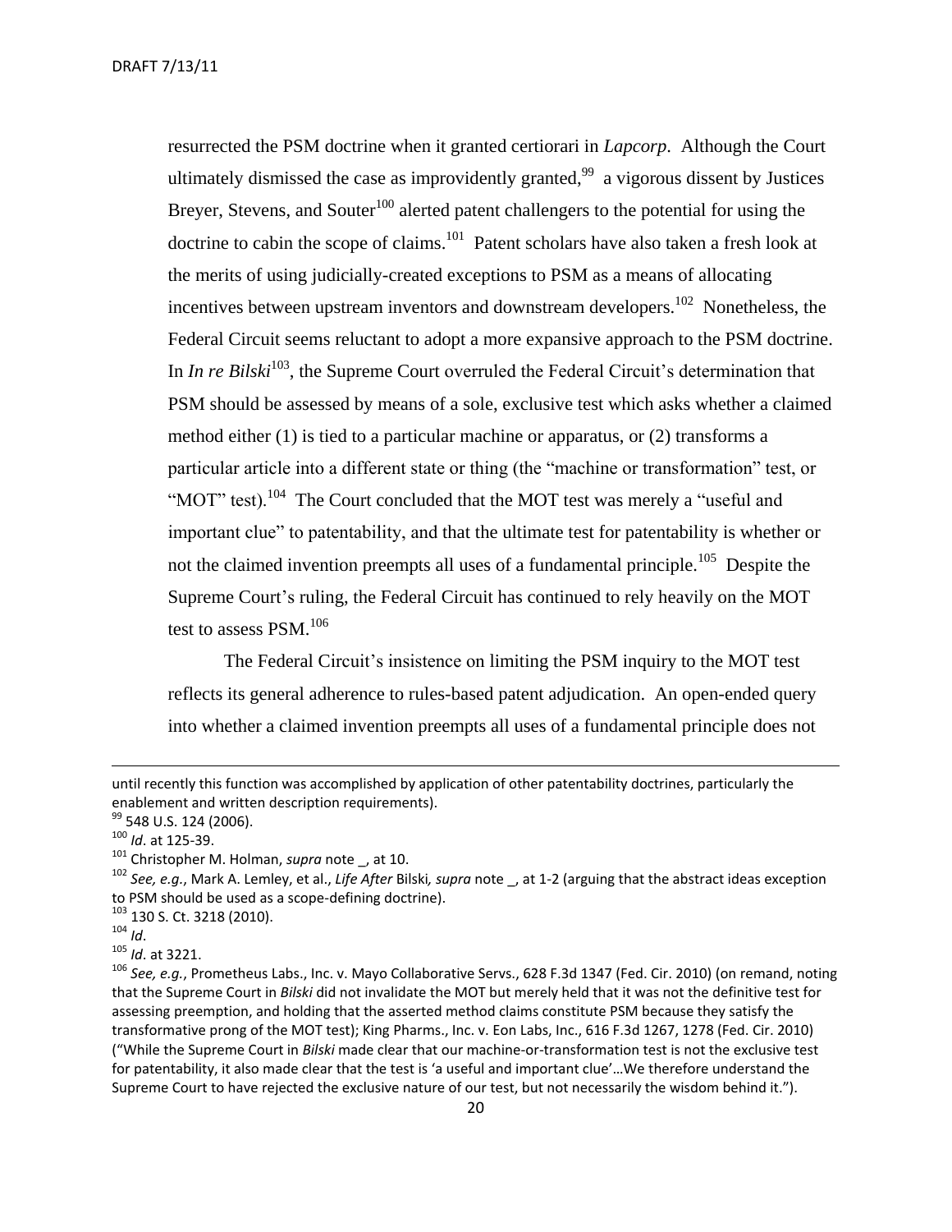resurrected the PSM doctrine when it granted certiorari in *Lapcorp*. Although the Court ultimately dismissed the case as improvidently granted,[99] a vigorous dissent by Justices Breyer, Stevens, and Souter[100] alerted patent challengers to the potential for using the doctrine to cabin the scope of claims.[101] Patent scholars have also taken a fresh look at the merits of using judicially-created exceptions to PSM as a means of allocating incentives between upstream inventors and downstream developers.[102] Nonetheless, the Federal Circuit seems reluctant to adopt a more expansive approach to the PSM doctrine. In *In re Bilski*[103], the Supreme Court overruled the Federal Circuit's determination that PSM should be assessed by means of a sole, exclusive test which asks whether a claimed method either (1) is tied to a particular machine or apparatus, or (2) transforms a particular article into a different state or thing (the "machine or transformation" test, or "MOT" test).[104] The Court concluded that the MOT test was merely a "useful and important clue" to patentability, and that the ultimate test for patentability is whether or not the claimed invention preempts all uses of a fundamental principle.[105] Despite the Supreme Court's ruling, the Federal Circuit has continued to rely heavily on the MOT test to assess PSM.[106]

The Federal Circuit's insistence on limiting the PSM inquiry to the MOT test reflects its general adherence to rules-based patent adjudication. An open-ended query into whether a claimed invention preempts all uses of a fundamental principle does not

---

until recently this function was accomplished by application of other patentability doctrines, particularly the enablement and written description requirements).

[99] 548 U.S. 124 (2006).

[100] *Id*. at 125-39.

[101] Christopher M. Holman, *supra* note _, at 10.

[102] *See, e.g.*, Mark A. Lemley, et al., *Life After* Bilski*, supra* note _, at 1-2 (arguing that the abstract ideas exception to PSM should be used as a scope-defining doctrine).

[103] 130 S. Ct. 3218 (2010).

[104] *Id*.

[105] *Id*. at 3221.

[106] *See, e.g.*, Prometheus Labs., Inc. v. Mayo Collaborative Servs., 628 F.3d 1347 (Fed. Cir. 2010) (on remand, noting that the Supreme Court in *Bilski* did not invalidate the MOT but merely held that it was not the definitive test for assessing preemption, and holding that the asserted method claims constitute PSM because they satisfy the transformative prong of the MOT test); King Pharms., Inc. v. Eon Labs, Inc., 616 F.3d 1267, 1278 (Fed. Cir. 2010) ("While the Supreme Court in *Bilski* made clear that our machine-or-transformation test is not the exclusive test for patentability, it also made clear that the test is 'a useful and important clue'…We therefore understand the Supreme Court to have rejected the exclusive nature of our test, but not necessarily the wisdom behind it.").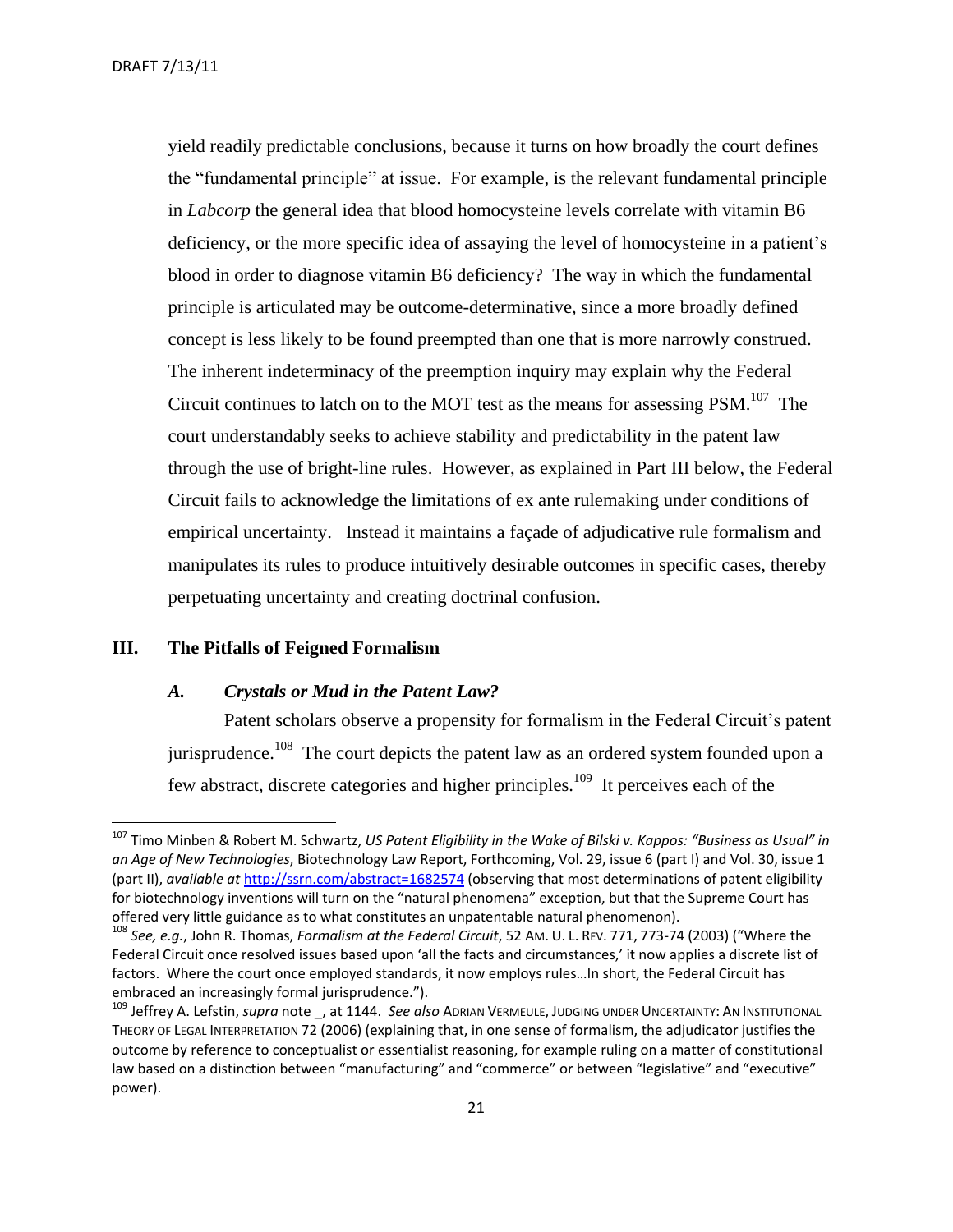yield readily predictable conclusions, because it turns on how broadly the court defines the "fundamental principle" at issue. For example, is the relevant fundamental principle in *Labcorp* the general idea that blood homocysteine levels correlate with vitamin B6 deficiency, or the more specific idea of assaying the level of homocysteine in a patient's blood in order to diagnose vitamin B6 deficiency? The way in which the fundamental principle is articulated may be outcome-determinative, since a more broadly defined concept is less likely to be found preempted than one that is more narrowly construed. The inherent indeterminacy of the preemption inquiry may explain why the Federal Circuit continues to latch on to the MOT test as the means for assessing PSM.[107] The court understandably seeks to achieve stability and predictability in the patent law through the use of bright-line rules. However, as explained in Part III below, the Federal Circuit fails to acknowledge the limitations of ex ante rulemaking under conditions of empirical uncertainty. Instead it maintains a façade of adjudicative rule formalism and manipulates its rules to produce intuitively desirable outcomes in specific cases, thereby perpetuating uncertainty and creating doctrinal confusion.

## III. The Pitfalls of Feigned Formalism

### *A. Crystals or Mud in the Patent Law?*

Patent scholars observe a propensity for formalism in the Federal Circuit's patent jurisprudence.[108] The court depicts the patent law as an ordered system founded upon a few abstract, discrete categories and higher principles.[109] It perceives each of the

---

[107] Timo Minben & Robert M. Schwartz, *US Patent Eligibility in the Wake of Bilski v. Kappos: "Business as Usual" in an Age of New Technologies*, Biotechnology Law Report, Forthcoming, Vol. 29, issue 6 (part I) and Vol. 30, issue 1 (part II), *available at* http://ssrn.com/abstract=1682574 (observing that most determinations of patent eligibility for biotechnology inventions will turn on the "natural phenomena" exception, but that the Supreme Court has offered very little guidance as to what constitutes an unpatentable natural phenomenon).

[108] *See, e.g.*, John R. Thomas, *Formalism at the Federal Circuit*, 52 AM. U. L. REV. 771, 773-74 (2003) ("Where the Federal Circuit once resolved issues based upon 'all the facts and circumstances,' it now applies a discrete list of factors. Where the court once employed standards, it now employs rules…In short, the Federal Circuit has embraced an increasingly formal jurisprudence.").

[109] Jeffrey A. Lefstin, *supra* note _, at 1144. *See also* ADRIAN VERMEULE, JUDGING UNDER UNCERTAINTY: AN INSTITUTIONAL THEORY OF LEGAL INTERPRETATION 72 (2006) (explaining that, in one sense of formalism, the adjudicator justifies the outcome by reference to conceptualist or essentialist reasoning, for example ruling on a matter of constitutional law based on a distinction between "manufacturing" and "commerce" or between "legislative" and "executive" power).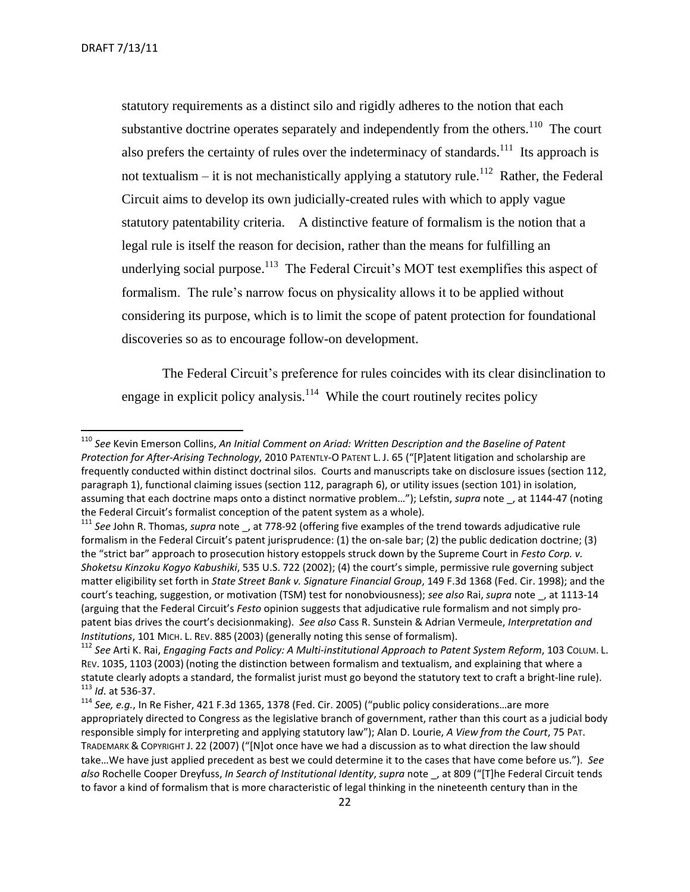statutory requirements as a distinct silo and rigidly adheres to the notion that each substantive doctrine operates separately and independently from the others.[110] The court also prefers the certainty of rules over the indeterminacy of standards.[111] Its approach is not textualism – it is not mechanistically applying a statutory rule.[112] Rather, the Federal Circuit aims to develop its own judicially-created rules with which to apply vague statutory patentability criteria. A distinctive feature of formalism is the notion that a legal rule is itself the reason for decision, rather than the means for fulfilling an underlying social purpose.[113] The Federal Circuit's MOT test exemplifies this aspect of formalism. The rule's narrow focus on physicality allows it to be applied without considering its purpose, which is to limit the scope of patent protection for foundational discoveries so as to encourage follow-on development.

The Federal Circuit's preference for rules coincides with its clear disinclination to engage in explicit policy analysis.[114] While the court routinely recites policy

---

[110] *See* Kevin Emerson Collins, *An Initial Comment on Ariad: Written Description and the Baseline of Patent Protection for After-Arising Technology*, 2010 PATENTLY-O PATENT L. J. 65 ("[P]atent litigation and scholarship are frequently conducted within distinct doctrinal silos. Courts and manuscripts take on disclosure issues (section 112, paragraph 1), functional claiming issues (section 112, paragraph 6), or utility issues (section 101) in isolation, assuming that each doctrine maps onto a distinct normative problem…"); Lefstin, *supra* note _, at 1144-47 (noting the Federal Circuit's formalist conception of the patent system as a whole).

[111] *See* John R. Thomas, *supra* note _, at 778-92 (offering five examples of the trend towards adjudicative rule formalism in the Federal Circuit's patent jurisprudence: (1) the on-sale bar; (2) the public dedication doctrine; (3) the "strict bar" approach to prosecution history estoppels struck down by the Supreme Court in *Festo Corp. v. Shoketsu Kinzoku Kogyo Kabushiki*, 535 U.S. 722 (2002); (4) the court's simple, permissive rule governing subject matter eligibility set forth in *State Street Bank v. Signature Financial Group*, 149 F.3d 1368 (Fed. Cir. 1998); and the court's teaching, suggestion, or motivation (TSM) test for nonobviousness); *see also* Rai, *supra* note _, at 1113-14 (arguing that the Federal Circuit's *Festo* opinion suggests that adjudicative rule formalism and not simply pro-patent bias drives the court's decisionmaking). *See also* Cass R. Sunstein & Adrian Vermeule, *Interpretation and Institutions*, 101 MICH. L. REV. 885 (2003) (generally noting this sense of formalism).

[112] *See* Arti K. Rai, *Engaging Facts and Policy: A Multi-institutional Approach to Patent System Reform*, 103 COLUM. L. REV. 1035, 1103 (2003) (noting the distinction between formalism and textualism, and explaining that where a statute clearly adopts a standard, the formalist jurist must go beyond the statutory text to craft a bright-line rule).

[113] *Id*. at 536-37.

[114] *See, e.g.*, In Re Fisher, 421 F.3d 1365, 1378 (Fed. Cir. 2005) ("public policy considerations…are more appropriately directed to Congress as the legislative branch of government, rather than this court as a judicial body responsible simply for interpreting and applying statutory law"); Alan D. Lourie, *A View from the Court*, 75 PAT. TRADEMARK & COPYRIGHT J. 22 (2007) ("[N]ot once have we had a discussion as to what direction the law should take…We have just applied precedent as best we could determine it to the cases that have come before us."). *See also* Rochelle Cooper Dreyfuss, *In Search of Institutional Identity*, *supra* note _, at 809 ("[T]he Federal Circuit tends to favor a kind of formalism that is more characteristic of legal thinking in the nineteenth century than in the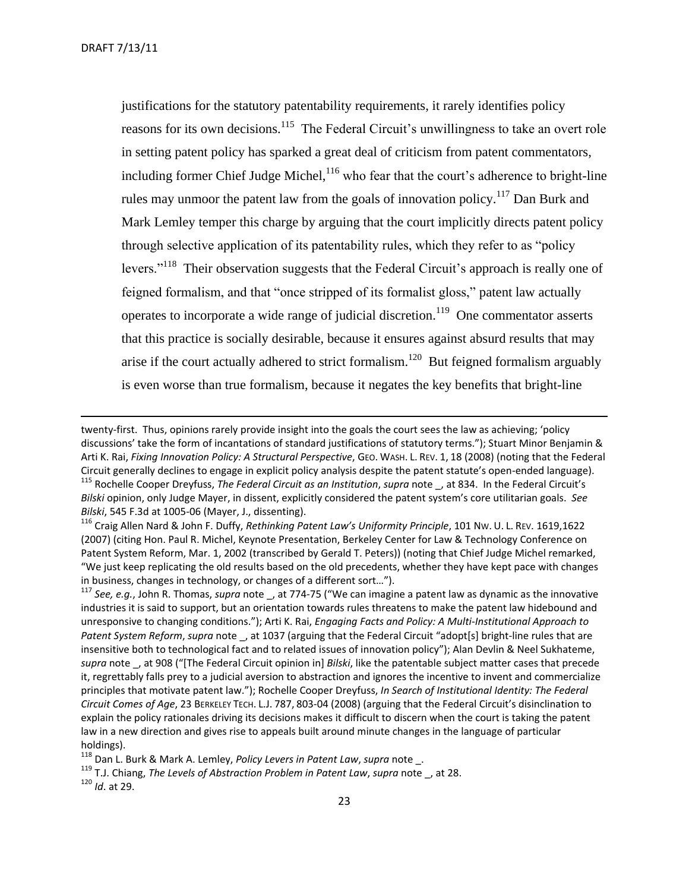justifications for the statutory patentability requirements, it rarely identifies policy reasons for its own decisions.[115] The Federal Circuit's unwillingness to take an overt role in setting patent policy has sparked a great deal of criticism from patent commentators, including former Chief Judge Michel,[116] who fear that the court's adherence to bright-line rules may unmoor the patent law from the goals of innovation policy.[117] Dan Burk and Mark Lemley temper this charge by arguing that the court implicitly directs patent policy through selective application of its patentability rules, which they refer to as "policy levers."[118] Their observation suggests that the Federal Circuit's approach is really one of feigned formalism, and that "once stripped of its formalist gloss," patent law actually operates to incorporate a wide range of judicial discretion.[119] One commentator asserts that this practice is socially desirable, because it ensures against absurd results that may arise if the court actually adhered to strict formalism.[120] But feigned formalism arguably is even worse than true formalism, because it negates the key benefits that bright-line

---

twenty-first. Thus, opinions rarely provide insight into the goals the court sees the law as achieving; 'policy discussions' take the form of incantations of standard justifications of statutory terms."); Stuart Minor Benjamin & Arti K. Rai, *Fixing Innovation Policy: A Structural Perspective*, GEO. WASH. L. REV. 1, 18 (2008) (noting that the Federal Circuit generally declines to engage in explicit policy analysis despite the patent statute's open-ended language).

[115] Rochelle Cooper Dreyfuss, *The Federal Circuit as an Institution*, *supra* note _, at 834. In the Federal Circuit's *Bilski* opinion, only Judge Mayer, in dissent, explicitly considered the patent system's core utilitarian goals. *See Bilski*, 545 F.3d at 1005-06 (Mayer, J., dissenting).

[116] Craig Allen Nard & John F. Duffy, *Rethinking Patent Law's Uniformity Principle*, 101 NW. U. L. REV. 1619,1622 (2007) (citing Hon. Paul R. Michel, Keynote Presentation, Berkeley Center for Law & Technology Conference on Patent System Reform, Mar. 1, 2002 (transcribed by Gerald T. Peters)) (noting that Chief Judge Michel remarked, "We just keep replicating the old results based on the old precedents, whether they have kept pace with changes in business, changes in technology, or changes of a different sort…").

[117] *See, e.g.*, John R. Thomas, *supra* note _, at 774-75 ("We can imagine a patent law as dynamic as the innovative industries it is said to support, but an orientation towards rules threatens to make the patent law hidebound and unresponsive to changing conditions."); Arti K. Rai, *Engaging Facts and Policy: A Multi-Institutional Approach to Patent System Reform*, *supra* note _, at 1037 (arguing that the Federal Circuit "adopt[s] bright-line rules that are insensitive both to technological fact and to related issues of innovation policy"); Alan Devlin & Neel Sukhateme, *supra* note _, at 908 ("[The Federal Circuit opinion in] *Bilski*, like the patentable subject matter cases that precede it, regrettably falls prey to a judicial aversion to abstraction and ignores the incentive to invent and commercialize principles that motivate patent law."); Rochelle Cooper Dreyfuss, *In Search of Institutional Identity: The Federal Circuit Comes of Age*, 23 BERKELEY TECH. L.J. 787, 803-04 (2008) (arguing that the Federal Circuit's disinclination to explain the policy rationales driving its decisions makes it difficult to discern when the court is taking the patent law in a new direction and gives rise to appeals built around minute changes in the language of particular holdings).

[118] Dan L. Burk & Mark A. Lemley, *Policy Levers in Patent Law*, *supra* note _.

[119] T.J. Chiang, *The Levels of Abstraction Problem in Patent Law*, *supra* note _, at 28.

[120] *Id*. at 29.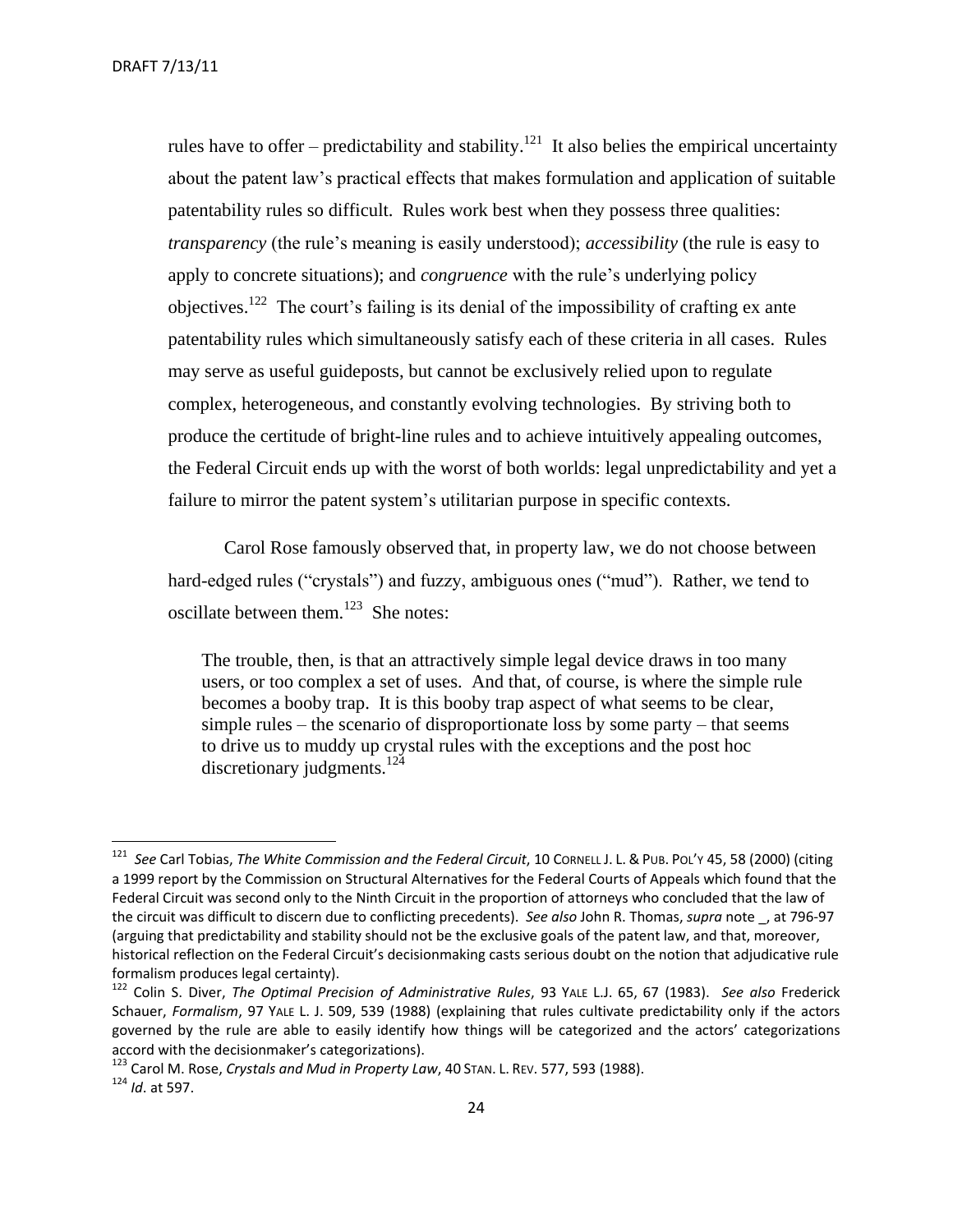rules have to offer – predictability and stability.[121] It also belies the empirical uncertainty about the patent law's practical effects that makes formulation and application of suitable patentability rules so difficult. Rules work best when they possess three qualities: *transparency* (the rule's meaning is easily understood); *accessibility* (the rule is easy to apply to concrete situations); and *congruence* with the rule's underlying policy objectives.[122] The court's failing is its denial of the impossibility of crafting ex ante patentability rules which simultaneously satisfy each of these criteria in all cases. Rules may serve as useful guideposts, but cannot be exclusively relied upon to regulate complex, heterogeneous, and constantly evolving technologies. By striving both to produce the certitude of bright-line rules and to achieve intuitively appealing outcomes, the Federal Circuit ends up with the worst of both worlds: legal unpredictability and yet a failure to mirror the patent system's utilitarian purpose in specific contexts.

Carol Rose famously observed that, in property law, we do not choose between hard-edged rules ("crystals") and fuzzy, ambiguous ones ("mud"). Rather, we tend to oscillate between them.[123] She notes:

> The trouble, then, is that an attractively simple legal device draws in too many users, or too complex a set of uses. And that, of course, is where the simple rule becomes a booby trap. It is this booby trap aspect of what seems to be clear, simple rules – the scenario of disproportionate loss by some party – that seems to drive us to muddy up crystal rules with the exceptions and the post hoc discretionary judgments.[124]

---

[121] *See* Carl Tobias, *The White Commission and the Federal Circuit*, 10 CORNELL J. L. & PUB. POL'Y 45, 58 (2000) (citing a 1999 report by the Commission on Structural Alternatives for the Federal Courts of Appeals which found that the Federal Circuit was second only to the Ninth Circuit in the proportion of attorneys who concluded that the law of the circuit was difficult to discern due to conflicting precedents). *See also* John R. Thomas, *supra* note _, at 796-97 (arguing that predictability and stability should not be the exclusive goals of the patent law, and that, moreover, historical reflection on the Federal Circuit's decisionmaking casts serious doubt on the notion that adjudicative rule formalism produces legal certainty).

[122] Colin S. Diver, *The Optimal Precision of Administrative Rules*, 93 YALE L.J. 65, 67 (1983). *See also* Frederick Schauer, *Formalism*, 97 YALE L. J. 509, 539 (1988) (explaining that rules cultivate predictability only if the actors governed by the rule are able to easily identify how things will be categorized and the actors' categorizations accord with the decisionmaker's categorizations).

[123] Carol M. Rose, *Crystals and Mud in Property Law*, 40 STAN. L. REV. 577, 593 (1988).

[124] *Id*. at 597.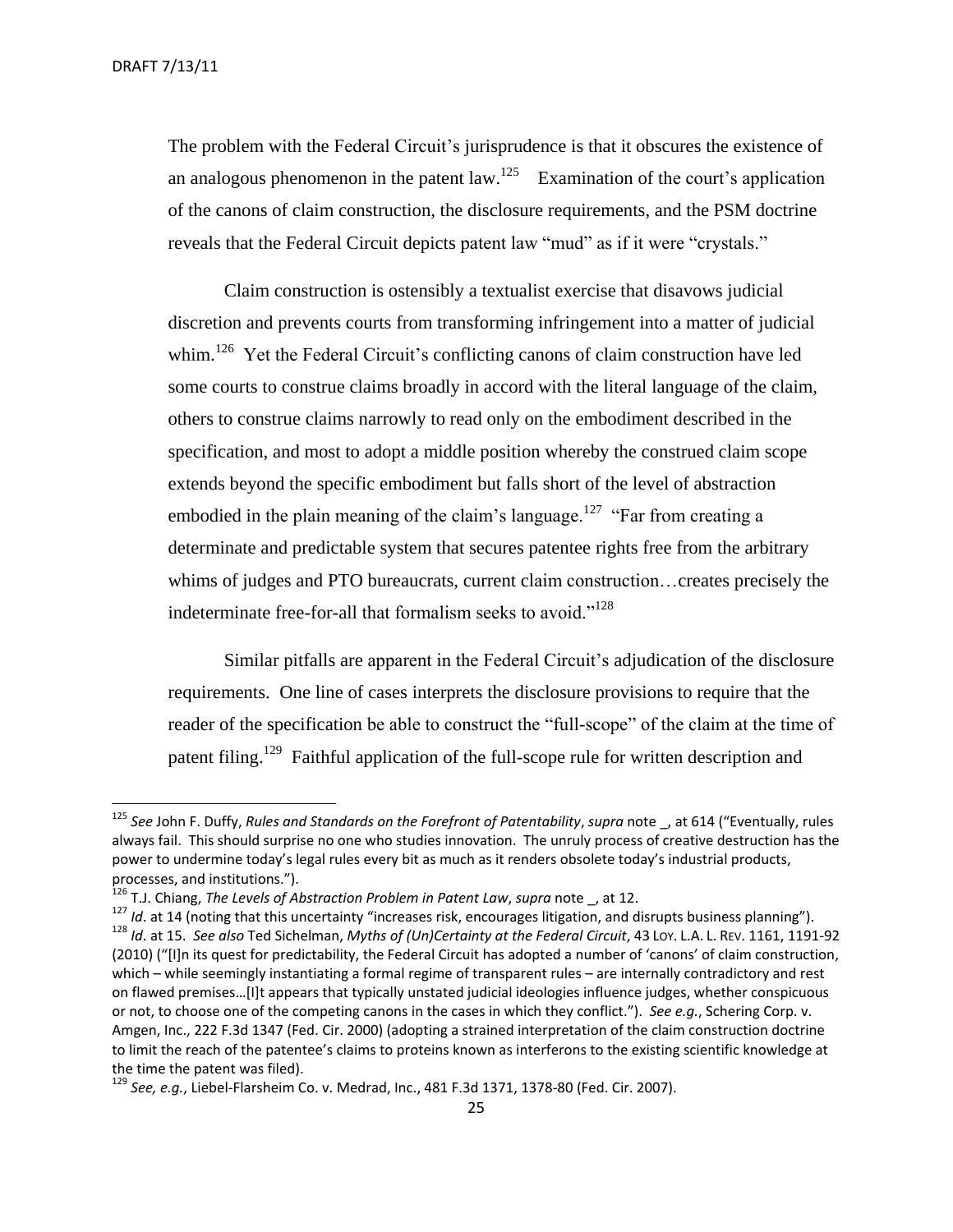The problem with the Federal Circuit's jurisprudence is that it obscures the existence of an analogous phenomenon in the patent law.[125] Examination of the court's application of the canons of claim construction, the disclosure requirements, and the PSM doctrine reveals that the Federal Circuit depicts patent law "mud" as if it were "crystals."

Claim construction is ostensibly a textualist exercise that disavows judicial discretion and prevents courts from transforming infringement into a matter of judicial whim.[126] Yet the Federal Circuit's conflicting canons of claim construction have led some courts to construe claims broadly in accord with the literal language of the claim, others to construe claims narrowly to read only on the embodiment described in the specification, and most to adopt a middle position whereby the construed claim scope extends beyond the specific embodiment but falls short of the level of abstraction embodied in the plain meaning of the claim's language.[127] "Far from creating a determinate and predictable system that secures patentee rights free from the arbitrary whims of judges and PTO bureaucrats, current claim construction…creates precisely the indeterminate free-for-all that formalism seeks to avoid."[128]

Similar pitfalls are apparent in the Federal Circuit's adjudication of the disclosure requirements. One line of cases interprets the disclosure provisions to require that the reader of the specification be able to construct the "full-scope" of the claim at the time of patent filing.[129] Faithful application of the full-scope rule for written description and

---

[125] *See* John F. Duffy, *Rules and Standards on the Forefront of Patentability*, *supra* note _, at 614 ("Eventually, rules always fail. This should surprise no one who studies innovation. The unruly process of creative destruction has the power to undermine today's legal rules every bit as much as it renders obsolete today's industrial products, processes, and institutions.").

[126] T.J. Chiang, *The Levels of Abstraction Problem in Patent Law*, *supra* note _, at 12.

[127] *Id*. at 14 (noting that this uncertainty "increases risk, encourages litigation, and disrupts business planning").

[128] *Id*. at 15. *See also* Ted Sichelman, *Myths of (Un)Certainty at the Federal Circuit*, 43 LOY. L.A. L. REV. 1161, 1191-92 (2010) ("[I]n its quest for predictability, the Federal Circuit has adopted a number of 'canons' of claim construction, which – while seemingly instantiating a formal regime of transparent rules – are internally contradictory and rest on flawed premises…[I]t appears that typically unstated judicial ideologies influence judges, whether conspicuous or not, to choose one of the competing canons in the cases in which they conflict."). *See e.g.*, Schering Corp. v. Amgen, Inc., 222 F.3d 1347 (Fed. Cir. 2000) (adopting a strained interpretation of the claim construction doctrine to limit the reach of the patentee's claims to proteins known as interferons to the existing scientific knowledge at the time the patent was filed).

[129] *See, e.g.*, Liebel-Flarsheim Co. v. Medrad, Inc., 481 F.3d 1371, 1378-80 (Fed. Cir. 2007).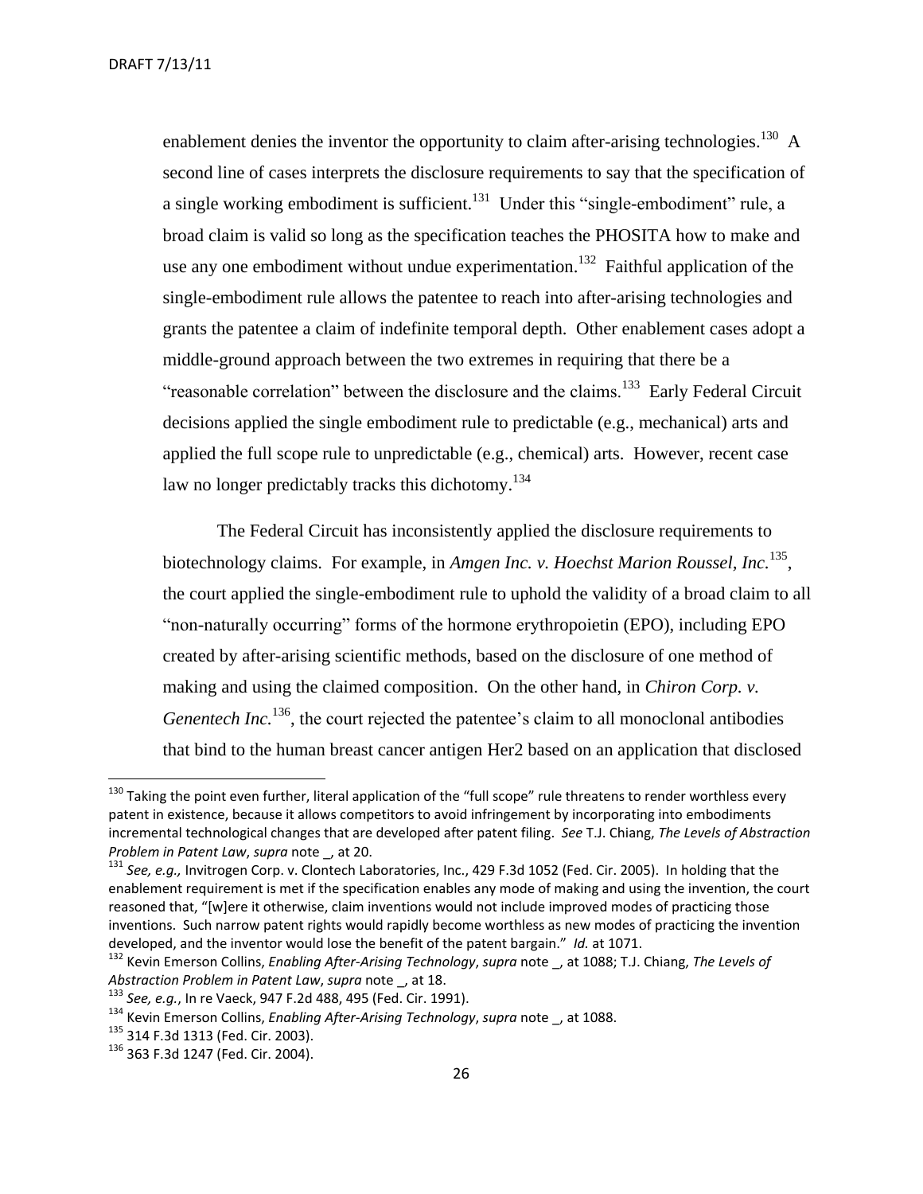enablement denies the inventor the opportunity to claim after-arising technologies.[130] A second line of cases interprets the disclosure requirements to say that the specification of a single working embodiment is sufficient.[131] Under this "single-embodiment" rule, a broad claim is valid so long as the specification teaches the PHOSITA how to make and use any one embodiment without undue experimentation.[132] Faithful application of the single-embodiment rule allows the patentee to reach into after-arising technologies and grants the patentee a claim of indefinite temporal depth. Other enablement cases adopt a middle-ground approach between the two extremes in requiring that there be a "reasonable correlation" between the disclosure and the claims.[133] Early Federal Circuit decisions applied the single embodiment rule to predictable (e.g., mechanical) arts and applied the full scope rule to unpredictable (e.g., chemical) arts. However, recent case law no longer predictably tracks this dichotomy.[134]

The Federal Circuit has inconsistently applied the disclosure requirements to biotechnology claims. For example, in *Amgen Inc. v. Hoechst Marion Roussel, Inc.*[135], the court applied the single-embodiment rule to uphold the validity of a broad claim to all "non-naturally occurring" forms of the hormone erythropoietin (EPO), including EPO created by after-arising scientific methods, based on the disclosure of one method of making and using the claimed composition. On the other hand, in *Chiron Corp. v. Genentech Inc.*[136], the court rejected the patentee's claim to all monoclonal antibodies that bind to the human breast cancer antigen Her2 based on an application that disclosed

---

[130] Taking the point even further, literal application of the "full scope" rule threatens to render worthless every patent in existence, because it allows competitors to avoid infringement by incorporating into embodiments incremental technological changes that are developed after patent filing. *See* T.J. Chiang, *The Levels of Abstraction Problem in Patent Law*, *supra* note _, at 20.

[131] *See, e.g.,* Invitrogen Corp. v. Clontech Laboratories, Inc., 429 F.3d 1052 (Fed. Cir. 2005). In holding that the enablement requirement is met if the specification enables any mode of making and using the invention, the court reasoned that, "[w]ere it otherwise, claim inventions would not include improved modes of practicing those inventions. Such narrow patent rights would rapidly become worthless as new modes of practicing the invention developed, and the inventor would lose the benefit of the patent bargain." *Id.* at 1071.

[132] Kevin Emerson Collins, *Enabling After-Arising Technology*, *supra* note _, at 1088; T.J. Chiang, *The Levels of Abstraction Problem in Patent Law*, *supra* note _, at 18.

[133] *See, e.g.*, In re Vaeck, 947 F.2d 488, 495 (Fed. Cir. 1991).

[134] Kevin Emerson Collins, *Enabling After-Arising Technology*, *supra* note _, at 1088.

[135] 314 F.3d 1313 (Fed. Cir. 2003).

[136] 363 F.3d 1247 (Fed. Cir. 2004).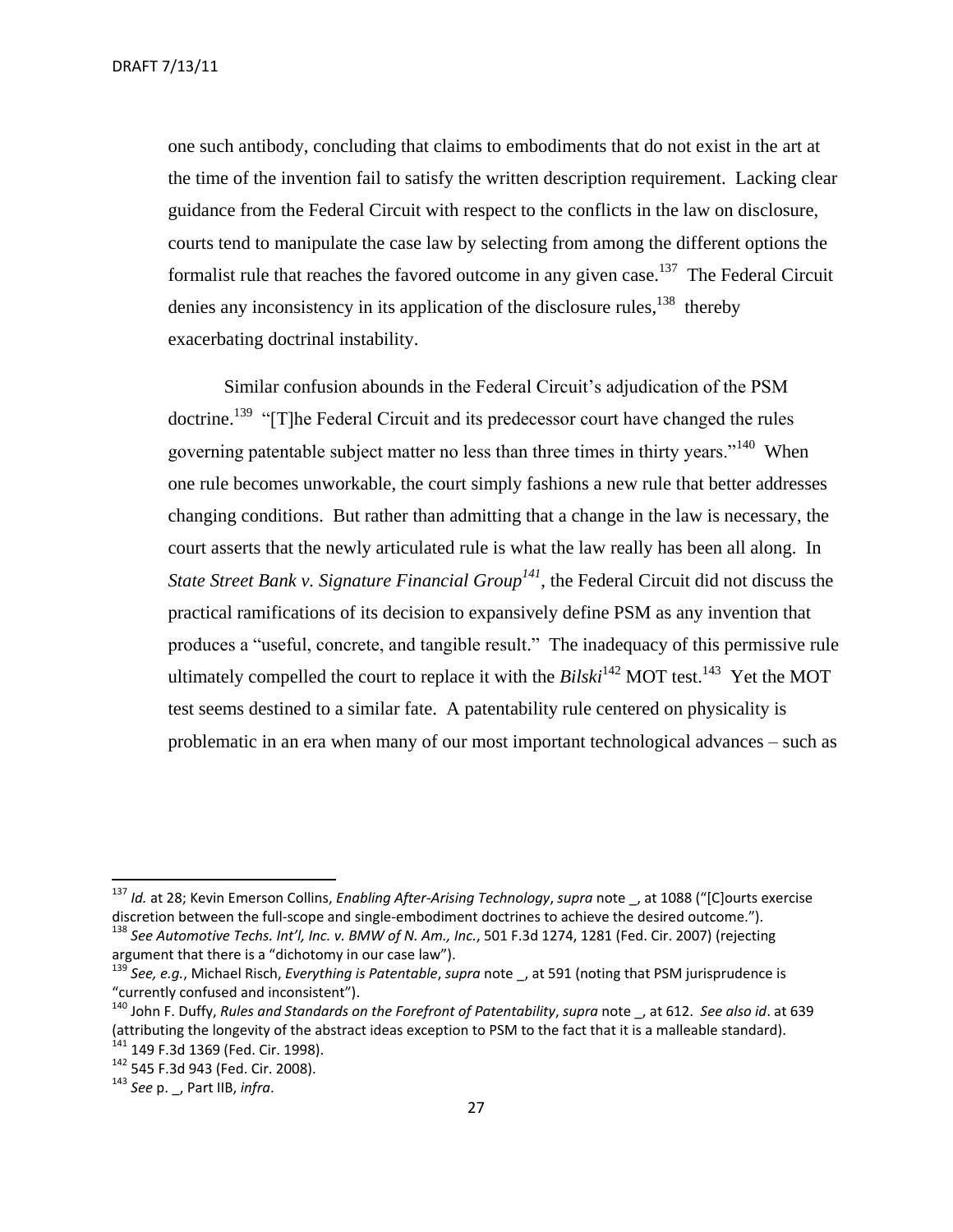one such antibody, concluding that claims to embodiments that do not exist in the art at the time of the invention fail to satisfy the written description requirement. Lacking clear guidance from the Federal Circuit with respect to the conflicts in the law on disclosure, courts tend to manipulate the case law by selecting from among the different options the formalist rule that reaches the favored outcome in any given case.[137] The Federal Circuit denies any inconsistency in its application of the disclosure rules,[138] thereby exacerbating doctrinal instability.

Similar confusion abounds in the Federal Circuit's adjudication of the PSM doctrine.[139] "[T]he Federal Circuit and its predecessor court have changed the rules governing patentable subject matter no less than three times in thirty years."[140] When one rule becomes unworkable, the court simply fashions a new rule that better addresses changing conditions. But rather than admitting that a change in the law is necessary, the court asserts that the newly articulated rule is what the law really has been all along. In *State Street Bank v. Signature Financial Group*[141], the Federal Circuit did not discuss the practical ramifications of its decision to expansively define PSM as any invention that produces a "useful, concrete, and tangible result." The inadequacy of this permissive rule ultimately compelled the court to replace it with the *Bilski*[142] MOT test.[143] Yet the MOT test seems destined to a similar fate. A patentability rule centered on physicality is problematic in an era when many of our most important technological advances – such as

---

[137] *Id.* at 28; Kevin Emerson Collins, *Enabling After-Arising Technology*, *supra* note _, at 1088 ("[C]ourts exercise discretion between the full-scope and single-embodiment doctrines to achieve the desired outcome.").

[138] *See Automotive Techs. Int'l, Inc. v. BMW of N. Am., Inc.*, 501 F.3d 1274, 1281 (Fed. Cir. 2007) (rejecting argument that there is a "dichotomy in our case law").

[139] *See, e.g.*, Michael Risch, *Everything is Patentable*, *supra* note _, at 591 (noting that PSM jurisprudence is "currently confused and inconsistent").

[140] John F. Duffy, *Rules and Standards on the Forefront of Patentability*, *supra* note _, at 612. *See also id*. at 639 (attributing the longevity of the abstract ideas exception to PSM to the fact that it is a malleable standard).

[141] 149 F.3d 1369 (Fed. Cir. 1998).

[142] 545 F.3d 943 (Fed. Cir. 2008).

[143] *See* p. _, Part IIB, *infra*.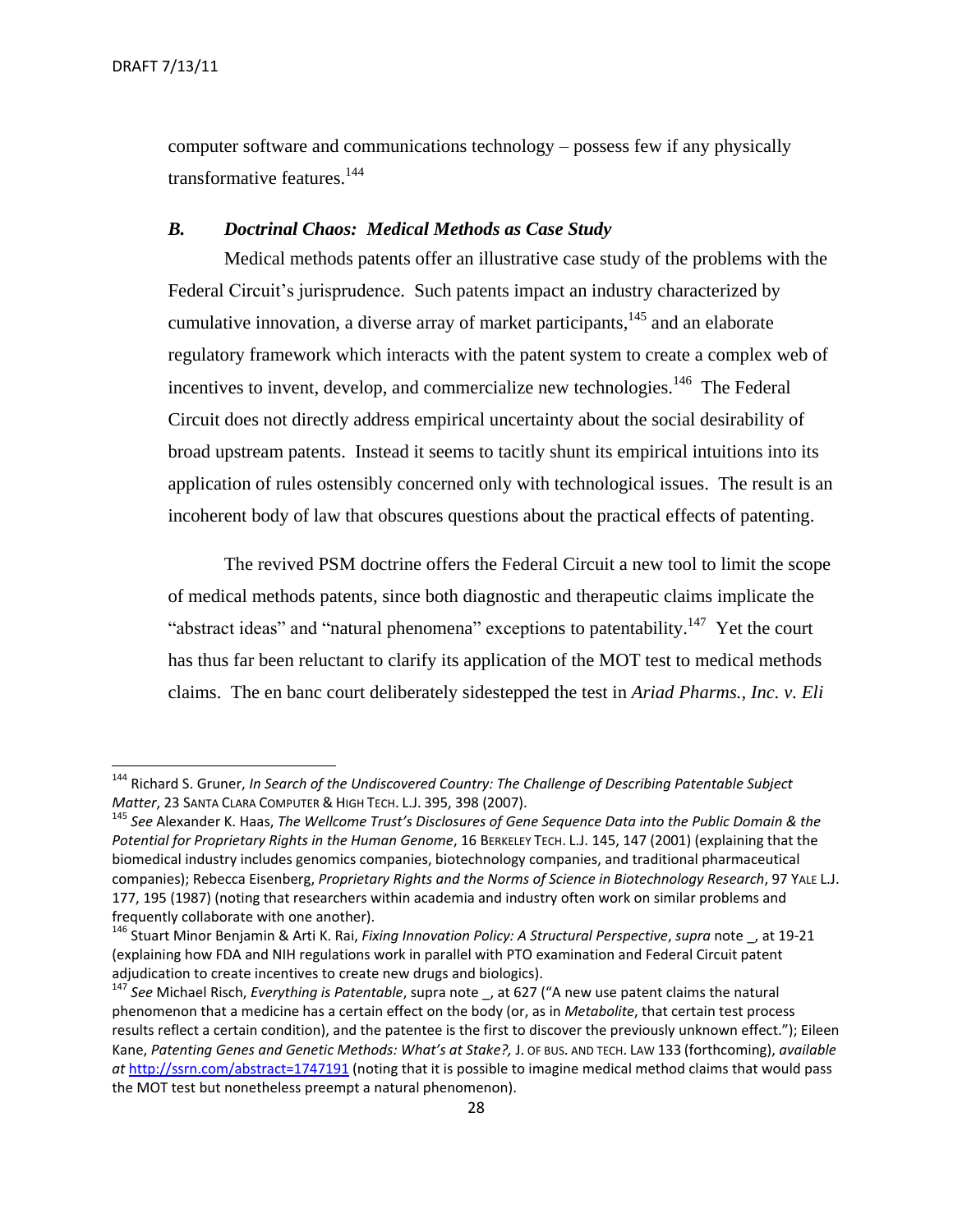computer software and communications technology – possess few if any physically transformative features.[144]

### *B. Doctrinal Chaos: Medical Methods as Case Study*

Medical methods patents offer an illustrative case study of the problems with the Federal Circuit's jurisprudence. Such patents impact an industry characterized by cumulative innovation, a diverse array of market participants,[145] and an elaborate regulatory framework which interacts with the patent system to create a complex web of incentives to invent, develop, and commercialize new technologies.[146] The Federal Circuit does not directly address empirical uncertainty about the social desirability of broad upstream patents. Instead it seems to tacitly shunt its empirical intuitions into its application of rules ostensibly concerned only with technological issues. The result is an incoherent body of law that obscures questions about the practical effects of patenting.

The revived PSM doctrine offers the Federal Circuit a new tool to limit the scope of medical methods patents, since both diagnostic and therapeutic claims implicate the "abstract ideas" and "natural phenomena" exceptions to patentability.[147] Yet the court has thus far been reluctant to clarify its application of the MOT test to medical methods claims. The en banc court deliberately sidestepped the test in *Ariad Pharms., Inc. v. Eli*

---

[144] Richard S. Gruner, *In Search of the Undiscovered Country: The Challenge of Describing Patentable Subject Matter*, 23 SANTA CLARA COMPUTER & HIGH TECH. L.J. 395, 398 (2007).

[145] *See* Alexander K. Haas, *The Wellcome Trust's Disclosures of Gene Sequence Data into the Public Domain & the Potential for Proprietary Rights in the Human Genome*, 16 BERKELEY TECH. L.J. 145, 147 (2001) (explaining that the biomedical industry includes genomics companies, biotechnology companies, and traditional pharmaceutical companies); Rebecca Eisenberg, *Proprietary Rights and the Norms of Science in Biotechnology Research*, 97 YALE L.J. 177, 195 (1987) (noting that researchers within academia and industry often work on similar problems and frequently collaborate with one another).

[146] Stuart Minor Benjamin & Arti K. Rai, *Fixing Innovation Policy: A Structural Perspective*, *supra* note _, at 19-21 (explaining how FDA and NIH regulations work in parallel with PTO examination and Federal Circuit patent adjudication to create incentives to create new drugs and biologics).

[147] *See* Michael Risch, *Everything is Patentable*, supra note _, at 627 ("A new use patent claims the natural phenomenon that a medicine has a certain effect on the body (or, as in *Metabolite*, that certain test process results reflect a certain condition), and the patentee is the first to discover the previously unknown effect."); Eileen Kane, *Patenting Genes and Genetic Methods: What's at Stake?,* J. OF BUS. AND TECH. LAW 133 (forthcoming), *available at* http://ssrn.com/abstract=1747191 (noting that it is possible to imagine medical method claims that would pass the MOT test but nonetheless preempt a natural phenomenon).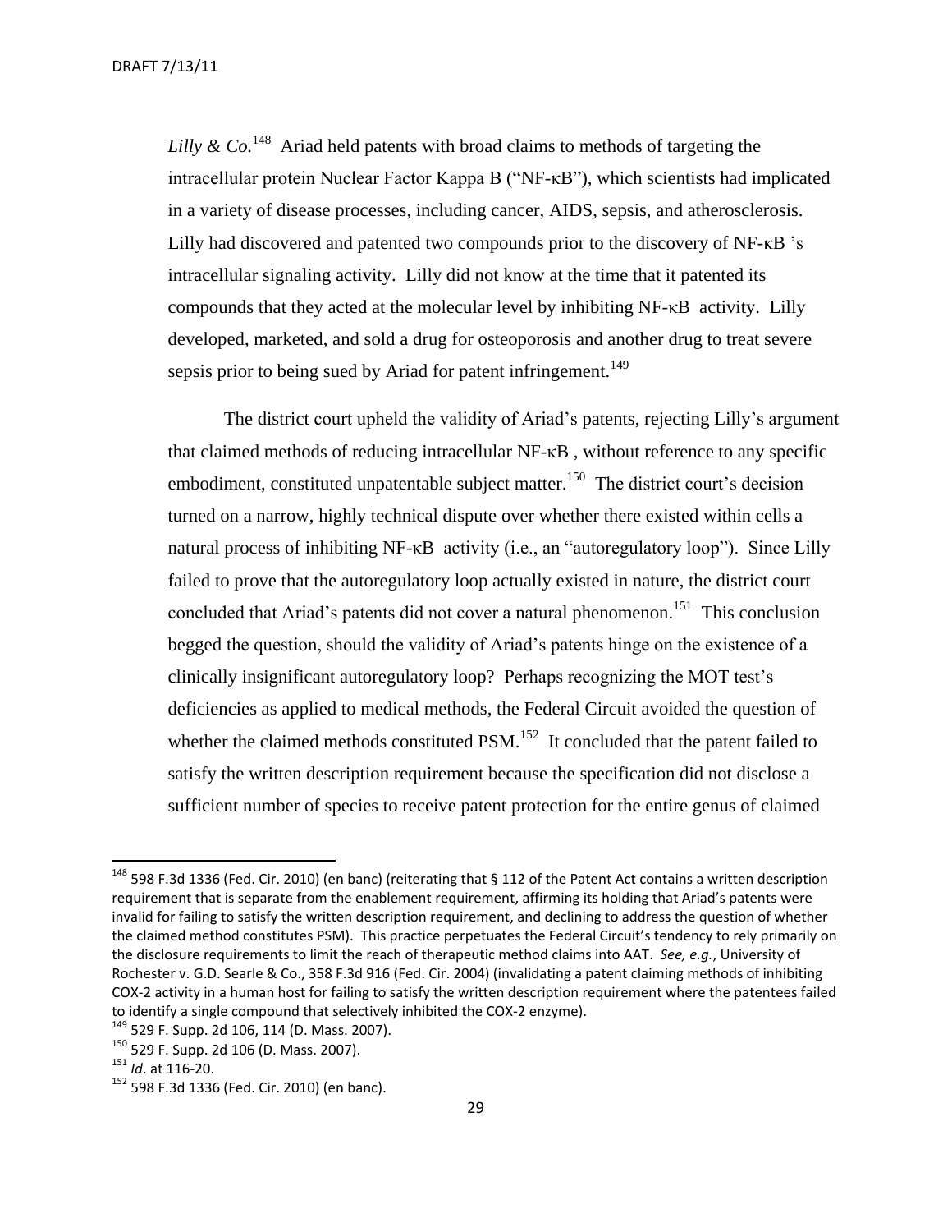*Lilly & Co.*[148] Ariad held patents with broad claims to methods of targeting the intracellular protein Nuclear Factor Kappa B ("NF-κB"), which scientists had implicated in a variety of disease processes, including cancer, AIDS, sepsis, and atherosclerosis. Lilly had discovered and patented two compounds prior to the discovery of NF-κB 's intracellular signaling activity. Lilly did not know at the time that it patented its compounds that they acted at the molecular level by inhibiting NF-κB activity. Lilly developed, marketed, and sold a drug for osteoporosis and another drug to treat severe sepsis prior to being sued by Ariad for patent infringement.[149]

The district court upheld the validity of Ariad's patents, rejecting Lilly's argument that claimed methods of reducing intracellular NF-κB , without reference to any specific embodiment, constituted unpatentable subject matter.[150] The district court's decision turned on a narrow, highly technical dispute over whether there existed within cells a natural process of inhibiting NF-κB activity (i.e., an "autoregulatory loop"). Since Lilly failed to prove that the autoregulatory loop actually existed in nature, the district court concluded that Ariad's patents did not cover a natural phenomenon.[151] This conclusion begged the question, should the validity of Ariad's patents hinge on the existence of a clinically insignificant autoregulatory loop? Perhaps recognizing the MOT test's deficiencies as applied to medical methods, the Federal Circuit avoided the question of whether the claimed methods constituted PSM.[152] It concluded that the patent failed to satisfy the written description requirement because the specification did not disclose a sufficient number of species to receive patent protection for the entire genus of claimed

---

[148] 598 F.3d 1336 (Fed. Cir. 2010) (en banc) (reiterating that § 112 of the Patent Act contains a written description requirement that is separate from the enablement requirement, affirming its holding that Ariad's patents were invalid for failing to satisfy the written description requirement, and declining to address the question of whether the claimed method constitutes PSM). This practice perpetuates the Federal Circuit's tendency to rely primarily on the disclosure requirements to limit the reach of therapeutic method claims into AAT. *See, e.g.*, University of Rochester v. G.D. Searle & Co., 358 F.3d 916 (Fed. Cir. 2004) (invalidating a patent claiming methods of inhibiting COX-2 activity in a human host for failing to satisfy the written description requirement where the patentees failed to identify a single compound that selectively inhibited the COX-2 enzyme).

[149] 529 F. Supp. 2d 106, 114 (D. Mass. 2007).

[150] 529 F. Supp. 2d 106 (D. Mass. 2007).

[151] *Id*. at 116-20.

[152] 598 F.3d 1336 (Fed. Cir. 2010) (en banc).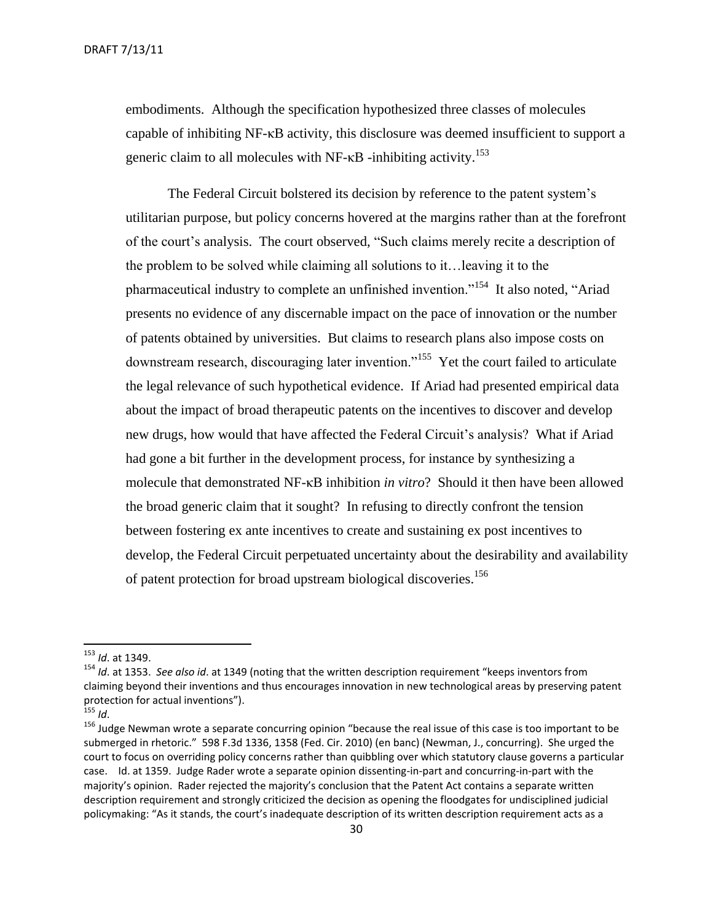embodiments. Although the specification hypothesized three classes of molecules capable of inhibiting NF-κB activity, this disclosure was deemed insufficient to support a generic claim to all molecules with NF-κB -inhibiting activity.[153]

The Federal Circuit bolstered its decision by reference to the patent system's utilitarian purpose, but policy concerns hovered at the margins rather than at the forefront of the court's analysis. The court observed, "Such claims merely recite a description of the problem to be solved while claiming all solutions to it…leaving it to the pharmaceutical industry to complete an unfinished invention."[154] It also noted, "Ariad presents no evidence of any discernable impact on the pace of innovation or the number of patents obtained by universities. But claims to research plans also impose costs on downstream research, discouraging later invention."[155] Yet the court failed to articulate the legal relevance of such hypothetical evidence. If Ariad had presented empirical data about the impact of broad therapeutic patents on the incentives to discover and develop new drugs, how would that have affected the Federal Circuit's analysis? What if Ariad had gone a bit further in the development process, for instance by synthesizing a molecule that demonstrated NF-κB inhibition *in vitro*? Should it then have been allowed the broad generic claim that it sought? In refusing to directly confront the tension between fostering ex ante incentives to create and sustaining ex post incentives to develop, the Federal Circuit perpetuated uncertainty about the desirability and availability of patent protection for broad upstream biological discoveries.[156]

---

[153] *Id*. at 1349.

[154] *Id*. at 1353. *See also id*. at 1349 (noting that the written description requirement "keeps inventors from claiming beyond their inventions and thus encourages innovation in new technological areas by preserving patent protection for actual inventions").

[155] *Id*.

[156] Judge Newman wrote a separate concurring opinion "because the real issue of this case is too important to be submerged in rhetoric." 598 F.3d 1336, 1358 (Fed. Cir. 2010) (en banc) (Newman, J., concurring). She urged the court to focus on overriding policy concerns rather than quibbling over which statutory clause governs a particular case. Id. at 1359. Judge Rader wrote a separate opinion dissenting-in-part and concurring-in-part with the majority's opinion. Rader rejected the majority's conclusion that the Patent Act contains a separate written description requirement and strongly criticized the decision as opening the floodgates for undisciplined judicial policymaking: "As it stands, the court's inadequate description of its written description requirement acts as a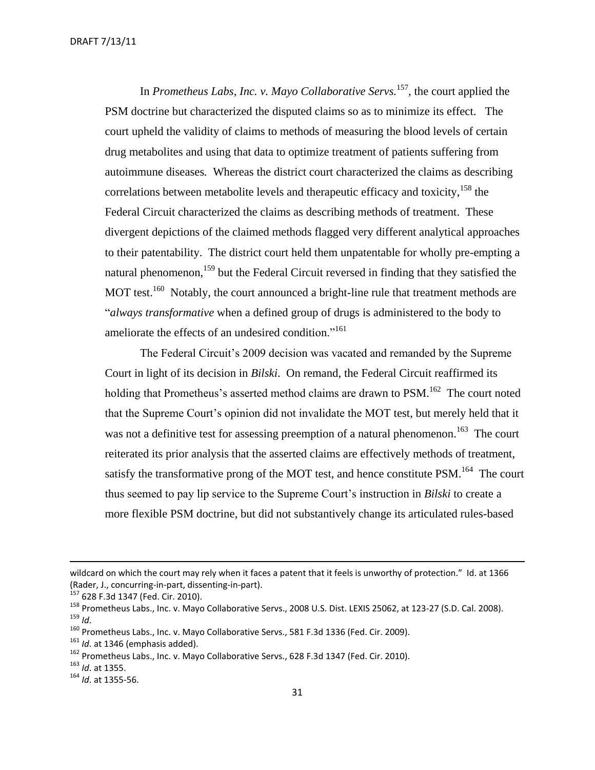In *Prometheus Labs, Inc. v. Mayo Collaborative Servs.*[157], the court applied the PSM doctrine but characterized the disputed claims so as to minimize its effect. The court upheld the validity of claims to methods of measuring the blood levels of certain drug metabolites and using that data to optimize treatment of patients suffering from autoimmune diseases. Whereas the district court characterized the claims as describing correlations between metabolite levels and therapeutic efficacy and toxicity,[158] the Federal Circuit characterized the claims as describing methods of treatment. These divergent depictions of the claimed methods flagged very different analytical approaches to their patentability. The district court held them unpatentable for wholly pre-empting a natural phenomenon,[159] but the Federal Circuit reversed in finding that they satisfied the MOT test.[160] Notably, the court announced a bright-line rule that treatment methods are "*always transformative* when a defined group of drugs is administered to the body to ameliorate the effects of an undesired condition."[161]

The Federal Circuit's 2009 decision was vacated and remanded by the Supreme Court in light of its decision in *Bilski*. On remand, the Federal Circuit reaffirmed its holding that Prometheus's asserted method claims are drawn to PSM.[162] The court noted that the Supreme Court's opinion did not invalidate the MOT test, but merely held that it was not a definitive test for assessing preemption of a natural phenomenon.[163] The court reiterated its prior analysis that the asserted claims are effectively methods of treatment, satisfy the transformative prong of the MOT test, and hence constitute PSM.[164] The court thus seemed to pay lip service to the Supreme Court's instruction in *Bilski* to create a more flexible PSM doctrine, but did not substantively change its articulated rules-based

---

wildcard on which the court may rely when it faces a patent that it feels is unworthy of protection." Id. at 1366 (Rader, J., concurring-in-part, dissenting-in-part).

[157] 628 F.3d 1347 (Fed. Cir. 2010).

[158] Prometheus Labs., Inc. v. Mayo Collaborative Servs., 2008 U.S. Dist. LEXIS 25062, at 123-27 (S.D. Cal. 2008).

[159] *Id*.

[160] Prometheus Labs., Inc. v. Mayo Collaborative Servs., 581 F.3d 1336 (Fed. Cir. 2009).

[161] *Id*. at 1346 (emphasis added).

[162] Prometheus Labs., Inc. v. Mayo Collaborative Servs., 628 F.3d 1347 (Fed. Cir. 2010).

[163] *Id*. at 1355.

[164] *Id*. at 1355-56.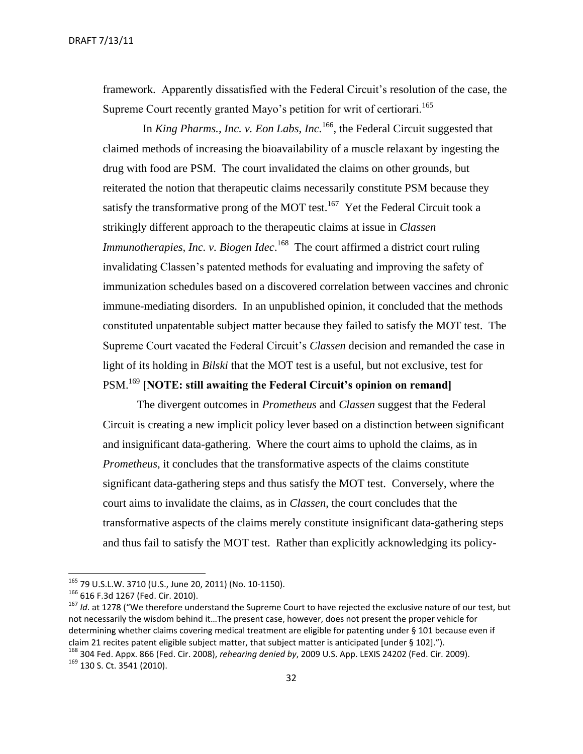framework. Apparently dissatisfied with the Federal Circuit's resolution of the case, the Supreme Court recently granted Mayo's petition for writ of certiorari.[165]

In *King Pharms., Inc. v. Eon Labs, Inc.*[166], the Federal Circuit suggested that claimed methods of increasing the bioavailability of a muscle relaxant by ingesting the drug with food are PSM. The court invalidated the claims on other grounds, but reiterated the notion that therapeutic claims necessarily constitute PSM because they satisfy the transformative prong of the MOT test.[167] Yet the Federal Circuit took a strikingly different approach to the therapeutic claims at issue in *Classen Immunotherapies, Inc. v. Biogen Idec*.[168] The court affirmed a district court ruling invalidating Classen's patented methods for evaluating and improving the safety of immunization schedules based on a discovered correlation between vaccines and chronic immune-mediating disorders. In an unpublished opinion, it concluded that the methods constituted unpatentable subject matter because they failed to satisfy the MOT test. The Supreme Court vacated the Federal Circuit's *Classen* decision and remanded the case in light of its holding in *Bilski* that the MOT test is a useful, but not exclusive, test for PSM.[169] **[NOTE: still awaiting the Federal Circuit's opinion on remand]**

The divergent outcomes in *Prometheus* and *Classen* suggest that the Federal Circuit is creating a new implicit policy lever based on a distinction between significant and insignificant data-gathering. Where the court aims to uphold the claims, as in *Prometheus*, it concludes that the transformative aspects of the claims constitute significant data-gathering steps and thus satisfy the MOT test. Conversely, where the court aims to invalidate the claims, as in *Classen*, the court concludes that the transformative aspects of the claims merely constitute insignificant data-gathering steps and thus fail to satisfy the MOT test. Rather than explicitly acknowledging its policy-

---

[165] 79 U.S.L.W. 3710 (U.S., June 20, 2011) (No. 10-1150).

[166] 616 F.3d 1267 (Fed. Cir. 2010).

[167] *Id*. at 1278 ("We therefore understand the Supreme Court to have rejected the exclusive nature of our test, but not necessarily the wisdom behind it…The present case, however, does not present the proper vehicle for determining whether claims covering medical treatment are eligible for patenting under § 101 because even if claim 21 recites patent eligible subject matter, that subject matter is anticipated [under § 102].").

[168] 304 Fed. Appx. 866 (Fed. Cir. 2008), *rehearing denied by*, 2009 U.S. App. LEXIS 24202 (Fed. Cir. 2009).

[169] 130 S. Ct. 3541 (2010).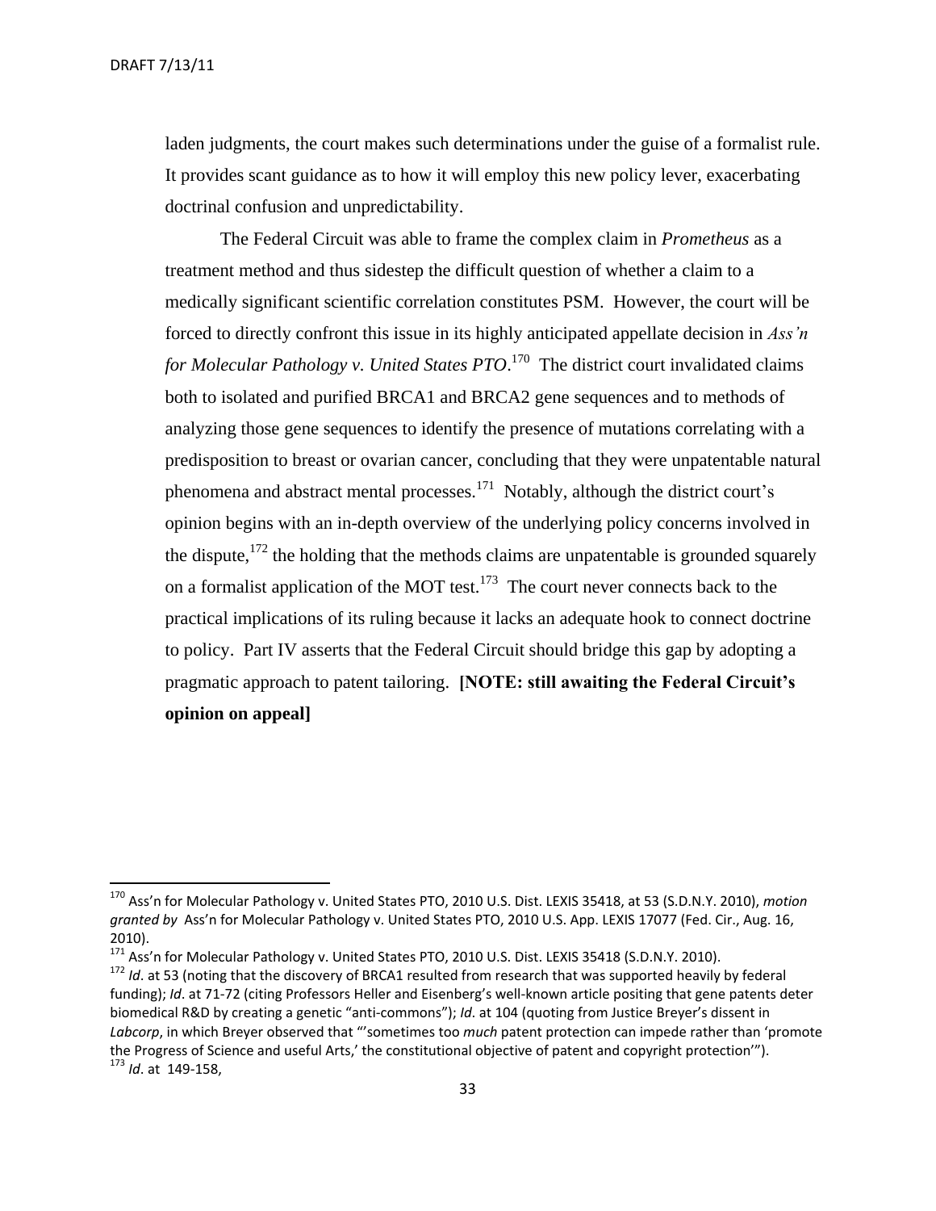laden judgments, the court makes such determinations under the guise of a formalist rule. It provides scant guidance as to how it will employ this new policy lever, exacerbating doctrinal confusion and unpredictability.

The Federal Circuit was able to frame the complex claim in *Prometheus* as a treatment method and thus sidestep the difficult question of whether a claim to a medically significant scientific correlation constitutes PSM. However, the court will be forced to directly confront this issue in its highly anticipated appellate decision in *Ass'n for Molecular Pathology v. United States PTO*.[170] The district court invalidated claims both to isolated and purified BRCA1 and BRCA2 gene sequences and to methods of analyzing those gene sequences to identify the presence of mutations correlating with a predisposition to breast or ovarian cancer, concluding that they were unpatentable natural phenomena and abstract mental processes.[171] Notably, although the district court's opinion begins with an in-depth overview of the underlying policy concerns involved in the dispute,[172] the holding that the methods claims are unpatentable is grounded squarely on a formalist application of the MOT test.[173] The court never connects back to the practical implications of its ruling because it lacks an adequate hook to connect doctrine to policy. Part IV asserts that the Federal Circuit should bridge this gap by adopting a pragmatic approach to patent tailoring. **[NOTE: still awaiting the Federal Circuit's opinion on appeal]**

---

[170] Ass'n for Molecular Pathology v. United States PTO, 2010 U.S. Dist. LEXIS 35418, at 53 (S.D.N.Y. 2010), *motion granted by* Ass'n for Molecular Pathology v. United States PTO, 2010 U.S. App. LEXIS 17077 (Fed. Cir., Aug. 16, 2010).

[171] Ass'n for Molecular Pathology v. United States PTO, 2010 U.S. Dist. LEXIS 35418 (S.D.N.Y. 2010).

[172] *Id*. at 53 (noting that the discovery of BRCA1 resulted from research that was supported heavily by federal funding); *Id*. at 71-72 (citing Professors Heller and Eisenberg's well-known article positing that gene patents deter biomedical R&D by creating a genetic "anti-commons"); *Id.* at 104 (quoting from Justice Breyer's dissent in *Labcorp*, in which Breyer observed that "'sometimes too *much* patent protection can impede rather than 'promote the Progress of Science and useful Arts,' the constitutional objective of patent and copyright protection'").

[173] *Id*. at 149-158,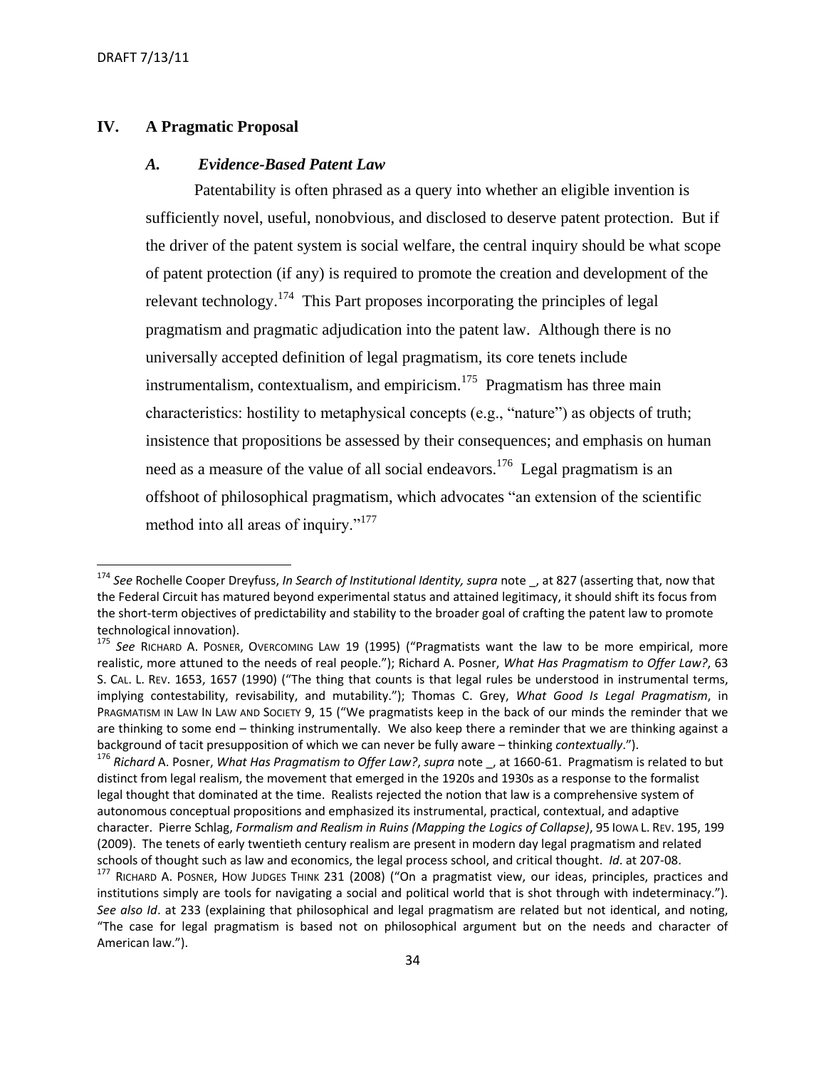## IV. A Pragmatic Proposal

### *A. Evidence-Based Patent Law*

Patentability is often phrased as a query into whether an eligible invention is sufficiently novel, useful, nonobvious, and disclosed to deserve patent protection. But if the driver of the patent system is social welfare, the central inquiry should be what scope of patent protection (if any) is required to promote the creation and development of the relevant technology.[174] This Part proposes incorporating the principles of legal pragmatism and pragmatic adjudication into the patent law. Although there is no universally accepted definition of legal pragmatism, its core tenets include instrumentalism, contextualism, and empiricism.[175] Pragmatism has three main characteristics: hostility to metaphysical concepts (e.g., "nature") as objects of truth; insistence that propositions be assessed by their consequences; and emphasis on human need as a measure of the value of all social endeavors.[176] Legal pragmatism is an offshoot of philosophical pragmatism, which advocates "an extension of the scientific method into all areas of inquiry."[177]

---

[174] *See* Rochelle Cooper Dreyfuss, *In Search of Institutional Identity, supra* note _, at 827 (asserting that, now that the Federal Circuit has matured beyond experimental status and attained legitimacy, it should shift its focus from the short-term objectives of predictability and stability to the broader goal of crafting the patent law to promote technological innovation).

[175] *See* RICHARD A. POSNER, OVERCOMING LAW 19 (1995) ("Pragmatists want the law to be more empirical, more realistic, more attuned to the needs of real people."); Richard A. Posner, *What Has Pragmatism to Offer Law?*, 63 S. CAL. L. REV. 1653, 1657 (1990) ("The thing that counts is that legal rules be understood in instrumental terms, implying contestability, revisability, and mutability."); Thomas C. Grey, *What Good Is Legal Pragmatism*, in PRAGMATISM IN LAW IN LAW AND SOCIETY 9, 15 ("We pragmatists keep in the back of our minds the reminder that we are thinking to some end – thinking instrumentally. We also keep there a reminder that we are thinking against a background of tacit presupposition of which we can never be fully aware – thinking *contextually*.").

[176] *Richard* A. Posner, *What Has Pragmatism to Offer Law?*, *supra* note _, at 1660-61. Pragmatism is related to but distinct from legal realism, the movement that emerged in the 1920s and 1930s as a response to the formalist legal thought that dominated at the time. Realists rejected the notion that law is a comprehensive system of autonomous conceptual propositions and emphasized its instrumental, practical, contextual, and adaptive character. Pierre Schlag, *Formalism and Realism in Ruins (Mapping the Logics of Collapse)*, 95 IOWA L. REV. 195, 199 (2009). The tenets of early twentieth century realism are present in modern day legal pragmatism and related schools of thought such as law and economics, the legal process school, and critical thought. *Id*. at 207-08.

[177] RICHARD A. POSNER, HOW JUDGES THINK 231 (2008) ("On a pragmatist view, our ideas, principles, practices and institutions simply are tools for navigating a social and political world that is shot through with indeterminacy."). *See also Id*. at 233 (explaining that philosophical and legal pragmatism are related but not identical, and noting, "The case for legal pragmatism is based not on philosophical argument but on the needs and character of American law.").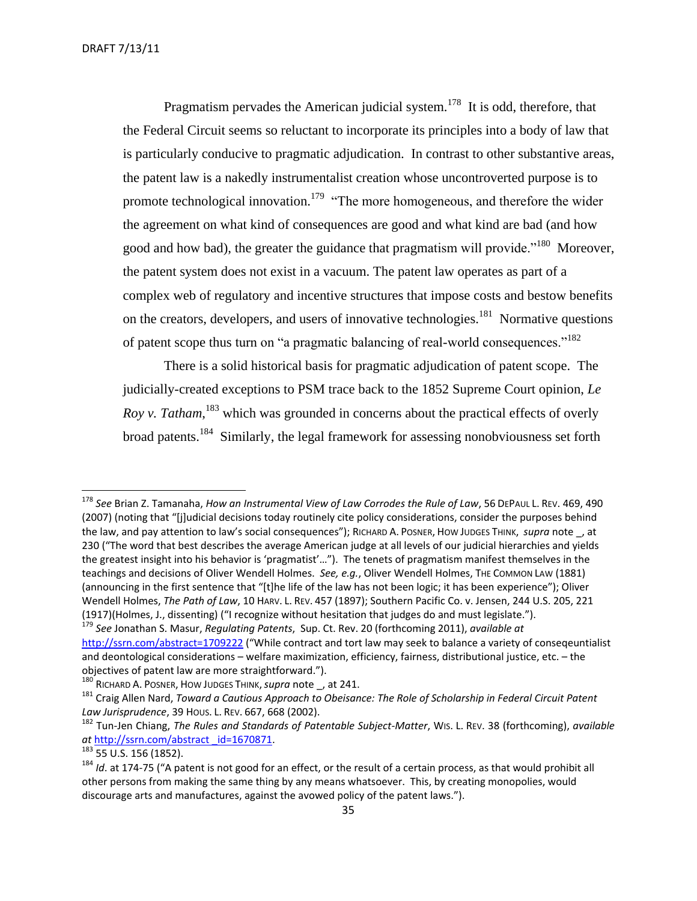Pragmatism pervades the American judicial system.[178] It is odd, therefore, that the Federal Circuit seems so reluctant to incorporate its principles into a body of law that is particularly conducive to pragmatic adjudication. In contrast to other substantive areas, the patent law is a nakedly instrumentalist creation whose uncontroverted purpose is to promote technological innovation.[179] "The more homogeneous, and therefore the wider the agreement on what kind of consequences are good and what kind are bad (and how good and how bad), the greater the guidance that pragmatism will provide."[180] Moreover, the patent system does not exist in a vacuum. The patent law operates as part of a complex web of regulatory and incentive structures that impose costs and bestow benefits on the creators, developers, and users of innovative technologies.[181] Normative questions of patent scope thus turn on "a pragmatic balancing of real-world consequences."[182]

There is a solid historical basis for pragmatic adjudication of patent scope. The judicially-created exceptions to PSM trace back to the 1852 Supreme Court opinion, *Le Roy v. Tatham*,[183] which was grounded in concerns about the practical effects of overly broad patents.[184] Similarly, the legal framework for assessing nonobviousness set forth

---

[178] *See* Brian Z. Tamanaha, *How an Instrumental View of Law Corrodes the Rule of Law*, 56 DEPAUL L. REV. 469, 490 (2007) (noting that "[j]udicial decisions today routinely cite policy considerations, consider the purposes behind the law, and pay attention to law's social consequences"); RICHARD A. POSNER, HOW JUDGES THINK, *supra* note _, at 230 ("The word that best describes the average American judge at all levels of our judicial hierarchies and yields the greatest insight into his behavior is 'pragmatist'…"). The tenets of pragmatism manifest themselves in the teachings and decisions of Oliver Wendell Holmes. *See, e.g.*, Oliver Wendell Holmes, THE COMMON LAW (1881) (announcing in the first sentence that "[t]he life of the law has not been logic; it has been experience"); Oliver Wendell Holmes, *The Path of Law*, 10 HARV. L. REV. 457 (1897); Southern Pacific Co. v. Jensen, 244 U.S. 205, 221 (1917)(Holmes, J., dissenting) ("I recognize without hesitation that judges do and must legislate.").

[179] *See* Jonathan S. Masur, *Regulating Patents*, Sup. Ct. Rev. 20 (forthcoming 2011), *available at* http://ssrn.com/abstract=1709222 ("While contract and tort law may seek to balance a variety of conseqeuntialist and deontological considerations – welfare maximization, efficiency, fairness, distributional justice, etc. – the objectives of patent law are more straightforward.").

[180] RICHARD A. POSNER, HOW JUDGES THINK, *supra* note _, at 241.

[181] Craig Allen Nard, *Toward a Cautious Approach to Obeisance: The Role of Scholarship in Federal Circuit Patent Law Jurisprudence*, 39 HOUS. L. REV. 667, 668 (2002).

[182] Tun-Jen Chiang, *The Rules and Standards of Patentable Subject-Matter*, WIS. L. REV. 38 (forthcoming), *available at* http://ssrn.com/abstract _id=1670871.

[183] 55 U.S. 156 (1852).

[184] *Id*. at 174-75 ("A patent is not good for an effect, or the result of a certain process, as that would prohibit all other persons from making the same thing by any means whatsoever. This, by creating monopolies, would discourage arts and manufactures, against the avowed policy of the patent laws.").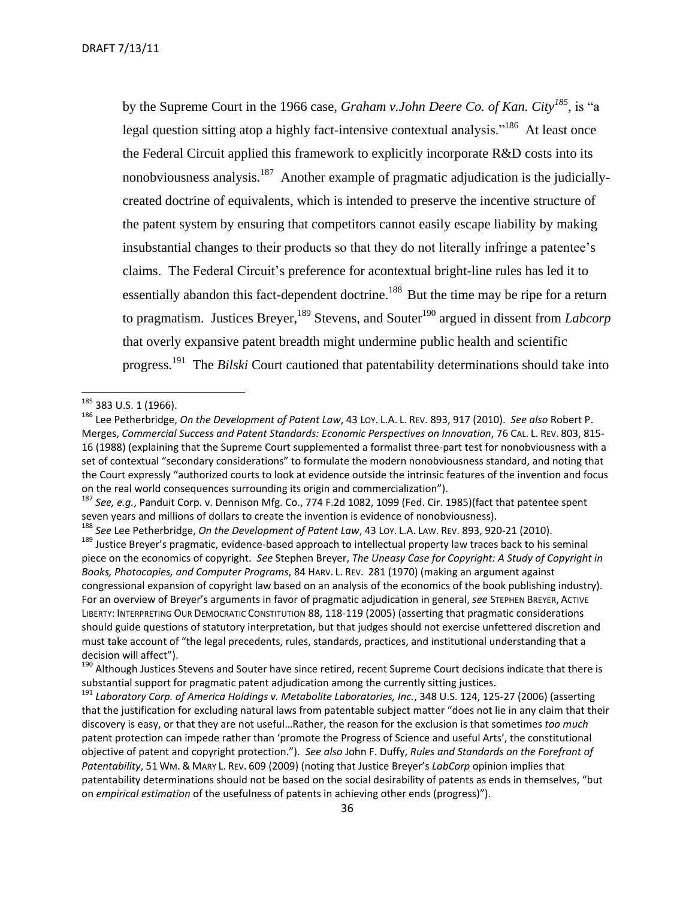by the Supreme Court in the 1966 case, *Graham v.John Deere Co. of Kan. City*[185], is "a legal question sitting atop a highly fact-intensive contextual analysis."[186] At least once the Federal Circuit applied this framework to explicitly incorporate R&D costs into its nonobviousness analysis.[187] Another example of pragmatic adjudication is the judicially-created doctrine of equivalents, which is intended to preserve the incentive structure of the patent system by ensuring that competitors cannot easily escape liability by making insubstantial changes to their products so that they do not literally infringe a patentee's claims. The Federal Circuit's preference for acontextual bright-line rules has led it to essentially abandon this fact-dependent doctrine.[188] But the time may be ripe for a return to pragmatism. Justices Breyer,[189] Stevens, and Souter[190] argued in dissent from *Labcorp* that overly expansive patent breadth might undermine public health and scientific progress.[191] The *Bilski* Court cautioned that patentability determinations should take into

---

[185] 383 U.S. 1 (1966).

[186] Lee Petherbridge, *On the Development of Patent Law*, 43 LOY. L.A. L. REV. 893, 917 (2010). *See also* Robert P. Merges, *Commercial Success and Patent Standards: Economic Perspectives on Innovation*, 76 CAL. L. REV. 803, 815-16 (1988) (explaining that the Supreme Court supplemented a formalist three-part test for nonobviousness with a set of contextual "secondary considerations" to formulate the modern nonobviousness standard, and noting that the Court expressly "authorized courts to look at evidence outside the intrinsic features of the invention and focus on the real world consequences surrounding its origin and commercialization").

[187] *See, e.g.*, Panduit Corp. v. Dennison Mfg. Co., 774 F.2d 1082, 1099 (Fed. Cir. 1985)(fact that patentee spent seven years and millions of dollars to create the invention is evidence of nonobviousness).

[188] *See* Lee Petherbridge, *On the Development of Patent Law*, 43 LOY. L.A. LAW. REV. 893, 920-21 (2010).

[189] Justice Breyer's pragmatic, evidence-based approach to intellectual property law traces back to his seminal piece on the economics of copyright. *See* Stephen Breyer, *The Uneasy Case for Copyright: A Study of Copyright in Books, Photocopies, and Computer Programs*, 84 HARV. L. REV. 281 (1970) (making an argument against congressional expansion of copyright law based on an analysis of the economics of the book publishing industry). For an overview of Breyer's arguments in favor of pragmatic adjudication in general, *see* STEPHEN BREYER, ACTIVE LIBERTY: INTERPRETING OUR DEMOCRATIC CONSTITUTION 88, 118-119 (2005) (asserting that pragmatic considerations should guide questions of statutory interpretation, but that judges should not exercise unfettered discretion and must take account of "the legal precedents, rules, standards, practices, and institutional understanding that a decision will affect").

[190] Although Justices Stevens and Souter have since retired, recent Supreme Court decisions indicate that there is substantial support for pragmatic patent adjudication among the currently sitting justices.

[191] *Laboratory Corp. of America Holdings v. Metabolite Laboratories, Inc.*, 348 U.S. 124, 125-27 (2006) (asserting that the justification for excluding natural laws from patentable subject matter "does not lie in any claim that their discovery is easy, or that they are not useful…Rather, the reason for the exclusion is that sometimes *too much* patent protection can impede rather than 'promote the Progress of Science and useful Arts', the constitutional objective of patent and copyright protection."). *See also* John F. Duffy, *Rules and Standards on the Forefront of Patentability*, 51 WM. & MARY L. REV. 609 (2009) (noting that Justice Breyer's *LabCorp* opinion implies that patentability determinations should not be based on the social desirability of patents as ends in themselves, "but on *empirical estimation* of the usefulness of patents in achieving other ends (progress)").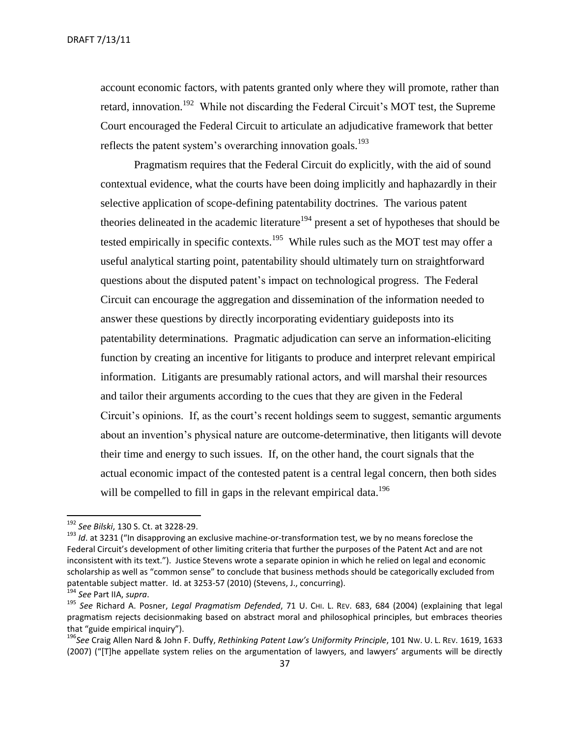account economic factors, with patents granted only where they will promote, rather than retard, innovation.[192] While not discarding the Federal Circuit's MOT test, the Supreme Court encouraged the Federal Circuit to articulate an adjudicative framework that better reflects the patent system's overarching innovation goals.[193]

Pragmatism requires that the Federal Circuit do explicitly, with the aid of sound contextual evidence, what the courts have been doing implicitly and haphazardly in their selective application of scope-defining patentability doctrines. The various patent theories delineated in the academic literature[194] present a set of hypotheses that should be tested empirically in specific contexts.[195] While rules such as the MOT test may offer a useful analytical starting point, patentability should ultimately turn on straightforward questions about the disputed patent's impact on technological progress. The Federal Circuit can encourage the aggregation and dissemination of the information needed to answer these questions by directly incorporating evidentiary guideposts into its patentability determinations. Pragmatic adjudication can serve an information-eliciting function by creating an incentive for litigants to produce and interpret relevant empirical information. Litigants are presumably rational actors, and will marshal their resources and tailor their arguments according to the cues that they are given in the Federal Circuit's opinions. If, as the court's recent holdings seem to suggest, semantic arguments about an invention's physical nature are outcome-determinative, then litigants will devote their time and energy to such issues. If, on the other hand, the court signals that the actual economic impact of the contested patent is a central legal concern, then both sides will be compelled to fill in gaps in the relevant empirical data.[196]

---

[192] *See Bilski*, 130 S. Ct. at 3228-29.

[193] *Id*. at 3231 ("In disapproving an exclusive machine-or-transformation test, we by no means foreclose the Federal Circuit's development of other limiting criteria that further the purposes of the Patent Act and are not inconsistent with its text."). Justice Stevens wrote a separate opinion in which he relied on legal and economic scholarship as well as "common sense" to conclude that business methods should be categorically excluded from patentable subject matter. Id. at 3253-57 (2010) (Stevens, J., concurring).

[194] *See* Part IIA, *supra*.

[195] *See* Richard A. Posner, *Legal Pragmatism Defended*, 71 U. CHI. L. REV. 683, 684 (2004) (explaining that legal pragmatism rejects decisionmaking based on abstract moral and philosophical principles, but embraces theories that "guide empirical inquiry").

[196] *See* Craig Allen Nard & John F. Duffy, *Rethinking Patent Law's Uniformity Principle*, 101 NW. U. L. REV. 1619, 1633 (2007) ("[T]he appellate system relies on the argumentation of lawyers, and lawyers' arguments will be directly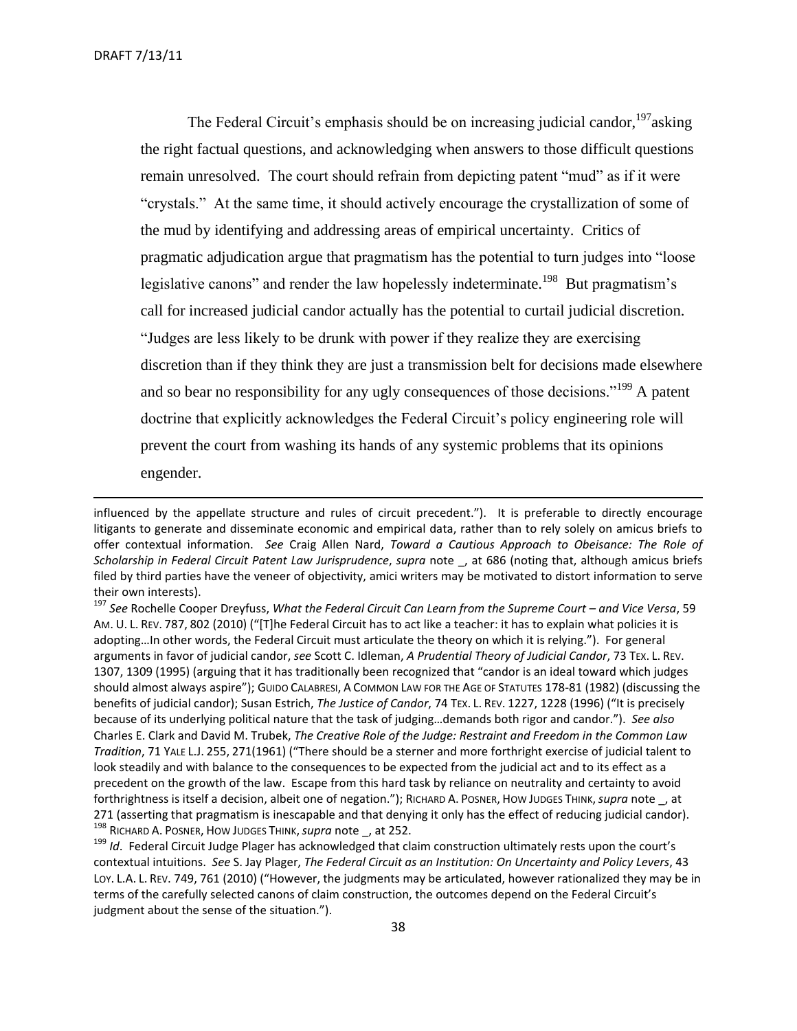The Federal Circuit's emphasis should be on increasing judicial candor,[197] asking the right factual questions, and acknowledging when answers to those difficult questions remain unresolved. The court should refrain from depicting patent "mud" as if it were "crystals." At the same time, it should actively encourage the crystallization of some of the mud by identifying and addressing areas of empirical uncertainty. Critics of pragmatic adjudication argue that pragmatism has the potential to turn judges into "loose legislative canons" and render the law hopelessly indeterminate.[198] But pragmatism's call for increased judicial candor actually has the potential to curtail judicial discretion. "Judges are less likely to be drunk with power if they realize they are exercising discretion than if they think they are just a transmission belt for decisions made elsewhere and so bear no responsibility for any ugly consequences of those decisions."[199] A patent doctrine that explicitly acknowledges the Federal Circuit's policy engineering role will prevent the court from washing its hands of any systemic problems that its opinions engender.

---

influenced by the appellate structure and rules of circuit precedent."). It is preferable to directly encourage litigants to generate and disseminate economic and empirical data, rather than to rely solely on amicus briefs to offer contextual information. *See* Craig Allen Nard, *Toward a Cautious Approach to Obeisance: The Role of Scholarship in Federal Circuit Patent Law Jurisprudence*, *supra* note _, at 686 (noting that, although amicus briefs filed by third parties have the veneer of objectivity, amici writers may be motivated to distort information to serve their own interests).

[197] *See* Rochelle Cooper Dreyfuss, *What the Federal Circuit Can Learn from the Supreme Court – and Vice Versa*, 59 AM. U. L. REV. 787, 802 (2010) ("[T]he Federal Circuit has to act like a teacher: it has to explain what policies it is adopting…In other words, the Federal Circuit must articulate the theory on which it is relying."). For general arguments in favor of judicial candor, *see* Scott C. Idleman, *A Prudential Theory of Judicial Candor*, 73 TEX. L. REV. 1307, 1309 (1995) (arguing that it has traditionally been recognized that "candor is an ideal toward which judges should almost always aspire"); GUIDO CALABRESI, A COMMON LAW FOR THE AGE OF STATUTES 178-81 (1982) (discussing the benefits of judicial candor); Susan Estrich, *The Justice of Candor*, 74 TEX. L. REV. 1227, 1228 (1996) ("It is precisely because of its underlying political nature that the task of judging…demands both rigor and candor."). *See also* Charles E. Clark and David M. Trubek, *The Creative Role of the Judge: Restraint and Freedom in the Common Law Tradition*, 71 YALE L.J. 255, 271(1961) ("There should be a sterner and more forthright exercise of judicial talent to look steadily and with balance to the consequences to be expected from the judicial act and to its effect as a precedent on the growth of the law. Escape from this hard task by reliance on neutrality and certainty to avoid forthrightness is itself a decision, albeit one of negation."); RICHARD A. POSNER, HOW JUDGES THINK, *supra* note _, at 271 (asserting that pragmatism is inescapable and that denying it only has the effect of reducing judicial candor).

[198] RICHARD A. POSNER, HOW JUDGES THINK, *supra* note _, at 252.

[199] *Id*. Federal Circuit Judge Plager has acknowledged that claim construction ultimately rests upon the court's contextual intuitions. *See* S. Jay Plager, *The Federal Circuit as an Institution: On Uncertainty and Policy Levers*, 43 LOY. L.A. L. REV. 749, 761 (2010) ("However, the judgments may be articulated, however rationalized they may be in terms of the carefully selected canons of claim construction, the outcomes depend on the Federal Circuit's judgment about the sense of the situation.").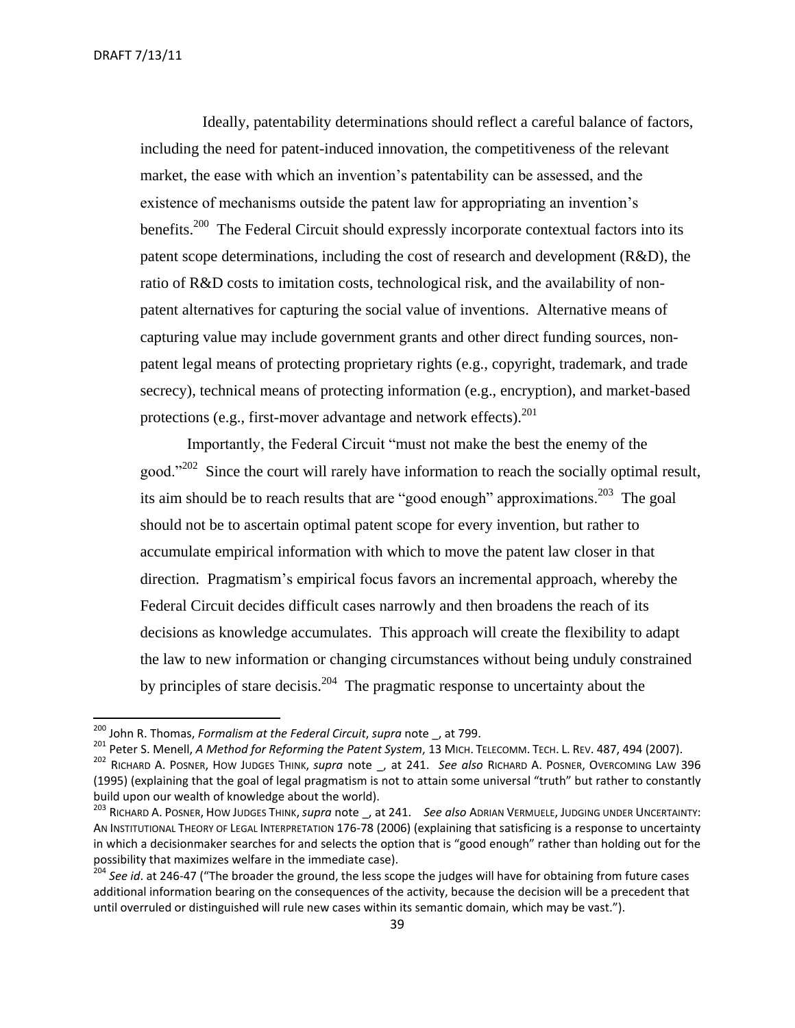Ideally, patentability determinations should reflect a careful balance of factors, including the need for patent-induced innovation, the competitiveness of the relevant market, the ease with which an invention's patentability can be assessed, and the existence of mechanisms outside the patent law for appropriating an invention's benefits.[200] The Federal Circuit should expressly incorporate contextual factors into its patent scope determinations, including the cost of research and development (R&D), the ratio of R&D costs to imitation costs, technological risk, and the availability of non-patent alternatives for capturing the social value of inventions. Alternative means of capturing value may include government grants and other direct funding sources, non-patent legal means of protecting proprietary rights (e.g., copyright, trademark, and trade secrecy), technical means of protecting information (e.g., encryption), and market-based protections (e.g., first-mover advantage and network effects).[201]

Importantly, the Federal Circuit "must not make the best the enemy of the good."[202] Since the court will rarely have information to reach the socially optimal result, its aim should be to reach results that are "good enough" approximations.[203] The goal should not be to ascertain optimal patent scope for every invention, but rather to accumulate empirical information with which to move the patent law closer in that direction. Pragmatism's empirical focus favors an incremental approach, whereby the Federal Circuit decides difficult cases narrowly and then broadens the reach of its decisions as knowledge accumulates. This approach will create the flexibility to adapt the law to new information or changing circumstances without being unduly constrained by principles of stare decisis.[204] The pragmatic response to uncertainty about the

---

[200] John R. Thomas, *Formalism at the Federal Circuit*, *supra* note _, at 799.

[201] Peter S. Menell, *A Method for Reforming the Patent System*, 13 MICH. TELECOMM. TECH. L. REV. 487, 494 (2007).

[202] RICHARD A. POSNER, HOW JUDGES THINK, *supra* note _, at 241. *See also* RICHARD A. POSNER, OVERCOMING LAW 396 (1995) (explaining that the goal of legal pragmatism is not to attain some universal "truth" but rather to constantly build upon our wealth of knowledge about the world).

[203] RICHARD A. POSNER, HOW JUDGES THINK, *supra* note _, at 241. *See also* ADRIAN VERMUELE, JUDGING UNDER UNCERTAINTY: AN INSTITUTIONAL THEORY OF LEGAL INTERPRETATION 176-78 (2006) (explaining that satisficing is a response to uncertainty in which a decisionmaker searches for and selects the option that is "good enough" rather than holding out for the possibility that maximizes welfare in the immediate case).

[204] *See id*. at 246-47 ("The broader the ground, the less scope the judges will have for obtaining from future cases additional information bearing on the consequences of the activity, because the decision will be a precedent that until overruled or distinguished will rule new cases within its semantic domain, which may be vast.").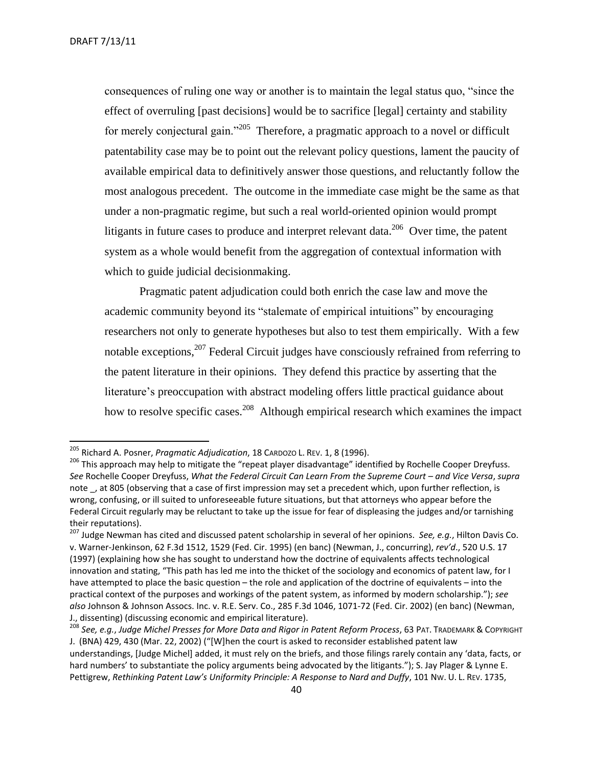consequences of ruling one way or another is to maintain the legal status quo, "since the effect of overruling [past decisions] would be to sacrifice [legal] certainty and stability for merely conjectural gain."[205] Therefore, a pragmatic approach to a novel or difficult patentability case may be to point out the relevant policy questions, lament the paucity of available empirical data to definitively answer those questions, and reluctantly follow the most analogous precedent. The outcome in the immediate case might be the same as that under a non-pragmatic regime, but such a real world-oriented opinion would prompt litigants in future cases to produce and interpret relevant data.[206] Over time, the patent system as a whole would benefit from the aggregation of contextual information with which to guide judicial decisionmaking.

Pragmatic patent adjudication could both enrich the case law and move the academic community beyond its "stalemate of empirical intuitions" by encouraging researchers not only to generate hypotheses but also to test them empirically. With a few notable exceptions,[207] Federal Circuit judges have consciously refrained from referring to the patent literature in their opinions. They defend this practice by asserting that the literature's preoccupation with abstract modeling offers little practical guidance about how to resolve specific cases.[208] Although empirical research which examines the impact

---

[205] Richard A. Posner, *Pragmatic Adjudication*, 18 CARDOZO L. REV. 1, 8 (1996).

[206] This approach may help to mitigate the "repeat player disadvantage" identified by Rochelle Cooper Dreyfuss. *See* Rochelle Cooper Dreyfuss, *What the Federal Circuit Can Learn From the Supreme Court – and Vice Versa*, *supra* note _, at 805 (observing that a case of first impression may set a precedent which, upon further reflection, is wrong, confusing, or ill suited to unforeseeable future situations, but that attorneys who appear before the Federal Circuit regularly may be reluctant to take up the issue for fear of displeasing the judges and/or tarnishing their reputations).

[207] Judge Newman has cited and discussed patent scholarship in several of her opinions. *See, e.g.*, Hilton Davis Co. v. Warner-Jenkinson, 62 F.3d 1512, 1529 (Fed. Cir. 1995) (en banc) (Newman, J., concurring), *rev'd*., 520 U.S. 17 (1997) (explaining how she has sought to understand how the doctrine of equivalents affects technological innovation and stating, "This path has led me into the thicket of the sociology and economics of patent law, for I have attempted to place the basic question – the role and application of the doctrine of equivalents – into the practical context of the purposes and workings of the patent system, as informed by modern scholarship."); *see also* Johnson & Johnson Assocs. Inc. v. R.E. Serv. Co., 285 F.3d 1046, 1071-72 (Fed. Cir. 2002) (en banc) (Newman, J., dissenting) (discussing economic and empirical literature).

[208] *See, e.g.*, *Judge Michel Presses for More Data and Rigor in Patent Reform Process*, 63 PAT. TRADEMARK & COPYRIGHT J. (BNA) 429, 430 (Mar. 22, 2002) ("[W]hen the court is asked to reconsider established patent law understandings, [Judge Michel] added, it must rely on the briefs, and those filings rarely contain any 'data, facts, or hard numbers' to substantiate the policy arguments being advocated by the litigants."); S. Jay Plager & Lynne E. Pettigrew, *Rethinking Patent Law's Uniformity Principle: A Response to Nard and Duffy*, 101 NW. U. L. REV. 1735,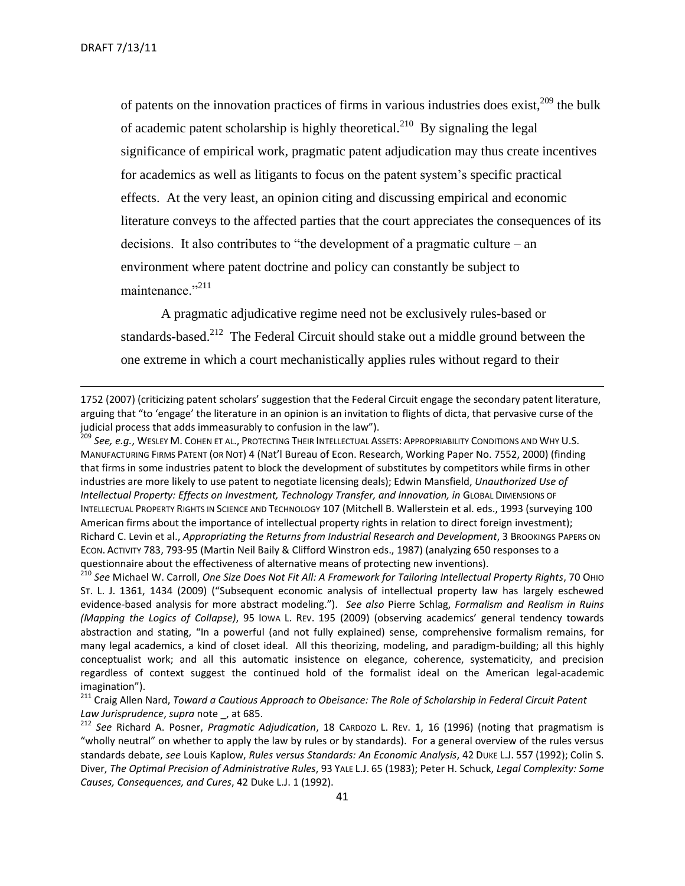of patents on the innovation practices of firms in various industries does exist,[209] the bulk of academic patent scholarship is highly theoretical.[210] By signaling the legal significance of empirical work, pragmatic patent adjudication may thus create incentives for academics as well as litigants to focus on the patent system's specific practical effects. At the very least, an opinion citing and discussing empirical and economic literature conveys to the affected parties that the court appreciates the consequences of its decisions. It also contributes to "the development of a pragmatic culture – an environment where patent doctrine and policy can constantly be subject to maintenance."[211]

A pragmatic adjudicative regime need not be exclusively rules-based or standards-based.[212] The Federal Circuit should stake out a middle ground between the one extreme in which a court mechanistically applies rules without regard to their

---

1752 (2007) (criticizing patent scholars' suggestion that the Federal Circuit engage the secondary patent literature, arguing that "to 'engage' the literature in an opinion is an invitation to flights of dicta, that pervasive curse of the judicial process that adds immeasurably to confusion in the law").

[209] *See, e.g.*, WESLEY M. COHEN ET AL., PROTECTING THEIR INTELLECTUAL ASSETS: APPROPRIABILITY CONDITIONS AND WHY U.S. MANUFACTURING FIRMS PATENT (OR NOT) 4 (Nat'l Bureau of Econ. Research, Working Paper No. 7552, 2000) (finding that firms in some industries patent to block the development of substitutes by competitors while firms in other industries are more likely to use patent to negotiate licensing deals); Edwin Mansfield, *Unauthorized Use of Intellectual Property: Effects on Investment, Technology Transfer, and Innovation, in* GLOBAL DIMENSIONS OF INTELLECTUAL PROPERTY RIGHTS IN SCIENCE AND TECHNOLOGY 107 (Mitchell B. Wallerstein et al. eds., 1993 (surveying 100 American firms about the importance of intellectual property rights in relation to direct foreign investment); Richard C. Levin et al., *Appropriating the Returns from Industrial Research and Development*, 3 BROOKINGS PAPERS ON ECON. ACTIVITY 783, 793-95 (Martin Neil Baily & Clifford Winstron eds., 1987) (analyzing 650 responses to a questionnaire about the effectiveness of alternative means of protecting new inventions).

[210] *See* Michael W. Carroll, *One Size Does Not Fit All: A Framework for Tailoring Intellectual Property Rights*, 70 OHIO ST. L. J. 1361, 1434 (2009) ("Subsequent economic analysis of intellectual property law has largely eschewed evidence-based analysis for more abstract modeling."). *See also* Pierre Schlag, *Formalism and Realism in Ruins (Mapping the Logics of Collapse)*, 95 IOWA L. REV. 195 (2009) (observing academics' general tendency towards abstraction and stating, "In a powerful (and not fully explained) sense, comprehensive formalism remains, for many legal academics, a kind of closet ideal. All this theorizing, modeling, and paradigm-building; all this highly conceptualist work; and all this automatic insistence on elegance, coherence, systematicity, and precision regardless of context suggest the continued hold of the formalist ideal on the American legal-academic imagination").

[211] Craig Allen Nard, *Toward a Cautious Approach to Obeisance: The Role of Scholarship in Federal Circuit Patent Law Jurisprudence*, *supra* note _, at 685.

[212] *See* Richard A. Posner, *Pragmatic Adjudication*, 18 CARDOZO L. REV. 1, 16 (1996) (noting that pragmatism is "wholly neutral" on whether to apply the law by rules or by standards). For a general overview of the rules versus standards debate, *see* Louis Kaplow, *Rules versus Standards: An Economic Analysis*, 42 DUKE L.J. 557 (1992); Colin S. Diver, *The Optimal Precision of Administrative Rules*, 93 YALE L.J. 65 (1983); Peter H. Schuck, *Legal Complexity: Some Causes, Consequences, and Cures*, 42 Duke L.J. 1 (1992).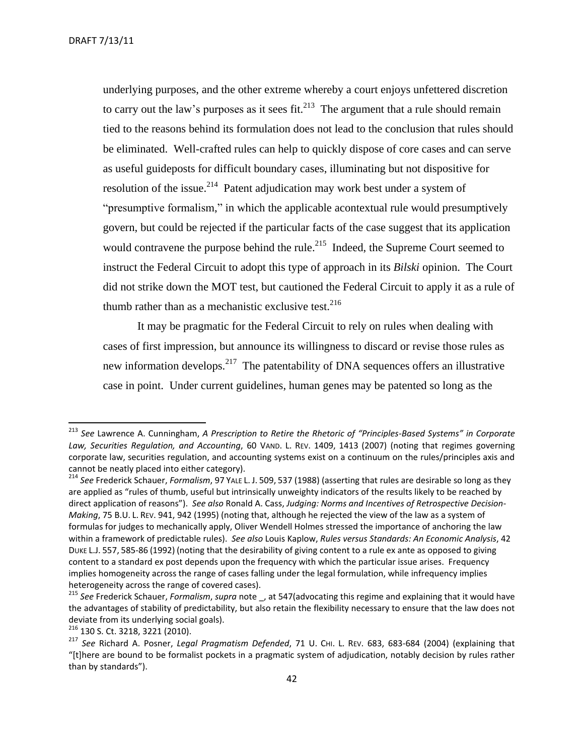underlying purposes, and the other extreme whereby a court enjoys unfettered discretion to carry out the law's purposes as it sees fit.[213] The argument that a rule should remain tied to the reasons behind its formulation does not lead to the conclusion that rules should be eliminated. Well-crafted rules can help to quickly dispose of core cases and can serve as useful guideposts for difficult boundary cases, illuminating but not dispositive for resolution of the issue.[214] Patent adjudication may work best under a system of "presumptive formalism," in which the applicable acontextual rule would presumptively govern, but could be rejected if the particular facts of the case suggest that its application would contravene the purpose behind the rule.[215] Indeed, the Supreme Court seemed to instruct the Federal Circuit to adopt this type of approach in its *Bilski* opinion. The Court did not strike down the MOT test, but cautioned the Federal Circuit to apply it as a rule of thumb rather than as a mechanistic exclusive test.[216]

It may be pragmatic for the Federal Circuit to rely on rules when dealing with cases of first impression, but announce its willingness to discard or revise those rules as new information develops.[217] The patentability of DNA sequences offers an illustrative case in point. Under current guidelines, human genes may be patented so long as the

---

[213] *See* Lawrence A. Cunningham, *A Prescription to Retire the Rhetoric of "Principles-Based Systems" in Corporate Law, Securities Regulation, and Accounting*, 60 VAND. L. REV. 1409, 1413 (2007) (noting that regimes governing corporate law, securities regulation, and accounting systems exist on a continuum on the rules/principles axis and cannot be neatly placed into either category).

[214] *See* Frederick Schauer, *Formalism*, 97 YALE L. J. 509, 537 (1988) (asserting that rules are desirable so long as they are applied as "rules of thumb, useful but intrinsically unweighty indicators of the results likely to be reached by direct application of reasons"). *See also* Ronald A. Cass, *Judging: Norms and Incentives of Retrospective Decision-Making*, 75 B.U. L. REV. 941, 942 (1995) (noting that, although he rejected the view of the law as a system of formulas for judges to mechanically apply, Oliver Wendell Holmes stressed the importance of anchoring the law within a framework of predictable rules). *See also* Louis Kaplow, *Rules versus Standards: An Economic Analysis*, 42 DUKE L.J. 557, 585-86 (1992) (noting that the desirability of giving content to a rule ex ante as opposed to giving content to a standard ex post depends upon the frequency with which the particular issue arises. Frequency implies homogeneity across the range of cases falling under the legal formulation, while infrequency implies heterogeneity across the range of covered cases).

[215] *See* Frederick Schauer, *Formalism*, *supra* note _, at 547(advocating this regime and explaining that it would have the advantages of stability of predictability, but also retain the flexibility necessary to ensure that the law does not deviate from its underlying social goals).

[216] 130 S. Ct. 3218, 3221 (2010).

[217] *See* Richard A. Posner, *Legal Pragmatism Defended*, 71 U. CHI. L. REV. 683, 683-684 (2004) (explaining that "[t]here are bound to be formalist pockets in a pragmatic system of adjudication, notably decision by rules rather than by standards").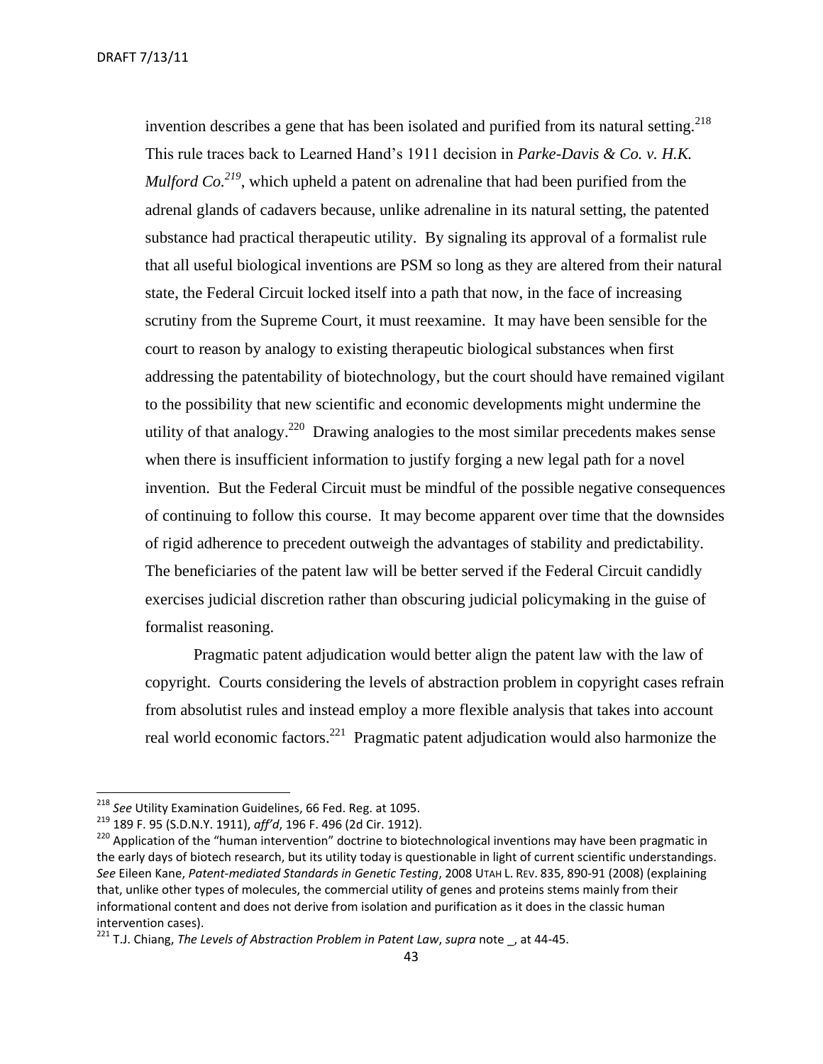invention describes a gene that has been isolated and purified from its natural setting.[218] This rule traces back to Learned Hand's 1911 decision in *Parke-Davis & Co. v. H.K. Mulford Co.*[219], which upheld a patent on adrenaline that had been purified from the adrenal glands of cadavers because, unlike adrenaline in its natural setting, the patented substance had practical therapeutic utility. By signaling its approval of a formalist rule that all useful biological inventions are PSM so long as they are altered from their natural state, the Federal Circuit locked itself into a path that now, in the face of increasing scrutiny from the Supreme Court, it must reexamine. It may have been sensible for the court to reason by analogy to existing therapeutic biological substances when first addressing the patentability of biotechnology, but the court should have remained vigilant to the possibility that new scientific and economic developments might undermine the utility of that analogy.[220] Drawing analogies to the most similar precedents makes sense when there is insufficient information to justify forging a new legal path for a novel invention. But the Federal Circuit must be mindful of the possible negative consequences of continuing to follow this course. It may become apparent over time that the downsides of rigid adherence to precedent outweigh the advantages of stability and predictability. The beneficiaries of the patent law will be better served if the Federal Circuit candidly exercises judicial discretion rather than obscuring judicial policymaking in the guise of formalist reasoning.

Pragmatic patent adjudication would better align the patent law with the law of copyright. Courts considering the levels of abstraction problem in copyright cases refrain from absolutist rules and instead employ a more flexible analysis that takes into account real world economic factors.[221] Pragmatic patent adjudication would also harmonize the

---

[218] *See* Utility Examination Guidelines, 66 Fed. Reg. at 1095.

[219] 189 F. 95 (S.D.N.Y. 1911), *aff'd*, 196 F. 496 (2d Cir. 1912).

[220] Application of the "human intervention" doctrine to biotechnological inventions may have been pragmatic in the early days of biotech research, but its utility today is questionable in light of current scientific understandings. *See* Eileen Kane, *Patent-mediated Standards in Genetic Testing*, 2008 UTAH L. REV. 835, 890-91 (2008) (explaining that, unlike other types of molecules, the commercial utility of genes and proteins stems mainly from their informational content and does not derive from isolation and purification as it does in the classic human intervention cases).

[221] T.J. Chiang, *The Levels of Abstraction Problem in Patent Law*, *supra* note _, at 44-45.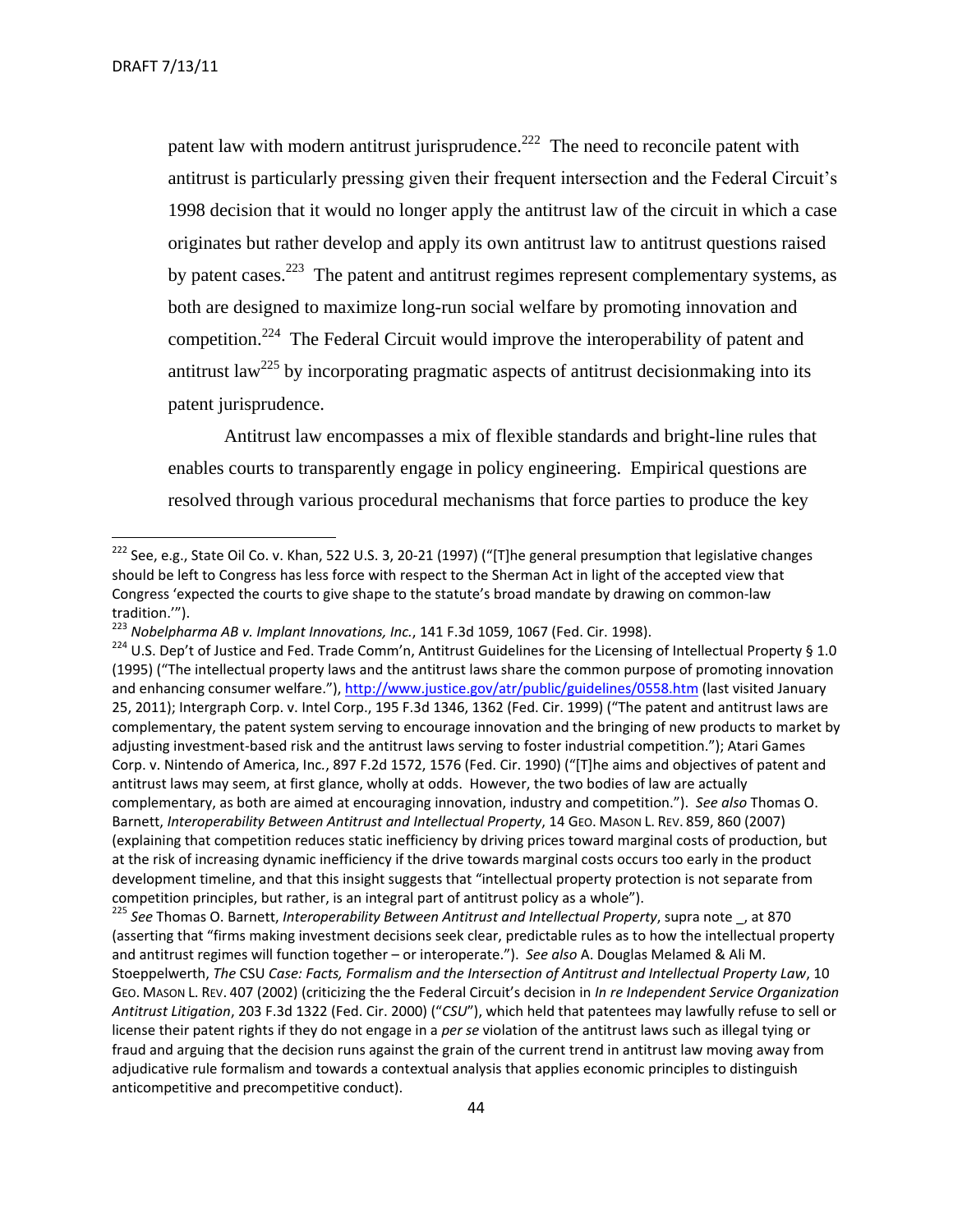patent law with modern antitrust jurisprudence.[222] The need to reconcile patent with antitrust is particularly pressing given their frequent intersection and the Federal Circuit's 1998 decision that it would no longer apply the antitrust law of the circuit in which a case originates but rather develop and apply its own antitrust law to antitrust questions raised by patent cases.[223] The patent and antitrust regimes represent complementary systems, as both are designed to maximize long-run social welfare by promoting innovation and competition.[224] The Federal Circuit would improve the interoperability of patent and antitrust law[225] by incorporating pragmatic aspects of antitrust decisionmaking into its patent jurisprudence.

Antitrust law encompasses a mix of flexible standards and bright-line rules that enables courts to transparently engage in policy engineering. Empirical questions are resolved through various procedural mechanisms that force parties to produce the key

---

[222] See, e.g., State Oil Co. v. Khan, 522 U.S. 3, 20-21 (1997) ("[T]he general presumption that legislative changes should be left to Congress has less force with respect to the Sherman Act in light of the accepted view that Congress 'expected the courts to give shape to the statute's broad mandate by drawing on common-law tradition.'").

[223] *Nobelpharma AB v. Implant Innovations, Inc.*, 141 F.3d 1059, 1067 (Fed. Cir. 1998).

[224] U.S. Dep't of Justice and Fed. Trade Comm'n, Antitrust Guidelines for the Licensing of Intellectual Property § 1.0 (1995) ("The intellectual property laws and the antitrust laws share the common purpose of promoting innovation and enhancing consumer welfare."), http://www.justice.gov/atr/public/guidelines/0558.htm (last visited January 25, 2011); Intergraph Corp. v. Intel Corp., 195 F.3d 1346, 1362 (Fed. Cir. 1999) ("The patent and antitrust laws are complementary, the patent system serving to encourage innovation and the bringing of new products to market by adjusting investment-based risk and the antitrust laws serving to foster industrial competition."); Atari Games Corp. v. Nintendo of America, Inc., 897 F.2d 1572, 1576 (Fed. Cir. 1990) ("[T]he aims and objectives of patent and antitrust laws may seem, at first glance, wholly at odds. However, the two bodies of law are actually complementary, as both are aimed at encouraging innovation, industry and competition."). *See also* Thomas O. Barnett, *Interoperability Between Antitrust and Intellectual Property*, 14 GEO. MASON L. REV. 859, 860 (2007) (explaining that competition reduces static inefficiency by driving prices toward marginal costs of production, but at the risk of increasing dynamic inefficiency if the drive towards marginal costs occurs too early in the product development timeline, and that this insight suggests that "intellectual property protection is not separate from competition principles, but rather, is an integral part of antitrust policy as a whole").

[225] *See* Thomas O. Barnett, *Interoperability Between Antitrust and Intellectual Property*, supra note _, at 870 (asserting that "firms making investment decisions seek clear, predictable rules as to how the intellectual property and antitrust regimes will function together – or interoperate."). *See also* A. Douglas Melamed & Ali M. Stoeppelwerth, *The* CSU *Case: Facts, Formalism and the Intersection of Antitrust and Intellectual Property Law*, 10 GEO. MASON L. REV. 407 (2002) (criticizing the the Federal Circuit's decision in *In re Independent Service Organization Antitrust Litigation*, 203 F.3d 1322 (Fed. Cir. 2000) ("*CSU*"), which held that patentees may lawfully refuse to sell or license their patent rights if they do not engage in a *per se* violation of the antitrust laws such as illegal tying or fraud and arguing that the decision runs against the grain of the current trend in antitrust law moving away from adjudicative rule formalism and towards a contextual analysis that applies economic principles to distinguish anticompetitive and precompetitive conduct).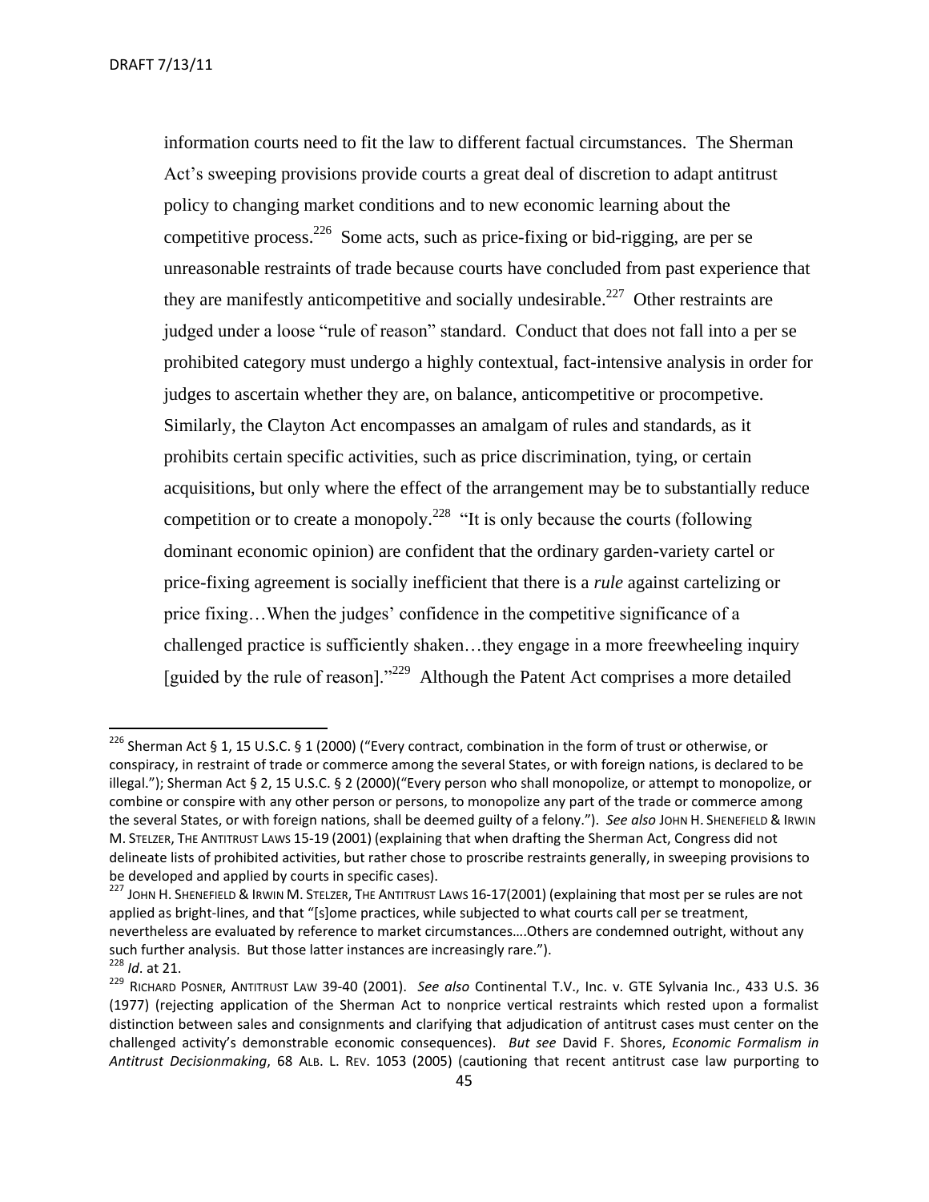information courts need to fit the law to different factual circumstances. The Sherman Act's sweeping provisions provide courts a great deal of discretion to adapt antitrust policy to changing market conditions and to new economic learning about the competitive process.[226] Some acts, such as price-fixing or bid-rigging, are per se unreasonable restraints of trade because courts have concluded from past experience that they are manifestly anticompetitive and socially undesirable.[227] Other restraints are judged under a loose "rule of reason" standard. Conduct that does not fall into a per se prohibited category must undergo a highly contextual, fact-intensive analysis in order for judges to ascertain whether they are, on balance, anticompetitive or procompetive. Similarly, the Clayton Act encompasses an amalgam of rules and standards, as it prohibits certain specific activities, such as price discrimination, tying, or certain acquisitions, but only where the effect of the arrangement may be to substantially reduce competition or to create a monopoly.[228] "It is only because the courts (following dominant economic opinion) are confident that the ordinary garden-variety cartel or price-fixing agreement is socially inefficient that there is a *rule* against cartelizing or price fixing…When the judges' confidence in the competitive significance of a challenged practice is sufficiently shaken…they engage in a more freewheeling inquiry [guided by the rule of reason]."[229] Although the Patent Act comprises a more detailed

---

[226] Sherman Act § 1, 15 U.S.C. § 1 (2000) ("Every contract, combination in the form of trust or otherwise, or conspiracy, in restraint of trade or commerce among the several States, or with foreign nations, is declared to be illegal."); Sherman Act § 2, 15 U.S.C. § 2 (2000)("Every person who shall monopolize, or attempt to monopolize, or combine or conspire with any other person or persons, to monopolize any part of the trade or commerce among the several States, or with foreign nations, shall be deemed guilty of a felony."). *See also* JOHN H. SHENEFIELD & IRWIN M. STELZER, THE ANTITRUST LAWS 15-19 (2001) (explaining that when drafting the Sherman Act, Congress did not delineate lists of prohibited activities, but rather chose to proscribe restraints generally, in sweeping provisions to be developed and applied by courts in specific cases).

[227] JOHN H. SHENEFIELD & IRWIN M. STELZER, THE ANTITRUST LAWS 16-17(2001) (explaining that most per se rules are not applied as bright-lines, and that "[s]ome practices, while subjected to what courts call per se treatment, nevertheless are evaluated by reference to market circumstances….Others are condemned outright, without any such further analysis. But those latter instances are increasingly rare.").

[228] *Id*. at 21.

[229] RICHARD POSNER, ANTITRUST LAW 39-40 (2001). *See also* Continental T.V., Inc. v. GTE Sylvania Inc., 433 U.S. 36 (1977) (rejecting application of the Sherman Act to nonprice vertical restraints which rested upon a formalist distinction between sales and consignments and clarifying that adjudication of antitrust cases must center on the challenged activity's demonstrable economic consequences). *But see* David F. Shores, *Economic Formalism in Antitrust Decisionmaking*, 68 ALB. L. REV. 1053 (2005) (cautioning that recent antitrust case law purporting to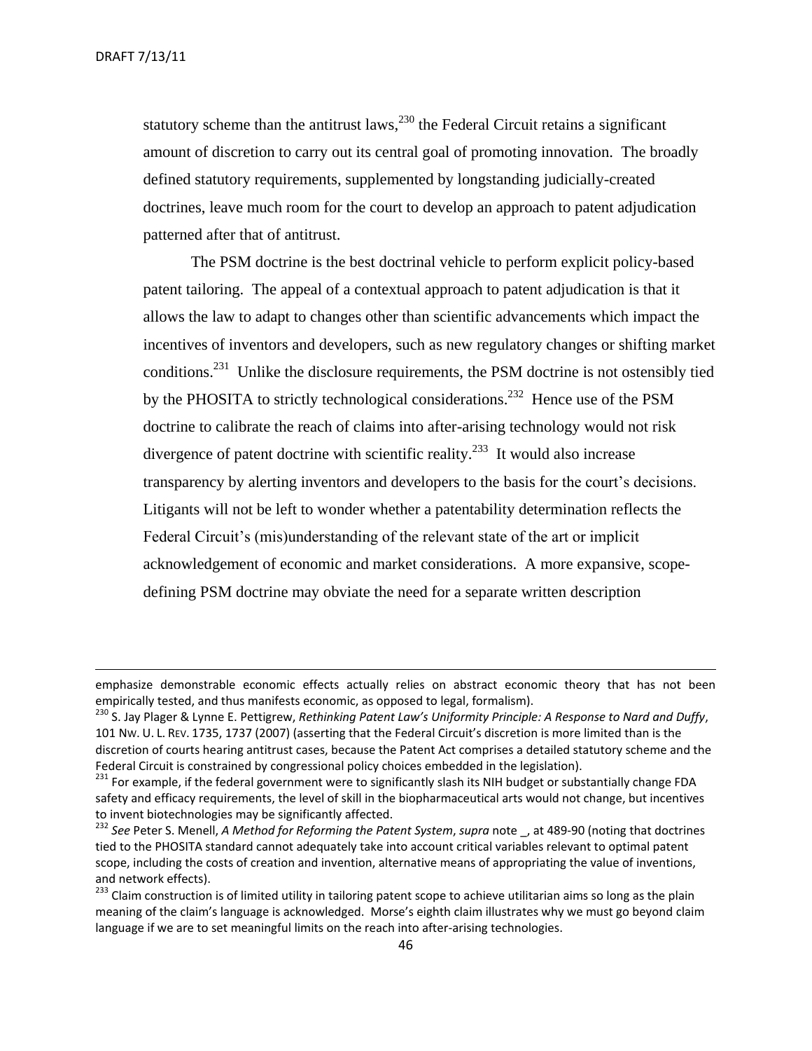statutory scheme than the antitrust laws,[230] the Federal Circuit retains a significant amount of discretion to carry out its central goal of promoting innovation. The broadly defined statutory requirements, supplemented by longstanding judicially-created doctrines, leave much room for the court to develop an approach to patent adjudication patterned after that of antitrust.

The PSM doctrine is the best doctrinal vehicle to perform explicit policy-based patent tailoring. The appeal of a contextual approach to patent adjudication is that it allows the law to adapt to changes other than scientific advancements which impact the incentives of inventors and developers, such as new regulatory changes or shifting market conditions.[231] Unlike the disclosure requirements, the PSM doctrine is not ostensibly tied by the PHOSITA to strictly technological considerations.[232] Hence use of the PSM doctrine to calibrate the reach of claims into after-arising technology would not risk divergence of patent doctrine with scientific reality.[233] It would also increase transparency by alerting inventors and developers to the basis for the court's decisions. Litigants will not be left to wonder whether a patentability determination reflects the Federal Circuit's (mis)understanding of the relevant state of the art or implicit acknowledgement of economic and market considerations. A more expansive, scope-defining PSM doctrine may obviate the need for a separate written description

---

emphasize demonstrable economic effects actually relies on abstract economic theory that has not been empirically tested, and thus manifests economic, as opposed to legal, formalism).

[230] S. Jay Plager & Lynne E. Pettigrew, *Rethinking Patent Law's Uniformity Principle: A Response to Nard and Duffy*, 101 NW. U. L. REV. 1735, 1737 (2007) (asserting that the Federal Circuit's discretion is more limited than is the discretion of courts hearing antitrust cases, because the Patent Act comprises a detailed statutory scheme and the Federal Circuit is constrained by congressional policy choices embedded in the legislation).

[231] For example, if the federal government were to significantly slash its NIH budget or substantially change FDA safety and efficacy requirements, the level of skill in the biopharmaceutical arts would not change, but incentives to invent biotechnologies may be significantly affected.

[232] *See* Peter S. Menell, *A Method for Reforming the Patent System*, *supra* note _, at 489-90 (noting that doctrines tied to the PHOSITA standard cannot adequately take into account critical variables relevant to optimal patent scope, including the costs of creation and invention, alternative means of appropriating the value of inventions, and network effects).

[233] Claim construction is of limited utility in tailoring patent scope to achieve utilitarian aims so long as the plain meaning of the claim's language is acknowledged. Morse's eighth claim illustrates why we must go beyond claim language if we are to set meaningful limits on the reach into after-arising technologies.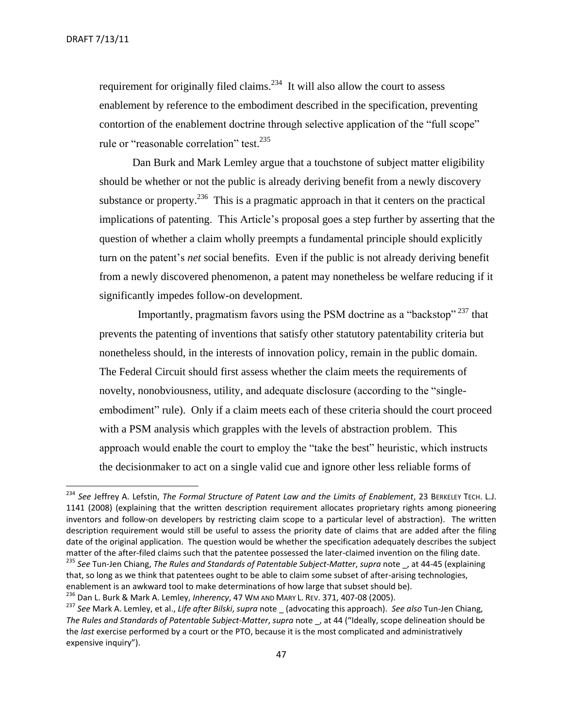requirement for originally filed claims.[234] It will also allow the court to assess enablement by reference to the embodiment described in the specification, preventing contortion of the enablement doctrine through selective application of the "full scope" rule or "reasonable correlation" test.[235]

Dan Burk and Mark Lemley argue that a touchstone of subject matter eligibility should be whether or not the public is already deriving benefit from a newly discovery substance or property.[236] This is a pragmatic approach in that it centers on the practical implications of patenting. This Article's proposal goes a step further by asserting that the question of whether a claim wholly preempts a fundamental principle should explicitly turn on the patent's *net* social benefits. Even if the public is not already deriving benefit from a newly discovered phenomenon, a patent may nonetheless be welfare reducing if it significantly impedes follow-on development.

Importantly, pragmatism favors using the PSM doctrine as a "backstop"[237] that prevents the patenting of inventions that satisfy other statutory patentability criteria but nonetheless should, in the interests of innovation policy, remain in the public domain. The Federal Circuit should first assess whether the claim meets the requirements of novelty, nonobviousness, utility, and adequate disclosure (according to the "single-embodiment" rule). Only if a claim meets each of these criteria should the court proceed with a PSM analysis which grapples with the levels of abstraction problem. This approach would enable the court to employ the "take the best" heuristic, which instructs the decisionmaker to act on a single valid cue and ignore other less reliable forms of

---

[234] *See* Jeffrey A. Lefstin, *The Formal Structure of Patent Law and the Limits of Enablement*, 23 BERKELEY TECH. L.J. 1141 (2008) (explaining that the written description requirement allocates proprietary rights among pioneering inventors and follow-on developers by restricting claim scope to a particular level of abstraction). The written description requirement would still be useful to assess the priority date of claims that are added after the filing date of the original application. The question would be whether the specification adequately describes the subject matter of the after-filed claims such that the patentee possessed the later-claimed invention on the filing date.

[235] *See* Tun-Jen Chiang, *The Rules and Standards of Patentable Subject-Matter*, *supra* note _, at 44-45 (explaining that, so long as we think that patentees ought to be able to claim some subset of after-arising technologies, enablement is an awkward tool to make determinations of how large that subset should be).

[236] Dan L. Burk & Mark A. Lemley, *Inherency*, 47 WM AND MARY L. REV. 371, 407-08 (2005).

[237] *See* Mark A. Lemley, et al., *Life after Bilski*, *supra* note _ (advocating this approach). *See also* Tun-Jen Chiang, *The Rules and Standards of Patentable Subject-Matter*, *supra* note _, at 44 ("Ideally, scope delineation should be the *last* exercise performed by a court or the PTO, because it is the most complicated and administratively expensive inquiry").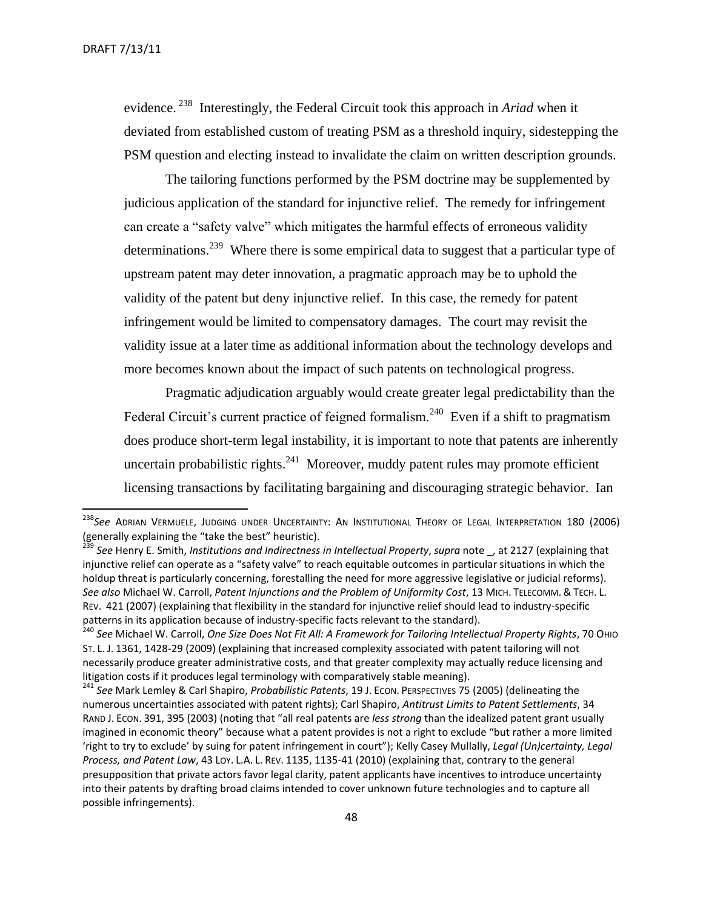evidence.[238] Interestingly, the Federal Circuit took this approach in *Ariad* when it deviated from established custom of treating PSM as a threshold inquiry, sidestepping the PSM question and electing instead to invalidate the claim on written description grounds.

The tailoring functions performed by the PSM doctrine may be supplemented by judicious application of the standard for injunctive relief. The remedy for infringement can create a "safety valve" which mitigates the harmful effects of erroneous validity determinations.[239] Where there is some empirical data to suggest that a particular type of upstream patent may deter innovation, a pragmatic approach may be to uphold the validity of the patent but deny injunctive relief. In this case, the remedy for patent infringement would be limited to compensatory damages. The court may revisit the validity issue at a later time as additional information about the technology develops and more becomes known about the impact of such patents on technological progress.

Pragmatic adjudication arguably would create greater legal predictability than the Federal Circuit's current practice of feigned formalism.[240] Even if a shift to pragmatism does produce short-term legal instability, it is important to note that patents are inherently uncertain probabilistic rights.[241] Moreover, muddy patent rules may promote efficient licensing transactions by facilitating bargaining and discouraging strategic behavior. Ian

---

[238] *See* ADRIAN VERMUELE, JUDGING UNDER UNCERTAINTY: AN INSTITUTIONAL THEORY OF LEGAL INTERPRETATION 180 (2006) (generally explaining the "take the best" heuristic).

[239] *See* Henry E. Smith, *Institutions and Indirectness in Intellectual Property*, *supra* note _, at 2127 (explaining that injunctive relief can operate as a "safety valve" to reach equitable outcomes in particular situations in which the holdup threat is particularly concerning, forestalling the need for more aggressive legislative or judicial reforms). *See also* Michael W. Carroll, *Patent Injunctions and the Problem of Uniformity Cost*, 13 MICH. TELECOMM. & TECH. L. REV. 421 (2007) (explaining that flexibility in the standard for injunctive relief should lead to industry-specific patterns in its application because of industry-specific facts relevant to the standard).

[240] *See* Michael W. Carroll, *One Size Does Not Fit All: A Framework for Tailoring Intellectual Property Rights*, 70 OHIO ST. L. J. 1361, 1428-29 (2009) (explaining that increased complexity associated with patent tailoring will not necessarily produce greater administrative costs, and that greater complexity may actually reduce licensing and litigation costs if it produces legal terminology with comparatively stable meaning).

[241] *See* Mark Lemley & Carl Shapiro, *Probabilistic Patents*, 19 J. ECON. PERSPECTIVES 75 (2005) (delineating the numerous uncertainties associated with patent rights); Carl Shapiro, *Antitrust Limits to Patent Settlements*, 34 RAND J. ECON. 391, 395 (2003) (noting that "all real patents are *less strong* than the idealized patent grant usually imagined in economic theory" because what a patent provides is not a right to exclude "but rather a more limited 'right to try to exclude' by suing for patent infringement in court"); Kelly Casey Mullally, *Legal (Un)certainty, Legal Process, and Patent Law*, 43 LOY. L.A. L. REV. 1135, 1135-41 (2010) (explaining that, contrary to the general presupposition that private actors favor legal clarity, patent applicants have incentives to introduce uncertainty into their patents by drafting broad claims intended to cover unknown future technologies and to capture all possible infringements).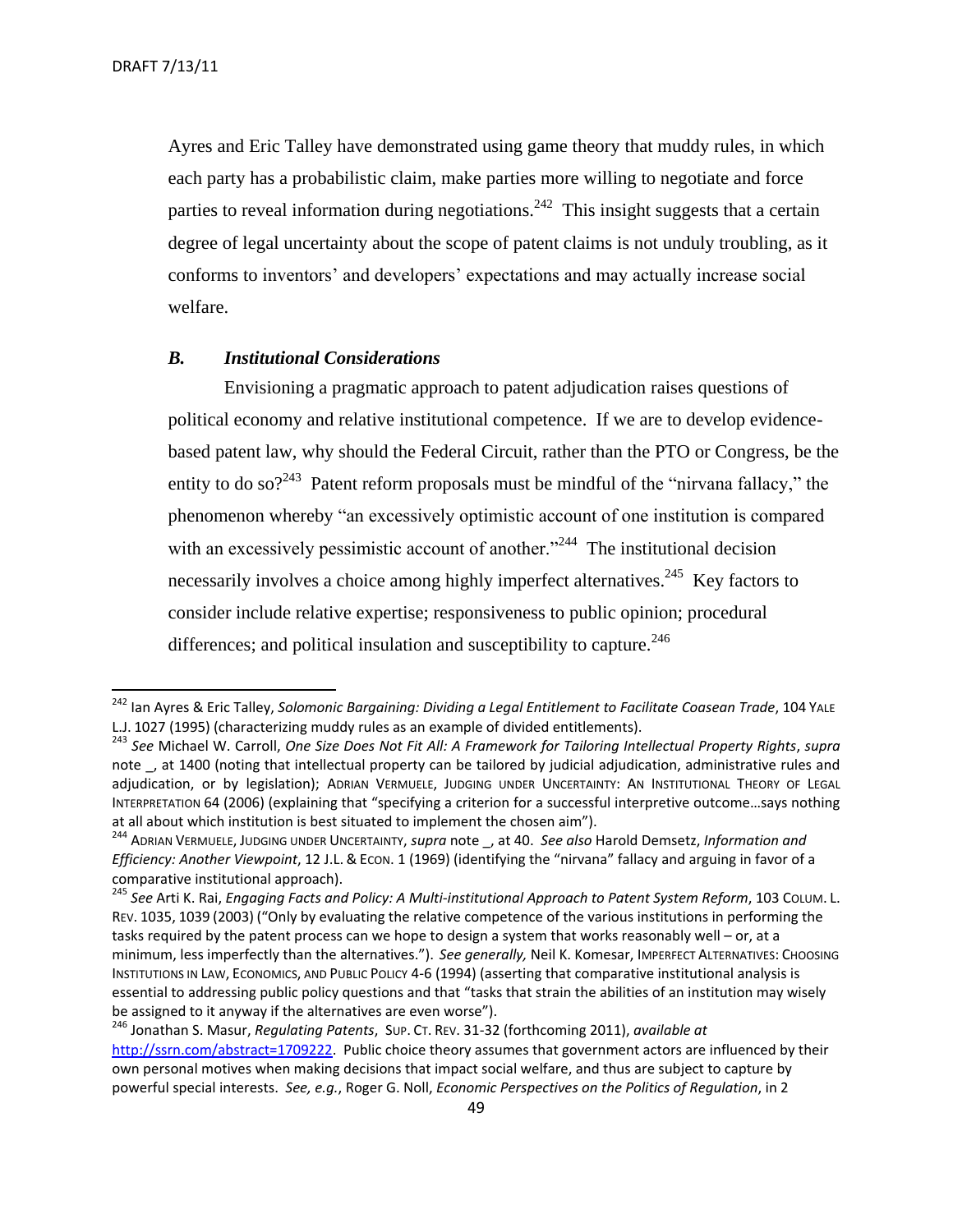Ayres and Eric Talley have demonstrated using game theory that muddy rules, in which each party has a probabilistic claim, make parties more willing to negotiate and force parties to reveal information during negotiations.[242] This insight suggests that a certain degree of legal uncertainty about the scope of patent claims is not unduly troubling, as it conforms to inventors' and developers' expectations and may actually increase social welfare.

### *B. Institutional Considerations*

Envisioning a pragmatic approach to patent adjudication raises questions of political economy and relative institutional competence. If we are to develop evidence-based patent law, why should the Federal Circuit, rather than the PTO or Congress, be the entity to do so?[243] Patent reform proposals must be mindful of the "nirvana fallacy," the phenomenon whereby "an excessively optimistic account of one institution is compared with an excessively pessimistic account of another."[244] The institutional decision necessarily involves a choice among highly imperfect alternatives.[245] Key factors to consider include relative expertise; responsiveness to public opinion; procedural differences; and political insulation and susceptibility to capture.[246]

---

[242] Ian Ayres & Eric Talley, *Solomonic Bargaining: Dividing a Legal Entitlement to Facilitate Coasean Trade*, 104 YALE L.J. 1027 (1995) (characterizing muddy rules as an example of divided entitlements).

[243] *See* Michael W. Carroll, *One Size Does Not Fit All: A Framework for Tailoring Intellectual Property Rights*, *supra* note _, at 1400 (noting that intellectual property can be tailored by judicial adjudication, administrative rules and adjudication, or by legislation); ADRIAN VERMUELE, JUDGING UNDER UNCERTAINTY: AN INSTITUTIONAL THEORY OF LEGAL INTERPRETATION 64 (2006) (explaining that "specifying a criterion for a successful interpretive outcome…says nothing at all about which institution is best situated to implement the chosen aim").

[244] ADRIAN VERMUELE, JUDGING UNDER UNCERTAINTY, *supra* note _, at 40. *See also* Harold Demsetz, *Information and Efficiency: Another Viewpoint*, 12 J.L. & ECON. 1 (1969) (identifying the "nirvana" fallacy and arguing in favor of a comparative institutional approach).

[245] *See* Arti K. Rai, *Engaging Facts and Policy: A Multi-institutional Approach to Patent System Reform*, 103 COLUM. L. REV. 1035, 1039 (2003) ("Only by evaluating the relative competence of the various institutions in performing the tasks required by the patent process can we hope to design a system that works reasonably well – or, at a minimum, less imperfectly than the alternatives."). *See generally,* Neil K. Komesar, IMPERFECT ALTERNATIVES: CHOOSING INSTITUTIONS IN LAW, ECONOMICS, AND PUBLIC POLICY 4-6 (1994) (asserting that comparative institutional analysis is essential to addressing public policy questions and that "tasks that strain the abilities of an institution may wisely be assigned to it anyway if the alternatives are even worse").

[246] Jonathan S. Masur, *Regulating Patents*, SUP. CT. REV. 31-32 (forthcoming 2011), *available at* http://ssrn.com/abstract=1709222. Public choice theory assumes that government actors are influenced by their own personal motives when making decisions that impact social welfare, and thus are subject to capture by powerful special interests. *See, e.g.*, Roger G. Noll, *Economic Perspectives on the Politics of Regulation*, in 2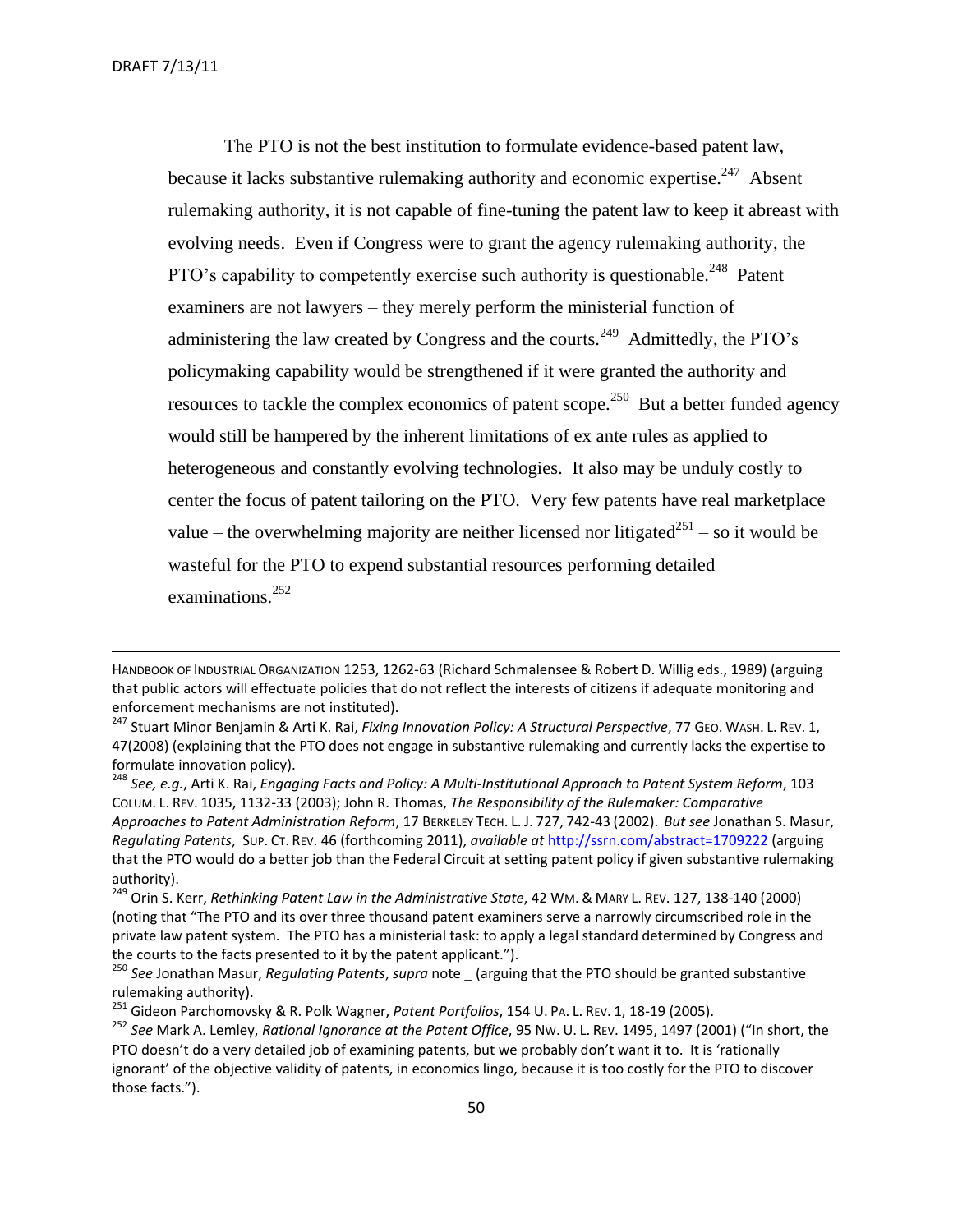The PTO is not the best institution to formulate evidence-based patent law, because it lacks substantive rulemaking authority and economic expertise.[247] Absent rulemaking authority, it is not capable of fine-tuning the patent law to keep it abreast with evolving needs. Even if Congress were to grant the agency rulemaking authority, the PTO's capability to competently exercise such authority is questionable.[248] Patent examiners are not lawyers – they merely perform the ministerial function of administering the law created by Congress and the courts.[249] Admittedly, the PTO's policymaking capability would be strengthened if it were granted the authority and resources to tackle the complex economics of patent scope.[250] But a better funded agency would still be hampered by the inherent limitations of ex ante rules as applied to heterogeneous and constantly evolving technologies. It also may be unduly costly to center the focus of patent tailoring on the PTO. Very few patents have real marketplace value – the overwhelming majority are neither licensed nor litigated[251] – so it would be wasteful for the PTO to expend substantial resources performing detailed examinations.[252]

---

HANDBOOK OF INDUSTRIAL ORGANIZATION 1253, 1262-63 (Richard Schmalensee & Robert D. Willig eds., 1989) (arguing that public actors will effectuate policies that do not reflect the interests of citizens if adequate monitoring and enforcement mechanisms are not instituted).

[247] Stuart Minor Benjamin & Arti K. Rai, *Fixing Innovation Policy: A Structural Perspective*, 77 GEO. WASH. L. REV. 1, 47(2008) (explaining that the PTO does not engage in substantive rulemaking and currently lacks the expertise to formulate innovation policy).

[248] *See, e.g.*, Arti K. Rai, *Engaging Facts and Policy: A Multi-Institutional Approach to Patent System Reform*, 103 COLUM. L. REV. 1035, 1132-33 (2003); John R. Thomas, *The Responsibility of the Rulemaker: Comparative Approaches to Patent Administration Reform*, 17 BERKELEY TECH. L. J. 727, 742-43 (2002). *But see* Jonathan S. Masur, *Regulating Patents*, SUP. CT. REV. 46 (forthcoming 2011), *available at* http://ssrn.com/abstract=1709222 (arguing that the PTO would do a better job than the Federal Circuit at setting patent policy if given substantive rulemaking authority).

[249] Orin S. Kerr, *Rethinking Patent Law in the Administrative State*, 42 WM. & MARY L. REV. 127, 138-140 (2000) (noting that "The PTO and its over three thousand patent examiners serve a narrowly circumscribed role in the private law patent system. The PTO has a ministerial task: to apply a legal standard determined by Congress and the courts to the facts presented to it by the patent applicant.").

[250] *See* Jonathan Masur, *Regulating Patents*, *supra* note _ (arguing that the PTO should be granted substantive rulemaking authority).

[251] Gideon Parchomovsky & R. Polk Wagner, *Patent Portfolios*, 154 U. PA. L. REV. 1, 18-19 (2005).

[252] *See* Mark A. Lemley, *Rational Ignorance at the Patent Office*, 95 NW. U. L. REV. 1495, 1497 (2001) ("In short, the PTO doesn't do a very detailed job of examining patents, but we probably don't want it to. It is 'rationally ignorant' of the objective validity of patents, in economics lingo, because it is too costly for the PTO to discover those facts.").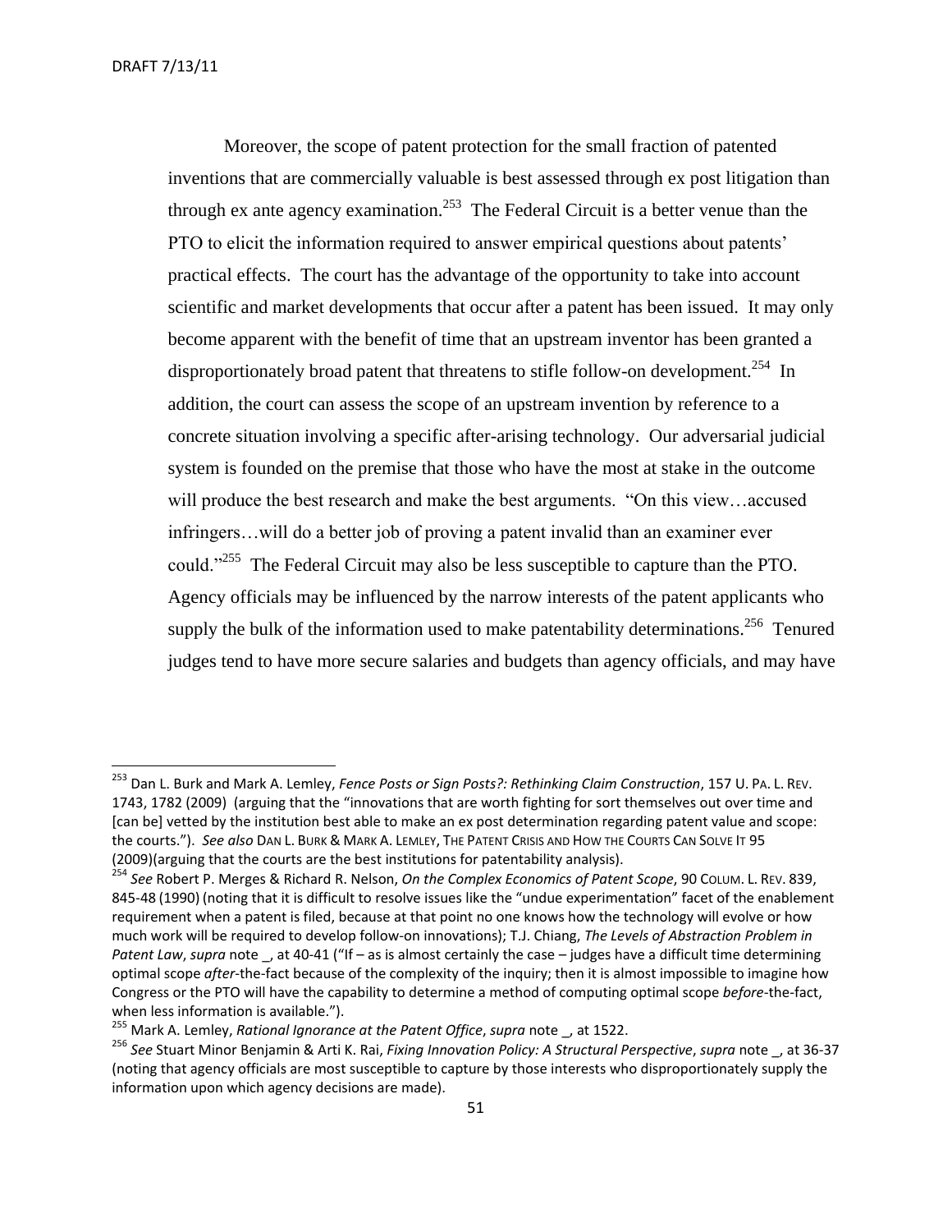Moreover, the scope of patent protection for the small fraction of patented inventions that are commercially valuable is best assessed through ex post litigation than through ex ante agency examination.[253] The Federal Circuit is a better venue than the PTO to elicit the information required to answer empirical questions about patents' practical effects. The court has the advantage of the opportunity to take into account scientific and market developments that occur after a patent has been issued. It may only become apparent with the benefit of time that an upstream inventor has been granted a disproportionately broad patent that threatens to stifle follow-on development.[254] In addition, the court can assess the scope of an upstream invention by reference to a concrete situation involving a specific after-arising technology. Our adversarial judicial system is founded on the premise that those who have the most at stake in the outcome will produce the best research and make the best arguments. "On this view…accused infringers…will do a better job of proving a patent invalid than an examiner ever could."[255] The Federal Circuit may also be less susceptible to capture than the PTO. Agency officials may be influenced by the narrow interests of the patent applicants who supply the bulk of the information used to make patentability determinations.[256] Tenured judges tend to have more secure salaries and budgets than agency officials, and may have

---

[253] Dan L. Burk and Mark A. Lemley, *Fence Posts or Sign Posts?: Rethinking Claim Construction*, 157 U. PA. L. REV. 1743, 1782 (2009) (arguing that the "innovations that are worth fighting for sort themselves out over time and [can be] vetted by the institution best able to make an ex post determination regarding patent value and scope: the courts."). *See also* DAN L. BURK & MARK A. LEMLEY, THE PATENT CRISIS AND HOW THE COURTS CAN SOLVE IT 95 (2009)(arguing that the courts are the best institutions for patentability analysis).

[254] *See* Robert P. Merges & Richard R. Nelson, *On the Complex Economics of Patent Scope*, 90 COLUM. L. REV. 839, 845-48 (1990) (noting that it is difficult to resolve issues like the "undue experimentation" facet of the enablement requirement when a patent is filed, because at that point no one knows how the technology will evolve or how much work will be required to develop follow-on innovations); T.J. Chiang, *The Levels of Abstraction Problem in Patent Law*, *supra* note _, at 40-41 ("If – as is almost certainly the case – judges have a difficult time determining optimal scope *after*-the-fact because of the complexity of the inquiry; then it is almost impossible to imagine how Congress or the PTO will have the capability to determine a method of computing optimal scope *before*-the-fact, when less information is available.").

[255] Mark A. Lemley, *Rational Ignorance at the Patent Office*, *supra* note _, at 1522.

[256] *See* Stuart Minor Benjamin & Arti K. Rai, *Fixing Innovation Policy: A Structural Perspective*, *supra* note _, at 36-37 (noting that agency officials are most susceptible to capture by those interests who disproportionately supply the information upon which agency decisions are made).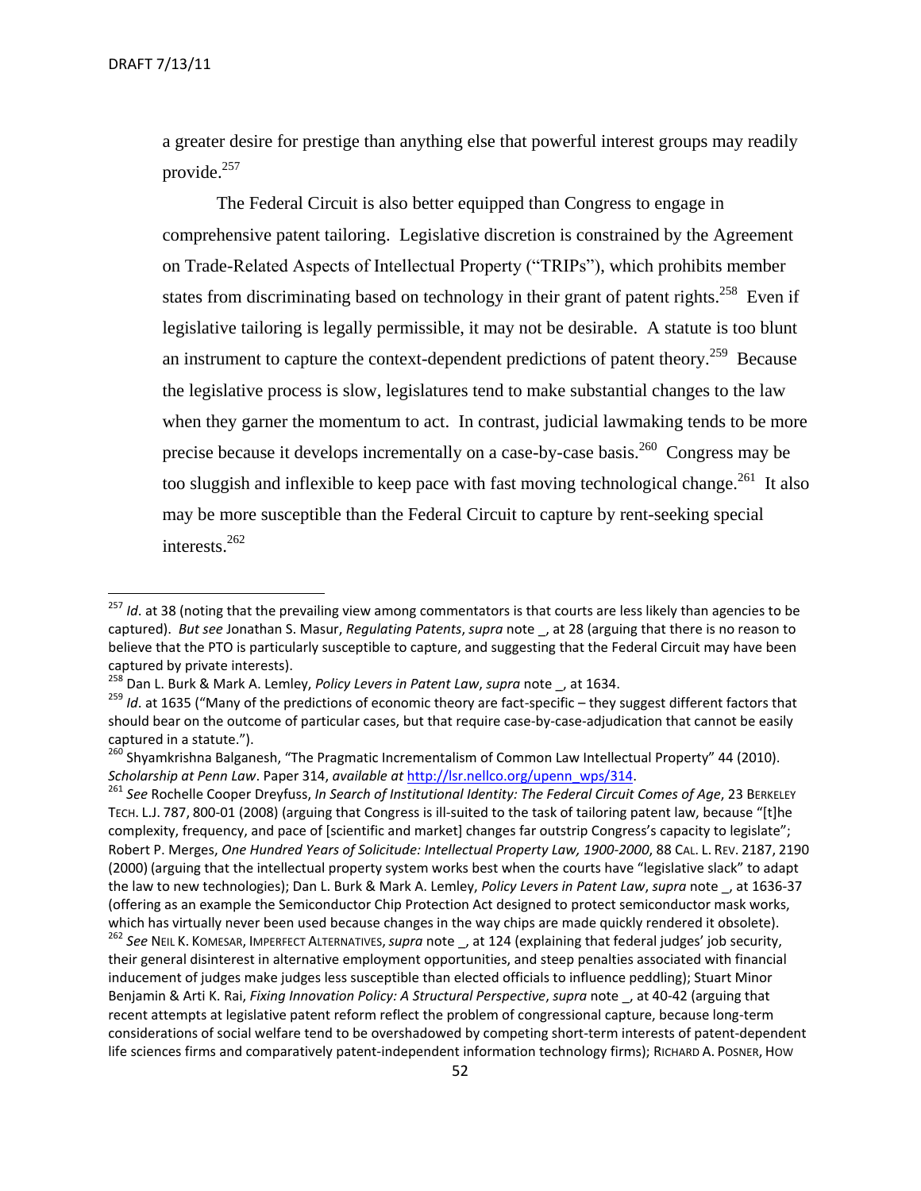a greater desire for prestige than anything else that powerful interest groups may readily provide.[257]

The Federal Circuit is also better equipped than Congress to engage in comprehensive patent tailoring. Legislative discretion is constrained by the Agreement on Trade-Related Aspects of Intellectual Property ("TRIPs"), which prohibits member states from discriminating based on technology in their grant of patent rights.[258] Even if legislative tailoring is legally permissible, it may not be desirable. A statute is too blunt an instrument to capture the context-dependent predictions of patent theory.[259] Because the legislative process is slow, legislatures tend to make substantial changes to the law when they garner the momentum to act. In contrast, judicial lawmaking tends to be more precise because it develops incrementally on a case-by-case basis.[260] Congress may be too sluggish and inflexible to keep pace with fast moving technological change.[261] It also may be more susceptible than the Federal Circuit to capture by rent-seeking special interests.[262]

---

[257] *Id*. at 38 (noting that the prevailing view among commentators is that courts are less likely than agencies to be captured). *But see* Jonathan S. Masur, *Regulating Patents*, *supra* note _, at 28 (arguing that there is no reason to believe that the PTO is particularly susceptible to capture, and suggesting that the Federal Circuit may have been captured by private interests).

[258] Dan L. Burk & Mark A. Lemley, *Policy Levers in Patent Law*, *supra* note _, at 1634.

[259] *Id*. at 1635 ("Many of the predictions of economic theory are fact-specific – they suggest different factors that should bear on the outcome of particular cases, but that require case-by-case-adjudication that cannot be easily captured in a statute.").

[260] Shyamkrishna Balganesh, "The Pragmatic Incrementalism of Common Law Intellectual Property" 44 (2010). *Scholarship at Penn Law*. Paper 314, *available at* http://lsr.nellco.org/upenn_wps/314.

[261] *See* Rochelle Cooper Dreyfuss, *In Search of Institutional Identity: The Federal Circuit Comes of Age*, 23 BERKELEY TECH. L.J. 787, 800-01 (2008) (arguing that Congress is ill-suited to the task of tailoring patent law, because "[t]he complexity, frequency, and pace of [scientific and market] changes far outstrip Congress's capacity to legislate"; Robert P. Merges, *One Hundred Years of Solicitude: Intellectual Property Law, 1900-2000*, 88 CAL. L. REV. 2187, 2190 (2000) (arguing that the intellectual property system works best when the courts have "legislative slack" to adapt the law to new technologies); Dan L. Burk & Mark A. Lemley, *Policy Levers in Patent Law*, *supra* note _, at 1636-37 (offering as an example the Semiconductor Chip Protection Act designed to protect semiconductor mask works, which has virtually never been used because changes in the way chips are made quickly rendered it obsolete).

[262] *See* NEIL K. KOMESAR, IMPERFECT ALTERNATIVES, *supra* note _, at 124 (explaining that federal judges' job security, their general disinterest in alternative employment opportunities, and steep penalties associated with financial inducement of judges make judges less susceptible than elected officials to influence peddling); Stuart Minor Benjamin & Arti K. Rai, *Fixing Innovation Policy: A Structural Perspective*, *supra* note _, at 40-42 (arguing that recent attempts at legislative patent reform reflect the problem of congressional capture, because long-term considerations of social welfare tend to be overshadowed by competing short-term interests of patent-dependent life sciences firms and comparatively patent-independent information technology firms); RICHARD A. POSNER, HOW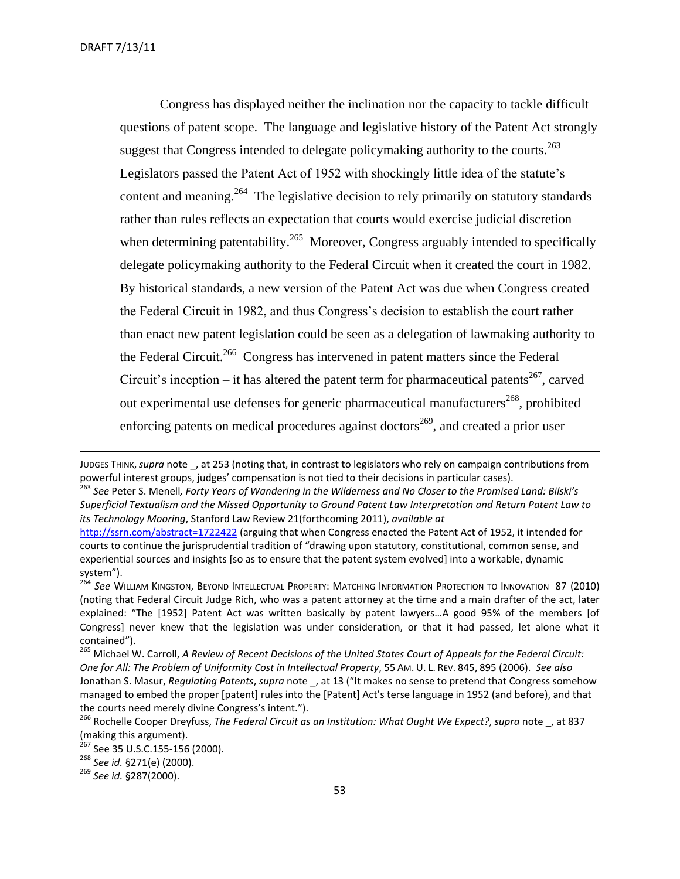Congress has displayed neither the inclination nor the capacity to tackle difficult questions of patent scope. The language and legislative history of the Patent Act strongly suggest that Congress intended to delegate policymaking authority to the courts.[263] Legislators passed the Patent Act of 1952 with shockingly little idea of the statute's content and meaning.[264] The legislative decision to rely primarily on statutory standards rather than rules reflects an expectation that courts would exercise judicial discretion when determining patentability.[265] Moreover, Congress arguably intended to specifically delegate policymaking authority to the Federal Circuit when it created the court in 1982. By historical standards, a new version of the Patent Act was due when Congress created the Federal Circuit in 1982, and thus Congress's decision to establish the court rather than enact new patent legislation could be seen as a delegation of lawmaking authority to the Federal Circuit.[266] Congress has intervened in patent matters since the Federal Circuit's inception – it has altered the patent term for pharmaceutical patents[267], carved out experimental use defenses for generic pharmaceutical manufacturers[268], prohibited enforcing patents on medical procedures against doctors[269], and created a prior user

---

JUDGES THINK, *supra* note _, at 253 (noting that, in contrast to legislators who rely on campaign contributions from powerful interest groups, judges' compensation is not tied to their decisions in particular cases).

[263] *See* Peter S. Menell*, Forty Years of Wandering in the Wilderness and No Closer to the Promised Land: Bilski's Superficial Textualism and the Missed Opportunity to Ground Patent Law Interpretation and Return Patent Law to its Technology Mooring*, Stanford Law Review 21(forthcoming 2011), *available at* http://ssrn.com/abstract=1722422 (arguing that when Congress enacted the Patent Act of 1952, it intended for courts to continue the jurisprudential tradition of "drawing upon statutory, constitutional, common sense, and experiential sources and insights [so as to ensure that the patent system evolved] into a workable, dynamic system").

[264] *See* WILLIAM KINGSTON, BEYOND INTELLECTUAL PROPERTY: MATCHING INFORMATION PROTECTION TO INNOVATION 87 (2010) (noting that Federal Circuit Judge Rich, who was a patent attorney at the time and a main drafter of the act, later explained: "The [1952] Patent Act was written basically by patent lawyers…A good 95% of the members [of Congress] never knew that the legislation was under consideration, or that it had passed, let alone what it contained").

[265] Michael W. Carroll, *A Review of Recent Decisions of the United States Court of Appeals for the Federal Circuit: One for All: The Problem of Uniformity Cost in Intellectual Property*, 55 AM. U. L. REV. 845, 895 (2006). *See also* Jonathan S. Masur, *Regulating Patents*, *supra* note _, at 13 ("It makes no sense to pretend that Congress somehow managed to embed the proper [patent] rules into the [Patent] Act's terse language in 1952 (and before), and that the courts need merely divine Congress's intent.").

[266] Rochelle Cooper Dreyfuss, *The Federal Circuit as an Institution: What Ought We Expect?*, *supra* note _, at 837 (making this argument).

[267] See 35 U.S.C.155-156 (2000).

[268] *See id.* §271(e) (2000).

[269] *See id.* §287(2000).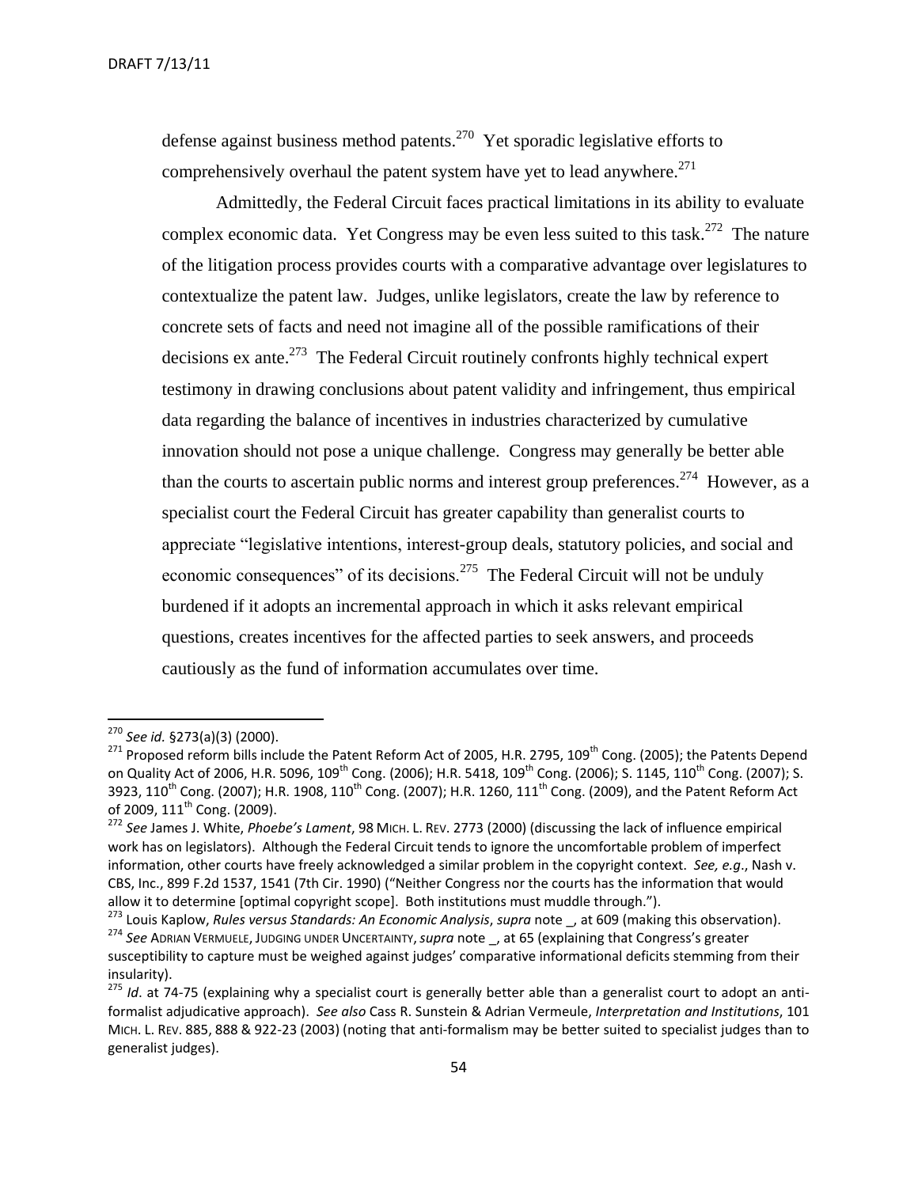defense against business method patents.[270] Yet sporadic legislative efforts to comprehensively overhaul the patent system have yet to lead anywhere.[271]

Admittedly, the Federal Circuit faces practical limitations in its ability to evaluate complex economic data. Yet Congress may be even less suited to this task.[272] The nature of the litigation process provides courts with a comparative advantage over legislatures to contextualize the patent law. Judges, unlike legislators, create the law by reference to concrete sets of facts and need not imagine all of the possible ramifications of their decisions ex ante.[273] The Federal Circuit routinely confronts highly technical expert testimony in drawing conclusions about patent validity and infringement, thus empirical data regarding the balance of incentives in industries characterized by cumulative innovation should not pose a unique challenge. Congress may generally be better able than the courts to ascertain public norms and interest group preferences.[274] However, as a specialist court the Federal Circuit has greater capability than generalist courts to appreciate "legislative intentions, interest-group deals, statutory policies, and social and economic consequences" of its decisions.[275] The Federal Circuit will not be unduly burdened if it adopts an incremental approach in which it asks relevant empirical questions, creates incentives for the affected parties to seek answers, and proceeds cautiously as the fund of information accumulates over time.

---

[270] *See id.* §273(a)(3) (2000).

[271] Proposed reform bills include the Patent Reform Act of 2005, H.R. 2795, 109th Cong. (2005); the Patents Depend on Quality Act of 2006, H.R. 5096, 109th Cong. (2006); H.R. 5418, 109th Cong. (2006); S. 1145, 110th Cong. (2007); S. 3923, 110th Cong. (2007); H.R. 1908, 110th Cong. (2007); H.R. 1260, 111th Cong. (2009), and the Patent Reform Act of 2009, 111th Cong. (2009).

[272] *See* James J. White, *Phoebe's Lament*, 98 MICH. L. REV. 2773 (2000) (discussing the lack of influence empirical work has on legislators). Although the Federal Circuit tends to ignore the uncomfortable problem of imperfect information, other courts have freely acknowledged a similar problem in the copyright context. *See, e.g*., Nash v. CBS, Inc., 899 F.2d 1537, 1541 (7th Cir. 1990) ("Neither Congress nor the courts has the information that would allow it to determine [optimal copyright scope]. Both institutions must muddle through.").

[273] Louis Kaplow, *Rules versus Standards: An Economic Analysis*, *supra* note _, at 609 (making this observation).

[274] *See* ADRIAN VERMUELE, JUDGING UNDER UNCERTAINTY, *supra* note _, at 65 (explaining that Congress's greater susceptibility to capture must be weighed against judges' comparative informational deficits stemming from their insularity).

[275] *Id*. at 74-75 (explaining why a specialist court is generally better able than a generalist court to adopt an anti-formalist adjudicative approach). *See also* Cass R. Sunstein & Adrian Vermeule, *Interpretation and Institutions*, 101 MICH. L. REV. 885, 888 & 922-23 (2003) (noting that anti-formalism may be better suited to specialist judges than to generalist judges).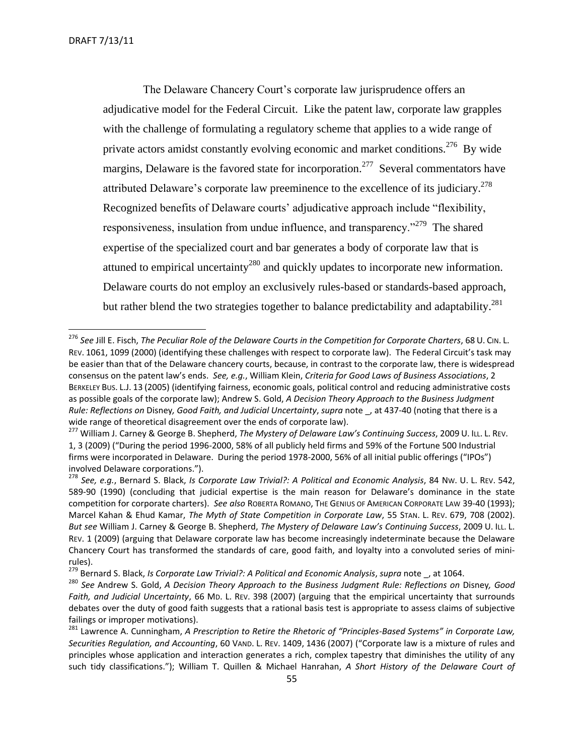The Delaware Chancery Court's corporate law jurisprudence offers an adjudicative model for the Federal Circuit. Like the patent law, corporate law grapples with the challenge of formulating a regulatory scheme that applies to a wide range of private actors amidst constantly evolving economic and market conditions.[276] By wide margins, Delaware is the favored state for incorporation.[277] Several commentators have attributed Delaware's corporate law preeminence to the excellence of its judiciary.[278] Recognized benefits of Delaware courts' adjudicative approach include "flexibility, responsiveness, insulation from undue influence, and transparency."[279] The shared expertise of the specialized court and bar generates a body of corporate law that is attuned to empirical uncertainty[280] and quickly updates to incorporate new information. Delaware courts do not employ an exclusively rules-based or standards-based approach, but rather blend the two strategies together to balance predictability and adaptability.[281]

---

[276] *See* Jill E. Fisch, *The Peculiar Role of the Delaware Courts in the Competition for Corporate Charters*, 68 U. CIN. L. REV. 1061, 1099 (2000) (identifying these challenges with respect to corporate law). The Federal Circuit's task may be easier than that of the Delaware chancery courts, because, in contrast to the corporate law, there is widespread consensus on the patent law's ends. *See, e.g.*, William Klein, *Criteria for Good Laws of Business Associations*, 2 BERKELEY BUS. L.J. 13 (2005) (identifying fairness, economic goals, political control and reducing administrative costs as possible goals of the corporate law); Andrew S. Gold, *A Decision Theory Approach to the Business Judgment Rule: Reflections on* Disney*, Good Faith, and Judicial Uncertainty*, *supra* note _, at 437-40 (noting that there is a wide range of theoretical disagreement over the ends of corporate law).

[277] William J. Carney & George B. Shepherd, *The Mystery of Delaware Law's Continuing Success*, 2009 U. ILL. L. REV. 1, 3 (2009) ("During the period 1996-2000, 58% of all publicly held firms and 59% of the Fortune 500 Industrial firms were incorporated in Delaware. During the period 1978-2000, 56% of all initial public offerings ("IPOs") involved Delaware corporations.").

[278] *See, e.g.*, Bernard S. Black, *Is Corporate Law Trivial?: A Political and Economic Analysis*, 84 NW. U. L. REV. 542, 589-90 (1990) (concluding that judicial expertise is the main reason for Delaware's dominance in the state competition for corporate charters). *See also* ROBERTA ROMANO, THE GENIUS OF AMERICAN CORPORATE LAW 39-40 (1993); Marcel Kahan & Ehud Kamar, *The Myth of State Competition in Corporate Law*, 55 STAN. L. REV. 679, 708 (2002). *But see* William J. Carney & George B. Shepherd, *The Mystery of Delaware Law's Continuing Success*, 2009 U. ILL. L. REV. 1 (2009) (arguing that Delaware corporate law has become increasingly indeterminate because the Delaware Chancery Court has transformed the standards of care, good faith, and loyalty into a convoluted series of mini-rules).

[279] Bernard S. Black, *Is Corporate Law Trivial?: A Political and Economic Analysis*, *supra* note _, at 1064.

[280] *See* Andrew S. Gold, *A Decision Theory Approach to the Business Judgment Rule: Reflections on* Disney*, Good Faith, and Judicial Uncertainty*, 66 MD. L. REV. 398 (2007) (arguing that the empirical uncertainty that surrounds debates over the duty of good faith suggests that a rational basis test is appropriate to assess claims of subjective failings or improper motivations).

[281] Lawrence A. Cunningham, *A Prescription to Retire the Rhetoric of "Principles-Based Systems" in Corporate Law, Securities Regulation, and Accounting*, 60 VAND. L. REV. 1409, 1436 (2007) ("Corporate law is a mixture of rules and principles whose application and interaction generates a rich, complex tapestry that diminishes the utility of any such tidy classifications."); William T. Quillen & Michael Hanrahan, *A Short History of the Delaware Court of*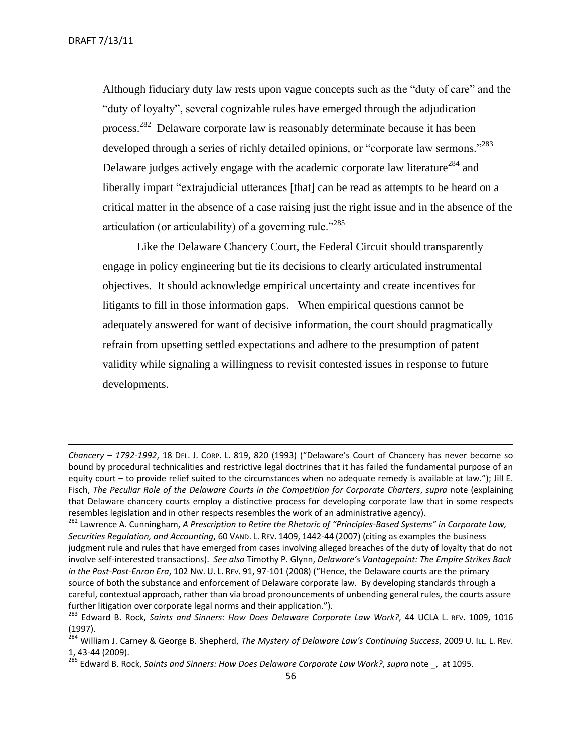Although fiduciary duty law rests upon vague concepts such as the "duty of care" and the "duty of loyalty", several cognizable rules have emerged through the adjudication process.[282] Delaware corporate law is reasonably determinate because it has been developed through a series of richly detailed opinions, or "corporate law sermons."[283] Delaware judges actively engage with the academic corporate law literature[284] and liberally impart "extrajudicial utterances [that] can be read as attempts to be heard on a critical matter in the absence of a case raising just the right issue and in the absence of the articulation (or articulability) of a governing rule."[285]

Like the Delaware Chancery Court, the Federal Circuit should transparently engage in policy engineering but tie its decisions to clearly articulated instrumental objectives. It should acknowledge empirical uncertainty and create incentives for litigants to fill in those information gaps. When empirical questions cannot be adequately answered for want of decisive information, the court should pragmatically refrain from upsetting settled expectations and adhere to the presumption of patent validity while signaling a willingness to revisit contested issues in response to future developments.

---

*Chancery – 1792-1992*, 18 DEL. J. CORP. L. 819, 820 (1993) ("Delaware's Court of Chancery has never become so bound by procedural technicalities and restrictive legal doctrines that it has failed the fundamental purpose of an equity court – to provide relief suited to the circumstances when no adequate remedy is available at law."); Jill E. Fisch, *The Peculiar Role of the Delaware Courts in the Competition for Corporate Charters*, *supra* note (explaining that Delaware chancery courts employ a distinctive process for developing corporate law that in some respects resembles legislation and in other respects resembles the work of an administrative agency).

[282] Lawrence A. Cunningham, *A Prescription to Retire the Rhetoric of "Principles-Based Systems" in Corporate Law, Securities Regulation, and Accounting*, 60 VAND. L. REV. 1409, 1442-44 (2007) (citing as examples the business judgment rule and rules that have emerged from cases involving alleged breaches of the duty of loyalty that do not involve self-interested transactions). *See also* Timothy P. Glynn, *Delaware's Vantagepoint: The Empire Strikes Back in the Post-Post-Enron Era*, 102 NW. U. L. REV. 91, 97-101 (2008) ("Hence, the Delaware courts are the primary source of both the substance and enforcement of Delaware corporate law. By developing standards through a careful, contextual approach, rather than via broad pronouncements of unbending general rules, the courts assure further litigation over corporate legal norms and their application.").

[283] Edward B. Rock, *Saints and Sinners: How Does Delaware Corporate Law Work?*, 44 UCLA L. REV. 1009, 1016 (1997).

[284] William J. Carney & George B. Shepherd, *The Mystery of Delaware Law's Continuing Success*, 2009 U. ILL. L. REV. 1, 43-44 (2009).

[285] Edward B. Rock, *Saints and Sinners: How Does Delaware Corporate Law Work?*, *supra* note _, at 1095.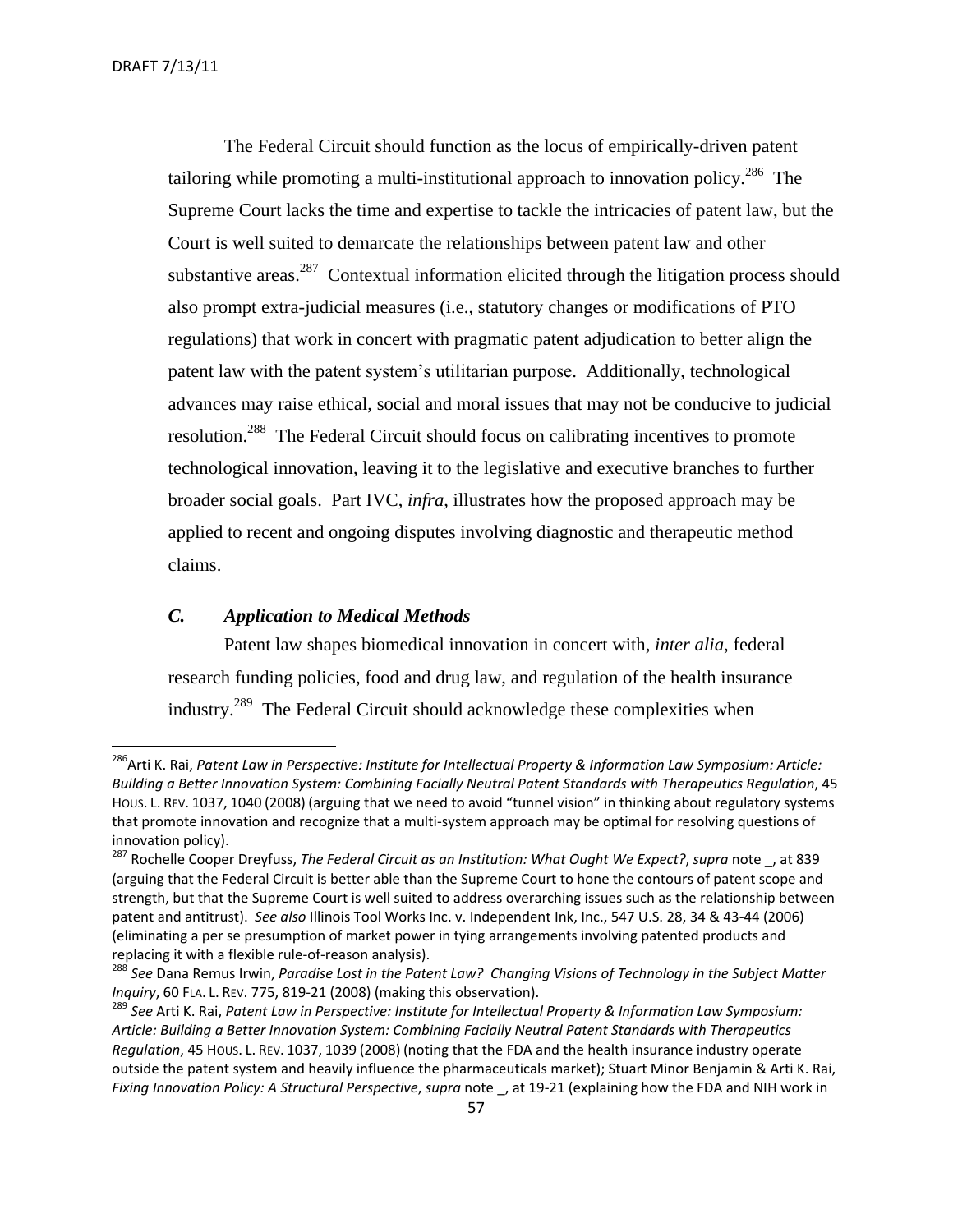The Federal Circuit should function as the locus of empirically-driven patent tailoring while promoting a multi-institutional approach to innovation policy.[286] The Supreme Court lacks the time and expertise to tackle the intricacies of patent law, but the Court is well suited to demarcate the relationships between patent law and other substantive areas.[287] Contextual information elicited through the litigation process should also prompt extra-judicial measures (i.e., statutory changes or modifications of PTO regulations) that work in concert with pragmatic patent adjudication to better align the patent law with the patent system's utilitarian purpose. Additionally, technological advances may raise ethical, social and moral issues that may not be conducive to judicial resolution.[288] The Federal Circuit should focus on calibrating incentives to promote technological innovation, leaving it to the legislative and executive branches to further broader social goals. Part IVC, *infra*, illustrates how the proposed approach may be applied to recent and ongoing disputes involving diagnostic and therapeutic method claims.

### *C. Application to Medical Methods*

Patent law shapes biomedical innovation in concert with, *inter alia*, federal research funding policies, food and drug law, and regulation of the health insurance industry.[289] The Federal Circuit should acknowledge these complexities when

---

[286] Arti K. Rai, *Patent Law in Perspective: Institute for Intellectual Property & Information Law Symposium: Article: Building a Better Innovation System: Combining Facially Neutral Patent Standards with Therapeutics Regulation*, 45 HOUS. L. REV. 1037, 1040 (2008) (arguing that we need to avoid "tunnel vision" in thinking about regulatory systems that promote innovation and recognize that a multi-system approach may be optimal for resolving questions of innovation policy).

[287] Rochelle Cooper Dreyfuss, *The Federal Circuit as an Institution: What Ought We Expect?*, *supra* note _, at 839 (arguing that the Federal Circuit is better able than the Supreme Court to hone the contours of patent scope and strength, but that the Supreme Court is well suited to address overarching issues such as the relationship between patent and antitrust). *See also* Illinois Tool Works Inc. v. Independent Ink, Inc., 547 U.S. 28, 34 & 43-44 (2006) (eliminating a per se presumption of market power in tying arrangements involving patented products and replacing it with a flexible rule-of-reason analysis).

[288] *See* Dana Remus Irwin, *Paradise Lost in the Patent Law? Changing Visions of Technology in the Subject Matter Inquiry*, 60 FLA. L. REV. 775, 819-21 (2008) (making this observation).

[289] *See* Arti K. Rai, *Patent Law in Perspective: Institute for Intellectual Property & Information Law Symposium: Article: Building a Better Innovation System: Combining Facially Neutral Patent Standards with Therapeutics Regulation*, 45 HOUS. L. REV. 1037, 1039 (2008) (noting that the FDA and the health insurance industry operate outside the patent system and heavily influence the pharmaceuticals market); Stuart Minor Benjamin & Arti K. Rai, *Fixing Innovation Policy: A Structural Perspective*, *supra* note _, at 19-21 (explaining how the FDA and NIH work in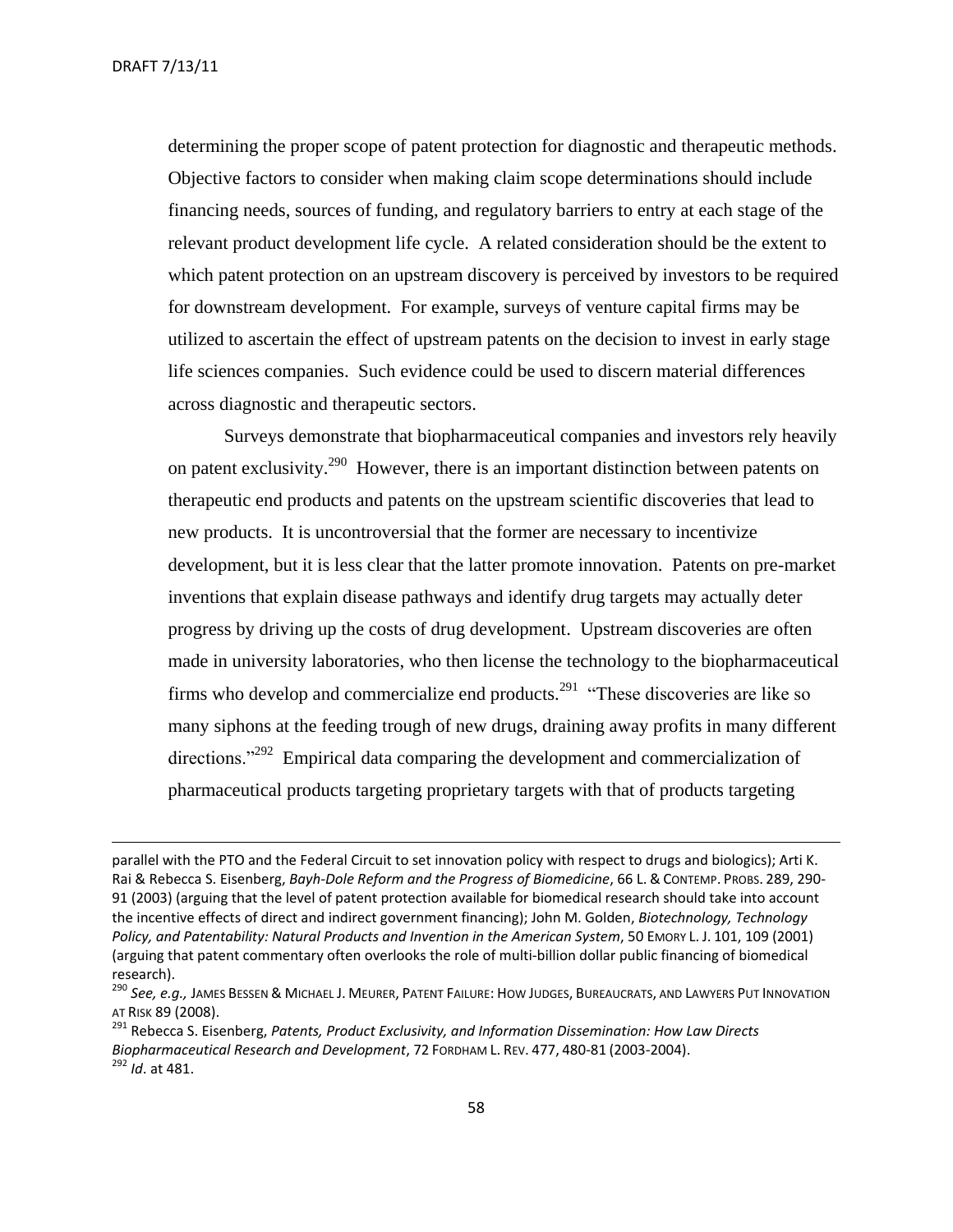determining the proper scope of patent protection for diagnostic and therapeutic methods. Objective factors to consider when making claim scope determinations should include financing needs, sources of funding, and regulatory barriers to entry at each stage of the relevant product development life cycle. A related consideration should be the extent to which patent protection on an upstream discovery is perceived by investors to be required for downstream development. For example, surveys of venture capital firms may be utilized to ascertain the effect of upstream patents on the decision to invest in early stage life sciences companies. Such evidence could be used to discern material differences across diagnostic and therapeutic sectors.

Surveys demonstrate that biopharmaceutical companies and investors rely heavily on patent exclusivity.[290] However, there is an important distinction between patents on therapeutic end products and patents on the upstream scientific discoveries that lead to new products. It is uncontroversial that the former are necessary to incentivize development, but it is less clear that the latter promote innovation. Patents on pre-market inventions that explain disease pathways and identify drug targets may actually deter progress by driving up the costs of drug development. Upstream discoveries are often made in university laboratories, who then license the technology to the biopharmaceutical firms who develop and commercialize end products.[291] "These discoveries are like so many siphons at the feeding trough of new drugs, draining away profits in many different directions."[292] Empirical data comparing the development and commercialization of pharmaceutical products targeting proprietary targets with that of products targeting

---

parallel with the PTO and the Federal Circuit to set innovation policy with respect to drugs and biologics); Arti K. Rai & Rebecca S. Eisenberg, *Bayh-Dole Reform and the Progress of Biomedicine*, 66 L. & CONTEMP. PROBS. 289, 290-91 (2003) (arguing that the level of patent protection available for biomedical research should take into account the incentive effects of direct and indirect government financing); John M. Golden, *Biotechnology, Technology Policy, and Patentability: Natural Products and Invention in the American System*, 50 EMORY L. J. 101, 109 (2001) (arguing that patent commentary often overlooks the role of multi-billion dollar public financing of biomedical research).

[290] *See, e.g.,* JAMES BESSEN & MICHAEL J. MEURER, PATENT FAILURE: HOW JUDGES, BUREAUCRATS, AND LAWYERS PUT INNOVATION AT RISK 89 (2008).

[291] Rebecca S. Eisenberg, *Patents, Product Exclusivity, and Information Dissemination: How Law Directs Biopharmaceutical Research and Development*, 72 FORDHAM L. REV. 477, 480-81 (2003-2004).

[292] *Id*. at 481.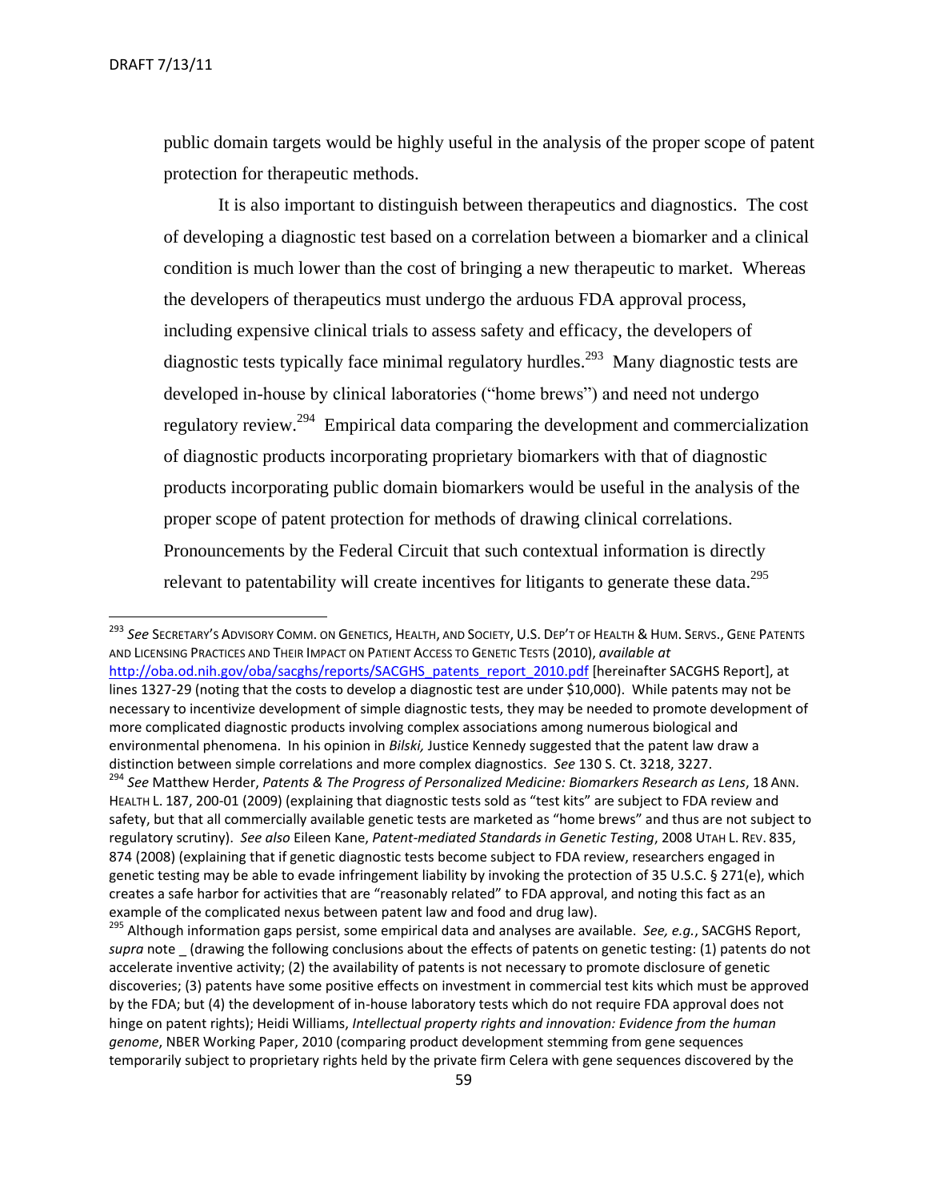public domain targets would be highly useful in the analysis of the proper scope of patent protection for therapeutic methods.

It is also important to distinguish between therapeutics and diagnostics. The cost of developing a diagnostic test based on a correlation between a biomarker and a clinical condition is much lower than the cost of bringing a new therapeutic to market. Whereas the developers of therapeutics must undergo the arduous FDA approval process, including expensive clinical trials to assess safety and efficacy, the developers of diagnostic tests typically face minimal regulatory hurdles.[293] Many diagnostic tests are developed in-house by clinical laboratories ("home brews") and need not undergo regulatory review.[294] Empirical data comparing the development and commercialization of diagnostic products incorporating proprietary biomarkers with that of diagnostic products incorporating public domain biomarkers would be useful in the analysis of the proper scope of patent protection for methods of drawing clinical correlations. Pronouncements by the Federal Circuit that such contextual information is directly relevant to patentability will create incentives for litigants to generate these data.[295]

---

[293] *See* SECRETARY'S ADVISORY COMM. ON GENETICS, HEALTH, AND SOCIETY, U.S. DEP'T OF HEALTH & HUM. SERVS., GENE PATENTS AND LICENSING PRACTICES AND THEIR IMPACT ON PATIENT ACCESS TO GENETIC TESTS (2010), *available at* http://oba.od.nih.gov/oba/sacghs/reports/SACGHS_patents_report_2010.pdf [hereinafter SACGHS Report], at lines 1327-29 (noting that the costs to develop a diagnostic test are under $10,000). While patents may not be necessary to incentivize development of simple diagnostic tests, they may be needed to promote development of more complicated diagnostic products involving complex associations among numerous biological and environmental phenomena. In his opinion in *Bilski,* Justice Kennedy suggested that the patent law draw a distinction between simple correlations and more complex diagnostics. *See* 130 S. Ct. 3218, 3227.

[294] *See* Matthew Herder, *Patents & The Progress of Personalized Medicine: Biomarkers Research as Lens*, 18 ANN. HEALTH L. 187, 200-01 (2009) (explaining that diagnostic tests sold as "test kits" are subject to FDA review and safety, but that all commercially available genetic tests are marketed as "home brews" and thus are not subject to regulatory scrutiny). *See also* Eileen Kane, *Patent-mediated Standards in Genetic Testing*, 2008 UTAH L. REV. 835, 874 (2008) (explaining that if genetic diagnostic tests become subject to FDA review, researchers engaged in genetic testing may be able to evade infringement liability by invoking the protection of 35 U.S.C. § 271(e), which creates a safe harbor for activities that are "reasonably related" to FDA approval, and noting this fact as an example of the complicated nexus between patent law and food and drug law).

[295] Although information gaps persist, some empirical data and analyses are available. *See, e.g.*, SACGHS Report, *supra* note _ (drawing the following conclusions about the effects of patents on genetic testing: (1) patents do not accelerate inventive activity; (2) the availability of patents is not necessary to promote disclosure of genetic discoveries; (3) patents have some positive effects on investment in commercial test kits which must be approved by the FDA; but (4) the development of in-house laboratory tests which do not require FDA approval does not hinge on patent rights); Heidi Williams, *Intellectual property rights and innovation: Evidence from the human genome*, NBER Working Paper, 2010 (comparing product development stemming from gene sequences temporarily subject to proprietary rights held by the private firm Celera with gene sequences discovered by the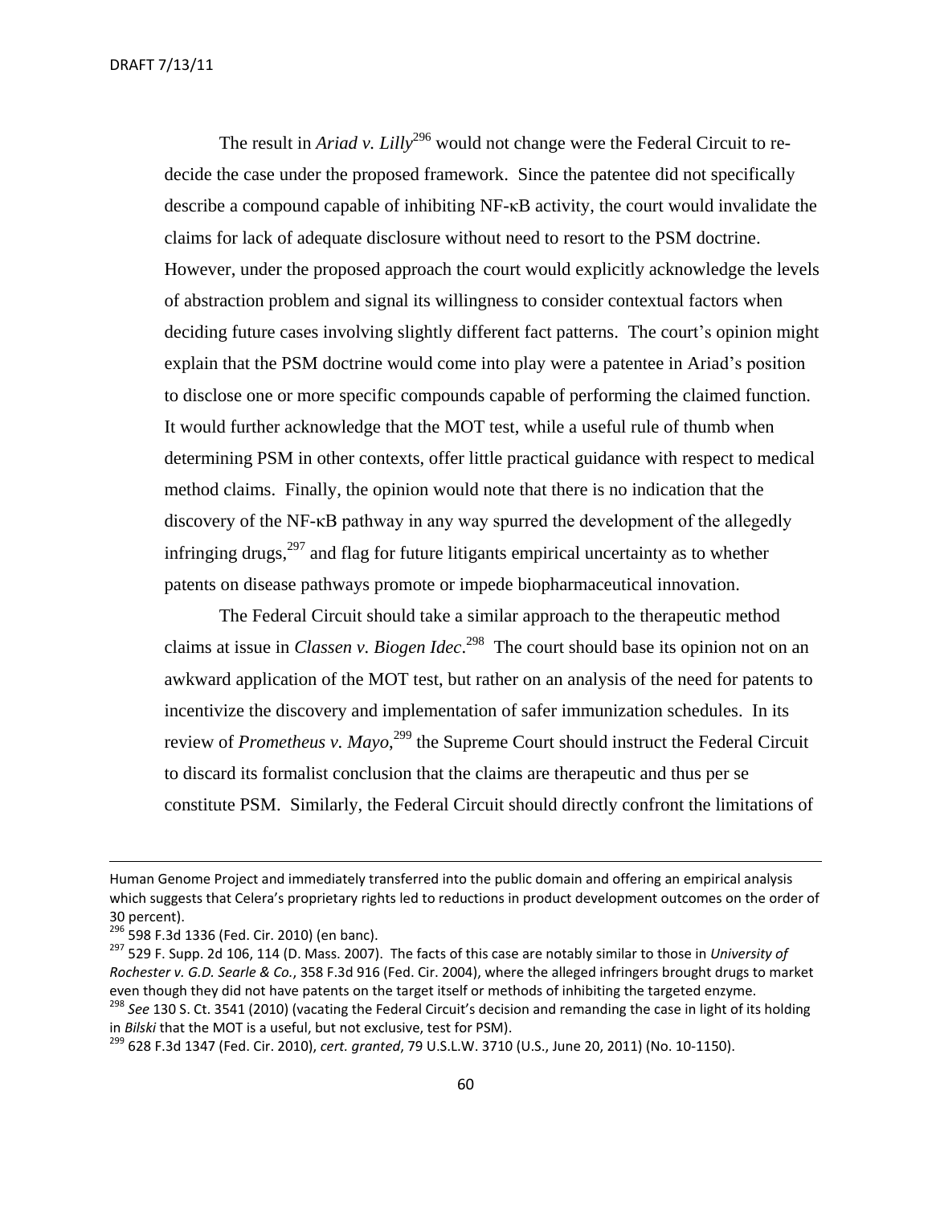The result in *Ariad v. Lilly*[296] would not change were the Federal Circuit to re-decide the case under the proposed framework. Since the patentee did not specifically describe a compound capable of inhibiting NF-κB activity, the court would invalidate the claims for lack of adequate disclosure without need to resort to the PSM doctrine. However, under the proposed approach the court would explicitly acknowledge the levels of abstraction problem and signal its willingness to consider contextual factors when deciding future cases involving slightly different fact patterns. The court's opinion might explain that the PSM doctrine would come into play were a patentee in Ariad's position to disclose one or more specific compounds capable of performing the claimed function. It would further acknowledge that the MOT test, while a useful rule of thumb when determining PSM in other contexts, offer little practical guidance with respect to medical method claims. Finally, the opinion would note that there is no indication that the discovery of the NF-κB pathway in any way spurred the development of the allegedly infringing drugs,[297] and flag for future litigants empirical uncertainty as to whether patents on disease pathways promote or impede biopharmaceutical innovation.

The Federal Circuit should take a similar approach to the therapeutic method claims at issue in *Classen v. Biogen Idec*.[298] The court should base its opinion not on an awkward application of the MOT test, but rather on an analysis of the need for patents to incentivize the discovery and implementation of safer immunization schedules. In its review of *Prometheus v. Mayo*,[299] the Supreme Court should instruct the Federal Circuit to discard its formalist conclusion that the claims are therapeutic and thus per se constitute PSM. Similarly, the Federal Circuit should directly confront the limitations of

---

Human Genome Project and immediately transferred into the public domain and offering an empirical analysis which suggests that Celera's proprietary rights led to reductions in product development outcomes on the order of 30 percent).

[296] 598 F.3d 1336 (Fed. Cir. 2010) (en banc).

[297] 529 F. Supp. 2d 106, 114 (D. Mass. 2007). The facts of this case are notably similar to those in *University of Rochester v. G.D. Searle & Co.*, 358 F.3d 916 (Fed. Cir. 2004), where the alleged infringers brought drugs to market even though they did not have patents on the target itself or methods of inhibiting the targeted enzyme.

[298] *See* 130 S. Ct. 3541 (2010) (vacating the Federal Circuit's decision and remanding the case in light of its holding in *Bilski* that the MOT is a useful, but not exclusive, test for PSM).

[299] 628 F.3d 1347 (Fed. Cir. 2010), *cert. granted*, 79 U.S.L.W. 3710 (U.S., June 20, 2011) (No. 10-1150).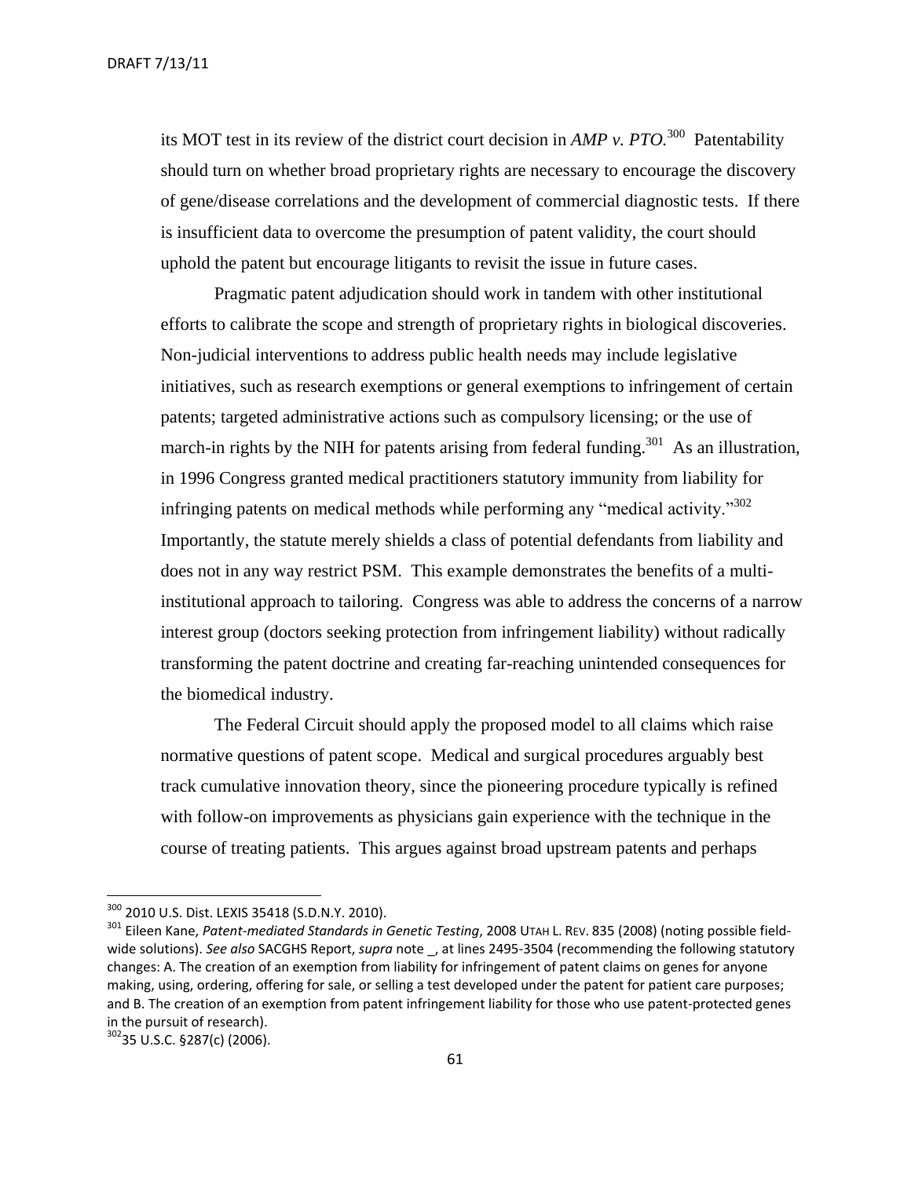its MOT test in its review of the district court decision in *AMP v. PTO.*[300] Patentability should turn on whether broad proprietary rights are necessary to encourage the discovery of gene/disease correlations and the development of commercial diagnostic tests. If there is insufficient data to overcome the presumption of patent validity, the court should uphold the patent but encourage litigants to revisit the issue in future cases.

Pragmatic patent adjudication should work in tandem with other institutional efforts to calibrate the scope and strength of proprietary rights in biological discoveries. Non-judicial interventions to address public health needs may include legislative initiatives, such as research exemptions or general exemptions to infringement of certain patents; targeted administrative actions such as compulsory licensing; or the use of march-in rights by the NIH for patents arising from federal funding.[301] As an illustration, in 1996 Congress granted medical practitioners statutory immunity from liability for infringing patents on medical methods while performing any "medical activity."[302] Importantly, the statute merely shields a class of potential defendants from liability and does not in any way restrict PSM. This example demonstrates the benefits of a multi-institutional approach to tailoring. Congress was able to address the concerns of a narrow interest group (doctors seeking protection from infringement liability) without radically transforming the patent doctrine and creating far-reaching unintended consequences for the biomedical industry.

The Federal Circuit should apply the proposed model to all claims which raise normative questions of patent scope. Medical and surgical procedures arguably best track cumulative innovation theory, since the pioneering procedure typically is refined with follow-on improvements as physicians gain experience with the technique in the course of treating patients. This argues against broad upstream patents and perhaps

---

[300] 2010 U.S. Dist. LEXIS 35418 (S.D.N.Y. 2010).

[301] Eileen Kane, *Patent-mediated Standards in Genetic Testing*, 2008 UTAH L. REV. 835 (2008) (noting possible field-wide solutions). *See also* SACGHS Report, *supra* note _, at lines 2495-3504 (recommending the following statutory changes: A. The creation of an exemption from liability for infringement of patent claims on genes for anyone making, using, ordering, offering for sale, or selling a test developed under the patent for patient care purposes; and B. The creation of an exemption from patent infringement liability for those who use patent-protected genes in the pursuit of research).

[302] 35 U.S.C. §287(c) (2006).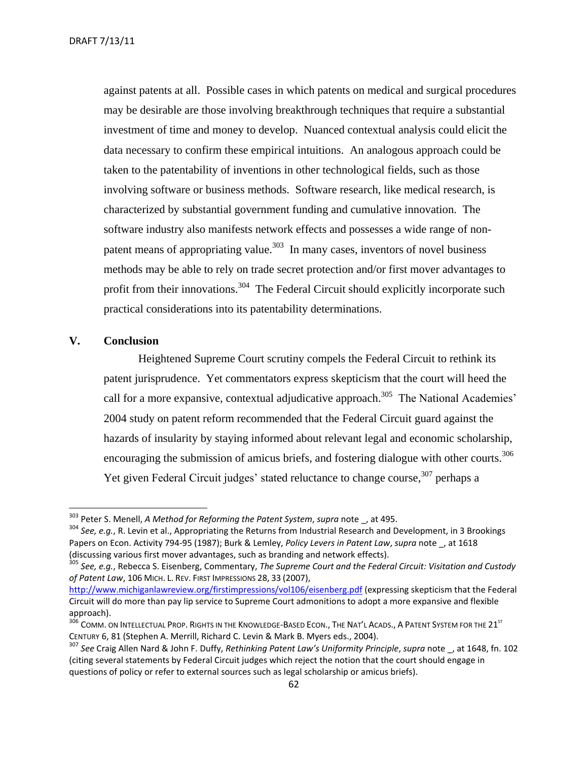against patents at all. Possible cases in which patents on medical and surgical procedures may be desirable are those involving breakthrough techniques that require a substantial investment of time and money to develop. Nuanced contextual analysis could elicit the data necessary to confirm these empirical intuitions. An analogous approach could be taken to the patentability of inventions in other technological fields, such as those involving software or business methods. Software research, like medical research, is characterized by substantial government funding and cumulative innovation. The software industry also manifests network effects and possesses a wide range of non-patent means of appropriating value.[303] In many cases, inventors of novel business methods may be able to rely on trade secret protection and/or first mover advantages to profit from their innovations.[304] The Federal Circuit should explicitly incorporate such practical considerations into its patentability determinations.

## V. Conclusion

Heightened Supreme Court scrutiny compels the Federal Circuit to rethink its patent jurisprudence. Yet commentators express skepticism that the court will heed the call for a more expansive, contextual adjudicative approach.[305] The National Academies' 2004 study on patent reform recommended that the Federal Circuit guard against the hazards of insularity by staying informed about relevant legal and economic scholarship, encouraging the submission of amicus briefs, and fostering dialogue with other courts.[306] Yet given Federal Circuit judges' stated reluctance to change course,[307] perhaps a

---

[303] Peter S. Menell, *A Method for Reforming the Patent System*, *supra* note _, at 495.

[304] *See, e.g.*, R. Levin et al., Appropriating the Returns from Industrial Research and Development, in 3 Brookings Papers on Econ. Activity 794-95 (1987); Burk & Lemley, *Policy Levers in Patent Law*, *supra* note _, at 1618 (discussing various first mover advantages, such as branding and network effects).

[305] *See, e.g.*, Rebecca S. Eisenberg, Commentary, *The Supreme Court and the Federal Circuit: Visitation and Custody of Patent Law*, 106 MICH. L. REV. FIRST IMPRESSIONS 28, 33 (2007), http://www.michiganlawreview.org/firstimpressions/vol106/eisenberg.pdf (expressing skepticism that the Federal Circuit will do more than pay lip service to Supreme Court admonitions to adopt a more expansive and flexible approach).

[306] COMM. ON INTELLECTUAL PROP. RIGHTS IN THE KNOWLEDGE-BASED ECON., THE NAT'L ACADS., A PATENT SYSTEM FOR THE 21ST CENTURY 6, 81 (Stephen A. Merrill, Richard C. Levin & Mark B. Myers eds., 2004).

[307] *See* Craig Allen Nard & John F. Duffy, *Rethinking Patent Law's Uniformity Principle*, *supra* note _, at 1648, fn. 102 (citing several statements by Federal Circuit judges which reject the notion that the court should engage in questions of policy or refer to external sources such as legal scholarship or amicus briefs).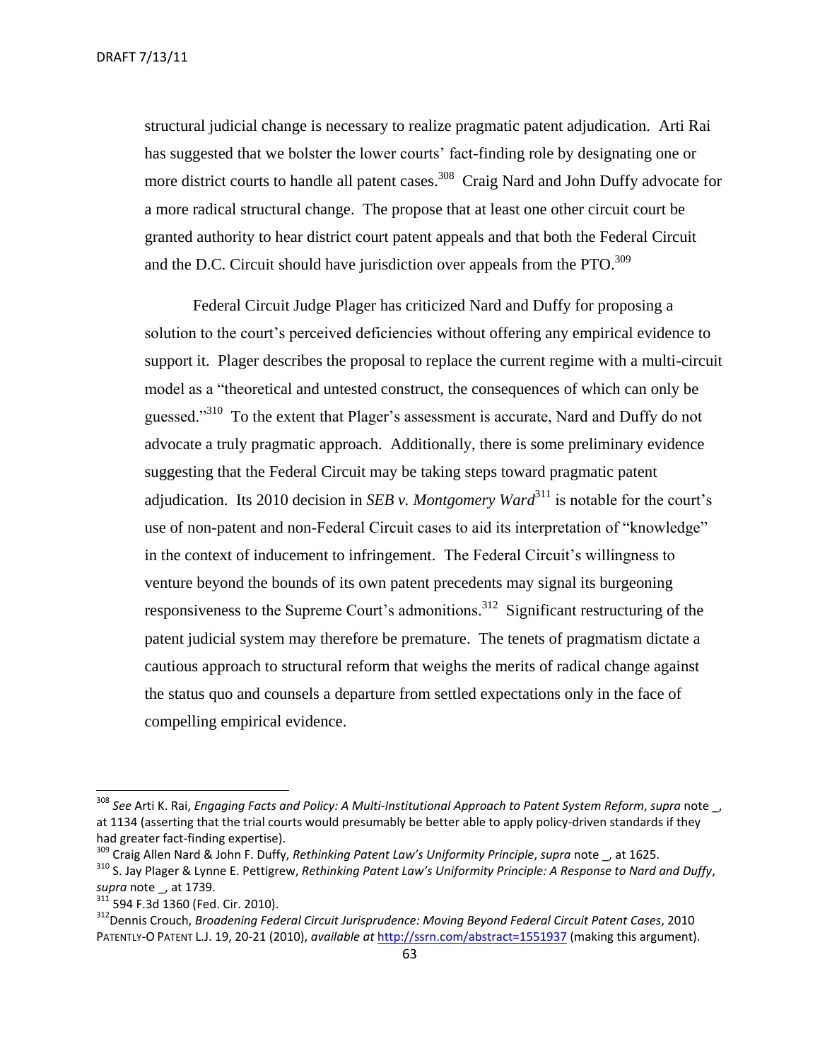structural judicial change is necessary to realize pragmatic patent adjudication. Arti Rai has suggested that we bolster the lower courts' fact-finding role by designating one or more district courts to handle all patent cases.[308] Craig Nard and John Duffy advocate for a more radical structural change. The propose that at least one other circuit court be granted authority to hear district court patent appeals and that both the Federal Circuit and the D.C. Circuit should have jurisdiction over appeals from the PTO.[309]

Federal Circuit Judge Plager has criticized Nard and Duffy for proposing a solution to the court's perceived deficiencies without offering any empirical evidence to support it. Plager describes the proposal to replace the current regime with a multi-circuit model as a "theoretical and untested construct, the consequences of which can only be guessed."[310] To the extent that Plager's assessment is accurate, Nard and Duffy do not advocate a truly pragmatic approach. Additionally, there is some preliminary evidence suggesting that the Federal Circuit may be taking steps toward pragmatic patent adjudication. Its 2010 decision in *SEB v. Montgomery Ward*[311] is notable for the court's use of non-patent and non-Federal Circuit cases to aid its interpretation of "knowledge" in the context of inducement to infringement. The Federal Circuit's willingness to venture beyond the bounds of its own patent precedents may signal its burgeoning responsiveness to the Supreme Court's admonitions.[312] Significant restructuring of the patent judicial system may therefore be premature. The tenets of pragmatism dictate a cautious approach to structural reform that weighs the merits of radical change against the status quo and counsels a departure from settled expectations only in the face of compelling empirical evidence.

---

[308] *See* Arti K. Rai, *Engaging Facts and Policy: A Multi-Institutional Approach to Patent System Reform*, *supra* note _, at 1134 (asserting that the trial courts would presumably be better able to apply policy-driven standards if they had greater fact-finding expertise).

[309] Craig Allen Nard & John F. Duffy, *Rethinking Patent Law's Uniformity Principle*, *supra* note _, at 1625.

[310] S. Jay Plager & Lynne E. Pettigrew, *Rethinking Patent Law's Uniformity Principle: A Response to Nard and Duffy*, *supra* note _, at 1739.

[311] 594 F.3d 1360 (Fed. Cir. 2010).

[312] Dennis Crouch, *Broadening Federal Circuit Jurisprudence: Moving Beyond Federal Circuit Patent Cases*, 2010 PATENTLY-O PATENT L.J. 19, 20-21 (2010), *available at* http://ssrn.com/abstract=1551937 (making this argument).